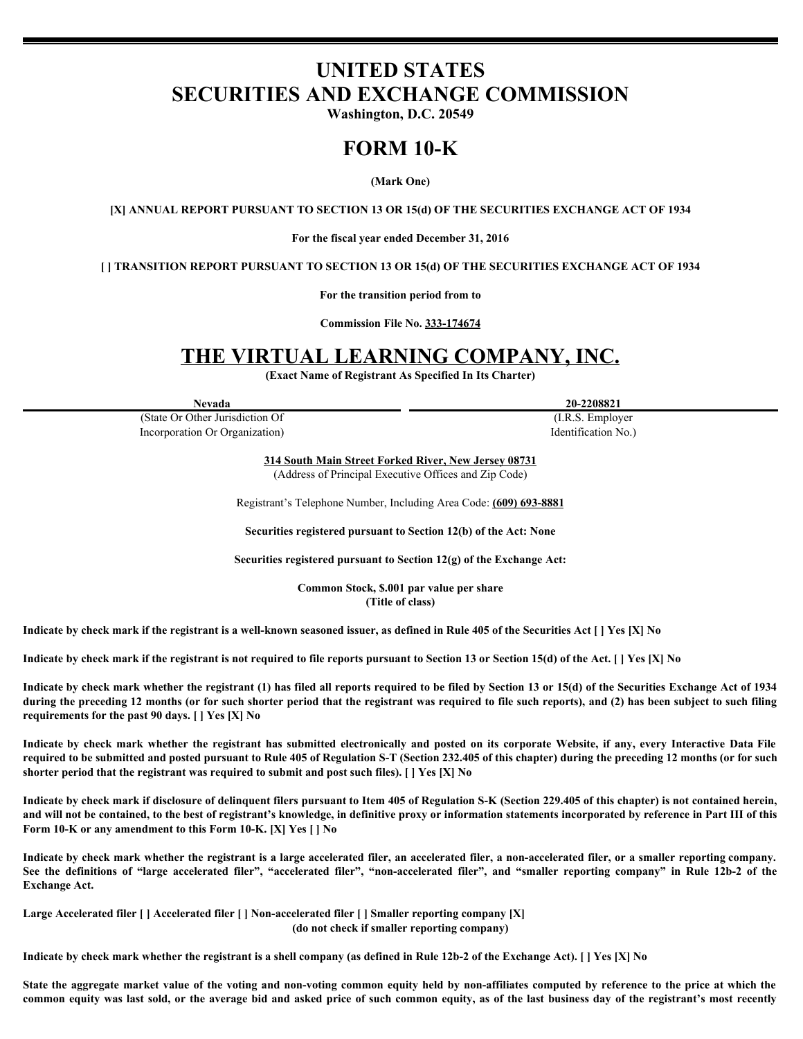# UNITED STATES
# SECURITIES AND EXCHANGE COMMISSION

**Washington, D.C. 20549**

# FORM 10-K

**(Mark One)**

**[X] ANNUAL REPORT PURSUANT TO SECTION 13 OR 15(d) OF THE SECURITIES EXCHANGE ACT OF 1934**

**For the fiscal year ended December 31, 2016**

**[ ] TRANSITION REPORT PURSUANT TO SECTION 13 OR 15(d) OF THE SECURITIES EXCHANGE ACT OF 1934**

**For the transition period from to**

**Commission File No. 333-174674**

# THE VIRTUAL LEARNING COMPANY, INC.

**(Exact Name of Registrant As Specified In Its Charter)**

| **Nevada** | **20-2208821** |
|---|---|
| (State Or Other Jurisdiction Of Incorporation Or Organization) | (I.R.S. Employer Identification No.) |

**314 South Main Street Forked River, New Jersey 08731**
(Address of Principal Executive Offices and Zip Code)

Registrant's Telephone Number, Including Area Code: **(609) 693-8881**

**Securities registered pursuant to Section 12(b) of the Act: None**

**Securities registered pursuant to Section 12(g) of the Exchange Act:**

**Common Stock, $.001 par value per share**
**(Title of class)**

**Indicate by check mark if the registrant is a well-known seasoned issuer, as defined in Rule 405 of the Securities Act [ ] Yes [X] No**

**Indicate by check mark if the registrant is not required to file reports pursuant to Section 13 or Section 15(d) of the Act. [ ] Yes [X] No**

**Indicate by check mark whether the registrant (1) has filed all reports required to be filed by Section 13 or 15(d) of the Securities Exchange Act of 1934 during the preceding 12 months (or for such shorter period that the registrant was required to file such reports), and (2) has been subject to such filing requirements for the past 90 days. [ ] Yes [X] No**

**Indicate by check mark whether the registrant has submitted electronically and posted on its corporate Website, if any, every Interactive Data File required to be submitted and posted pursuant to Rule 405 of Regulation S-T (Section 232.405 of this chapter) during the preceding 12 months (or for such shorter period that the registrant was required to submit and post such files). [ ] Yes [X] No**

**Indicate by check mark if disclosure of delinquent filers pursuant to Item 405 of Regulation S-K (Section 229.405 of this chapter) is not contained herein, and will not be contained, to the best of registrant's knowledge, in definitive proxy or information statements incorporated by reference in Part III of this Form 10-K or any amendment to this Form 10-K. [X] Yes [ ] No**

**Indicate by check mark whether the registrant is a large accelerated filer, an accelerated filer, a non-accelerated filer, or a smaller reporting company. See the definitions of "large accelerated filer", "accelerated filer", "non-accelerated filer", and "smaller reporting company" in Rule 12b-2 of the Exchange Act.**

**Large Accelerated filer [ ] Accelerated filer [ ] Non-accelerated filer [ ] Smaller reporting company [X]**
**(do not check if smaller reporting company)**

**Indicate by check mark whether the registrant is a shell company (as defined in Rule 12b-2 of the Exchange Act). [ ] Yes [X] No**

**State the aggregate market value of the voting and non-voting common equity held by non-affiliates computed by reference to the price at which the common equity was last sold, or the average bid and asked price of such common equity, as of the last business day of the registrant's most recently**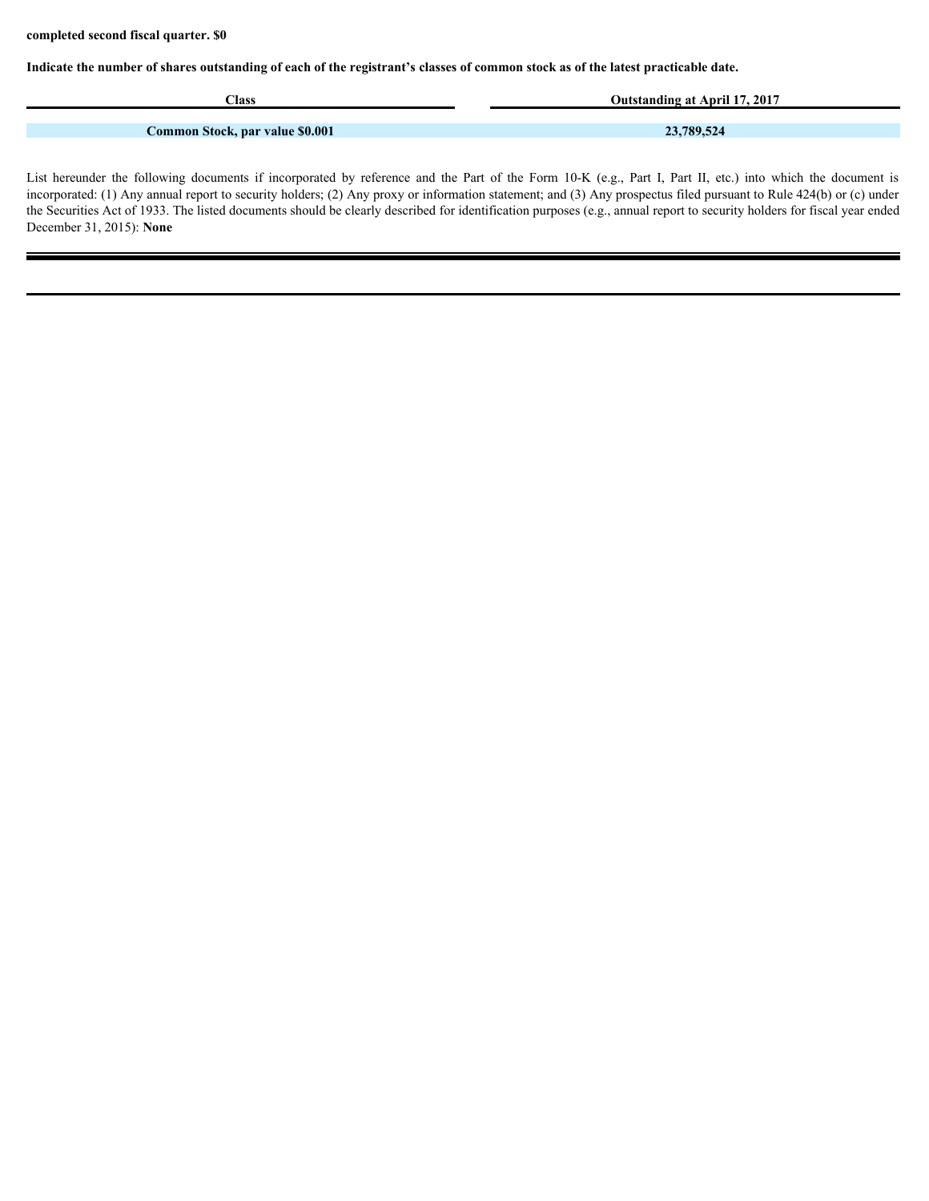**completed second fiscal quarter. $0**

**Indicate the number of shares outstanding of each of the registrant's classes of common stock as of the latest practicable date.**

| Class | Outstanding at April 17, 2017 |
| --- | --- |
| **Common Stock, par value $0.001** | **23,789,524** |

List hereunder the following documents if incorporated by reference and the Part of the Form 10-K (e.g., Part I, Part II, etc.) into which the document is incorporated: (1) Any annual report to security holders; (2) Any proxy or information statement; and (3) Any prospectus filed pursuant to Rule 424(b) or (c) under the Securities Act of 1933. The listed documents should be clearly described for identification purposes (e.g., annual report to security holders for fiscal year ended December 31, 2015): **None**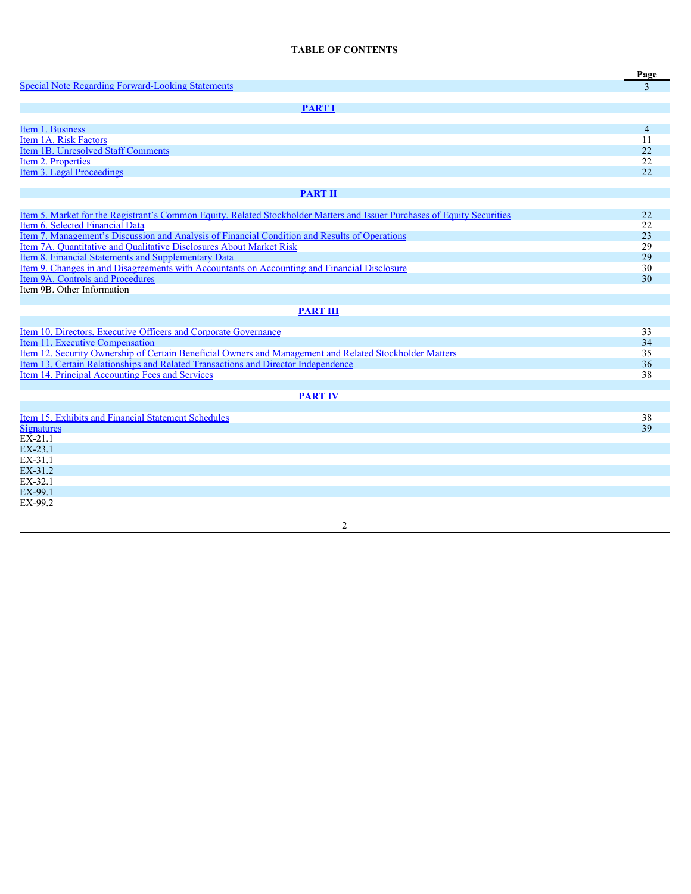# TABLE OF CONTENTS

| | Page |
|---|---|
| Special Note Regarding Forward-Looking Statements | 3 |
| **PART I** | |
| Item 1. Business | 4 |
| Item 1A. Risk Factors | 11 |
| Item 1B. Unresolved Staff Comments | 22 |
| Item 2. Properties | 22 |
| Item 3. Legal Proceedings | 22 |
| **PART II** | |
| Item 5. Market for the Registrant's Common Equity, Related Stockholder Matters and Issuer Purchases of Equity Securities | 22 |
| Item 6. Selected Financial Data | 22 |
| Item 7. Management's Discussion and Analysis of Financial Condition and Results of Operations | 23 |
| Item 7A. Quantitative and Qualitative Disclosures About Market Risk | 29 |
| Item 8. Financial Statements and Supplementary Data | 29 |
| Item 9. Changes in and Disagreements with Accountants on Accounting and Financial Disclosure | 30 |
| Item 9A. Controls and Procedures | 30 |
| Item 9B. Other Information | |
| **PART III** | |
| Item 10. Directors, Executive Officers and Corporate Governance | 33 |
| Item 11. Executive Compensation | 34 |
| Item 12. Security Ownership of Certain Beneficial Owners and Management and Related Stockholder Matters | 35 |
| Item 13. Certain Relationships and Related Transactions and Director Independence | 36 |
| Item 14. Principal Accounting Fees and Services | 38 |
| **PART IV** | |
| Item 15. Exhibits and Financial Statement Schedules | 38 |
| Signatures | 39 |
| EX-21.1 | |
| EX-23.1 | |
| EX-31.1 | |
| EX-31.2 | |
| EX-32.1 | |
| EX-99.1 | |
| EX-99.2 | |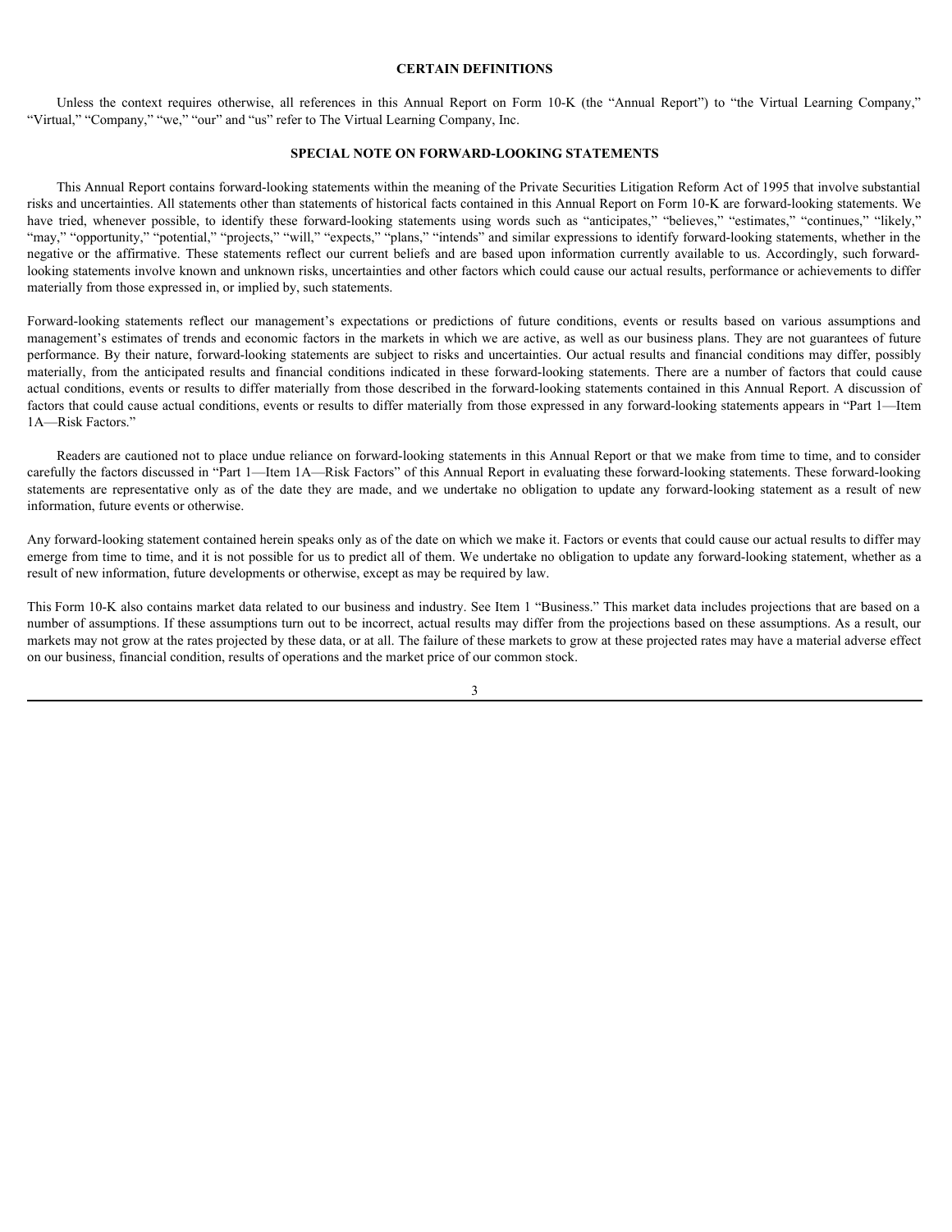## CERTAIN DEFINITIONS

Unless the context requires otherwise, all references in this Annual Report on Form 10-K (the "Annual Report") to "the Virtual Learning Company," "Virtual," "Company," "we," "our" and "us" refer to The Virtual Learning Company, Inc.

## SPECIAL NOTE ON FORWARD-LOOKING STATEMENTS

This Annual Report contains forward-looking statements within the meaning of the Private Securities Litigation Reform Act of 1995 that involve substantial risks and uncertainties. All statements other than statements of historical facts contained in this Annual Report on Form 10-K are forward-looking statements. We have tried, whenever possible, to identify these forward-looking statements using words such as "anticipates," "believes," "estimates," "continues," "likely," "may," "opportunity," "potential," "projects," "will," "expects," "plans," "intends" and similar expressions to identify forward-looking statements, whether in the negative or the affirmative. These statements reflect our current beliefs and are based upon information currently available to us. Accordingly, such forward-looking statements involve known and unknown risks, uncertainties and other factors which could cause our actual results, performance or achievements to differ materially from those expressed in, or implied by, such statements.

Forward-looking statements reflect our management's expectations or predictions of future conditions, events or results based on various assumptions and management's estimates of trends and economic factors in the markets in which we are active, as well as our business plans. They are not guarantees of future performance. By their nature, forward-looking statements are subject to risks and uncertainties. Our actual results and financial conditions may differ, possibly materially, from the anticipated results and financial conditions indicated in these forward-looking statements. There are a number of factors that could cause actual conditions, events or results to differ materially from those described in the forward-looking statements contained in this Annual Report. A discussion of factors that could cause actual conditions, events or results to differ materially from those expressed in any forward-looking statements appears in "Part 1—Item 1A—Risk Factors."

Readers are cautioned not to place undue reliance on forward-looking statements in this Annual Report or that we make from time to time, and to consider carefully the factors discussed in "Part 1—Item 1A—Risk Factors" of this Annual Report in evaluating these forward-looking statements. These forward-looking statements are representative only as of the date they are made, and we undertake no obligation to update any forward-looking statement as a result of new information, future events or otherwise.

Any forward-looking statement contained herein speaks only as of the date on which we make it. Factors or events that could cause our actual results to differ may emerge from time to time, and it is not possible for us to predict all of them. We undertake no obligation to update any forward-looking statement, whether as a result of new information, future developments or otherwise, except as may be required by law.

This Form 10-K also contains market data related to our business and industry. See Item 1 "Business." This market data includes projections that are based on a number of assumptions. If these assumptions turn out to be incorrect, actual results may differ from the projections based on these assumptions. As a result, our markets may not grow at the rates projected by these data, or at all. The failure of these markets to grow at these projected rates may have a material adverse effect on our business, financial condition, results of operations and the market price of our common stock.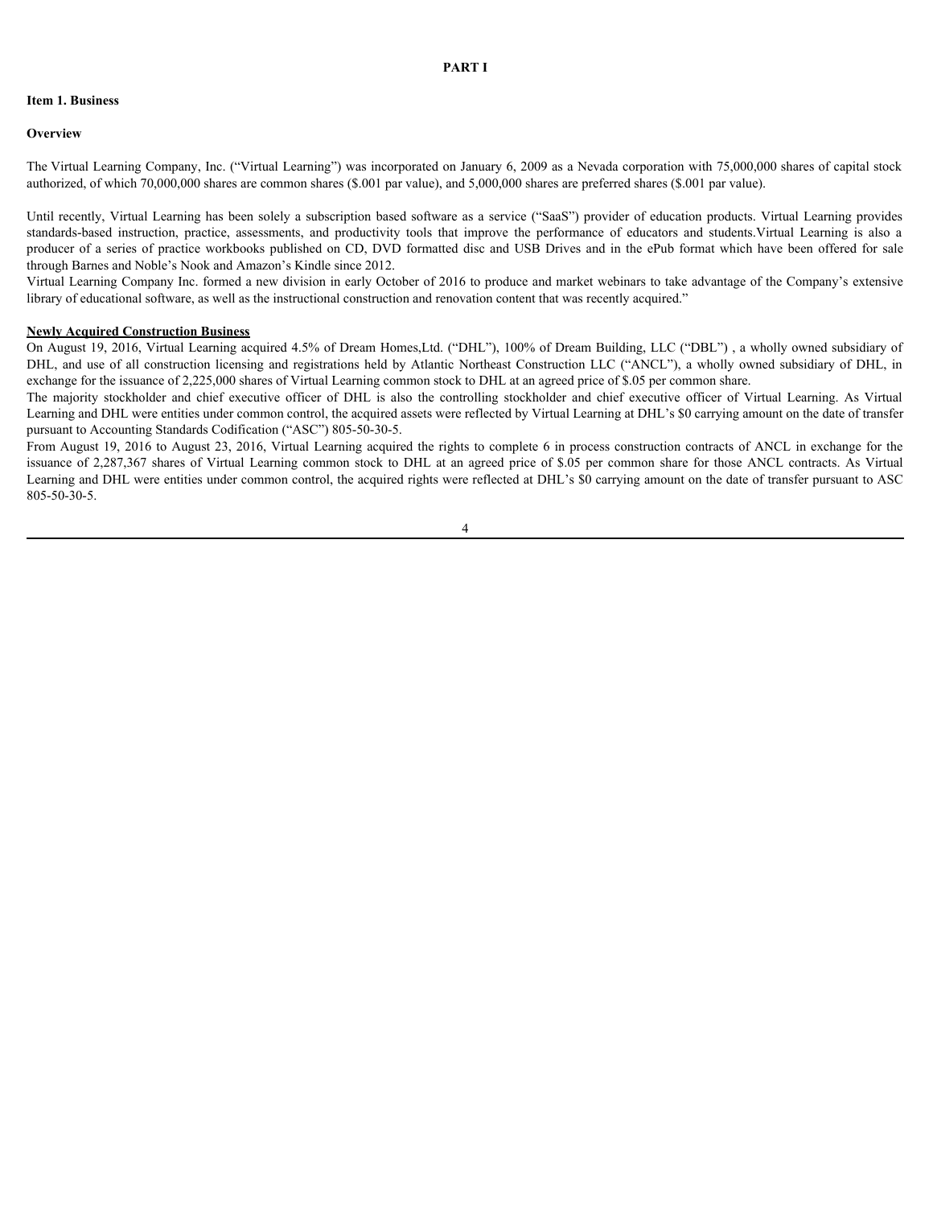# PART I

## Item 1. Business

### Overview

The Virtual Learning Company, Inc. ("Virtual Learning") was incorporated on January 6, 2009 as a Nevada corporation with 75,000,000 shares of capital stock authorized, of which 70,000,000 shares are common shares ($.001 par value), and 5,000,000 shares are preferred shares ($.001 par value).

Until recently, Virtual Learning has been solely a subscription based software as a service ("SaaS") provider of education products. Virtual Learning provides standards-based instruction, practice, assessments, and productivity tools that improve the performance of educators and students.Virtual Learning is also a producer of a series of practice workbooks published on CD, DVD formatted disc and USB Drives and in the ePub format which have been offered for sale through Barnes and Noble's Nook and Amazon's Kindle since 2012.

Virtual Learning Company Inc. formed a new division in early October of 2016 to produce and market webinars to take advantage of the Company's extensive library of educational software, as well as the instructional construction and renovation content that was recently acquired."

**Newly Acquired Construction Business**

On August 19, 2016, Virtual Learning acquired 4.5% of Dream Homes,Ltd. ("DHL"), 100% of Dream Building, LLC ("DBL") , a wholly owned subsidiary of DHL, and use of all construction licensing and registrations held by Atlantic Northeast Construction LLC ("ANCL"), a wholly owned subsidiary of DHL, in exchange for the issuance of 2,225,000 shares of Virtual Learning common stock to DHL at an agreed price of $.05 per common share.

The majority stockholder and chief executive officer of DHL is also the controlling stockholder and chief executive officer of Virtual Learning. As Virtual Learning and DHL were entities under common control, the acquired assets were reflected by Virtual Learning at DHL's $0 carrying amount on the date of transfer pursuant to Accounting Standards Codification ("ASC") 805-50-30-5.

From August 19, 2016 to August 23, 2016, Virtual Learning acquired the rights to complete 6 in process construction contracts of ANCL in exchange for the issuance of 2,287,367 shares of Virtual Learning common stock to DHL at an agreed price of $.05 per common share for those ANCL contracts. As Virtual Learning and DHL were entities under common control, the acquired rights were reflected at DHL's $0 carrying amount on the date of transfer pursuant to ASC 805-50-30-5.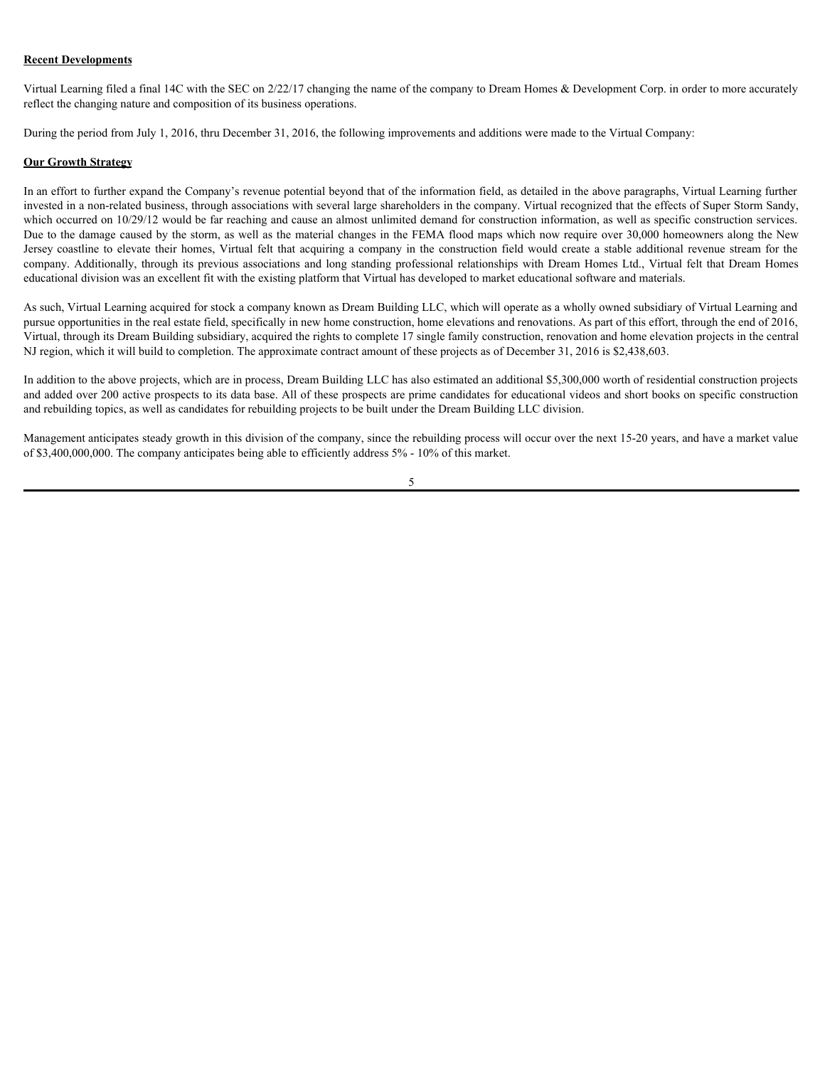**Recent Developments**

Virtual Learning filed a final 14C with the SEC on 2/22/17 changing the name of the company to Dream Homes & Development Corp. in order to more accurately reflect the changing nature and composition of its business operations.

During the period from July 1, 2016, thru December 31, 2016, the following improvements and additions were made to the Virtual Company:

**Our Growth Strategy**

In an effort to further expand the Company's revenue potential beyond that of the information field, as detailed in the above paragraphs, Virtual Learning further invested in a non-related business, through associations with several large shareholders in the company. Virtual recognized that the effects of Super Storm Sandy, which occurred on 10/29/12 would be far reaching and cause an almost unlimited demand for construction information, as well as specific construction services. Due to the damage caused by the storm, as well as the material changes in the FEMA flood maps which now require over 30,000 homeowners along the New Jersey coastline to elevate their homes, Virtual felt that acquiring a company in the construction field would create a stable additional revenue stream for the company. Additionally, through its previous associations and long standing professional relationships with Dream Homes Ltd., Virtual felt that Dream Homes educational division was an excellent fit with the existing platform that Virtual has developed to market educational software and materials.

As such, Virtual Learning acquired for stock a company known as Dream Building LLC, which will operate as a wholly owned subsidiary of Virtual Learning and pursue opportunities in the real estate field, specifically in new home construction, home elevations and renovations. As part of this effort, through the end of 2016, Virtual, through its Dream Building subsidiary, acquired the rights to complete 17 single family construction, renovation and home elevation projects in the central NJ region, which it will build to completion. The approximate contract amount of these projects as of December 31, 2016 is $2,438,603.

In addition to the above projects, which are in process, Dream Building LLC has also estimated an additional $5,300,000 worth of residential construction projects and added over 200 active prospects to its data base. All of these prospects are prime candidates for educational videos and short books on specific construction and rebuilding topics, as well as candidates for rebuilding projects to be built under the Dream Building LLC division.

Management anticipates steady growth in this division of the company, since the rebuilding process will occur over the next 15-20 years, and have a market value of $3,400,000,000. The company anticipates being able to efficiently address 5% - 10% of this market.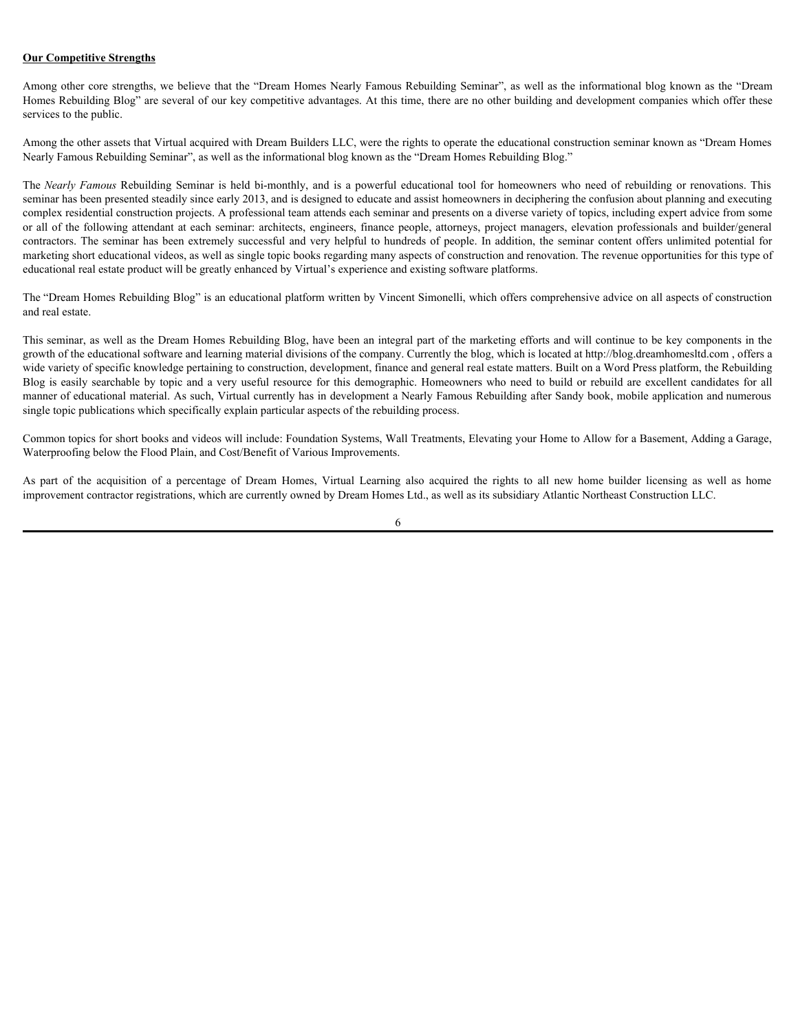**Our Competitive Strengths**

Among other core strengths, we believe that the "Dream Homes Nearly Famous Rebuilding Seminar", as well as the informational blog known as the "Dream Homes Rebuilding Blog" are several of our key competitive advantages. At this time, there are no other building and development companies which offer these services to the public.

Among the other assets that Virtual acquired with Dream Builders LLC, were the rights to operate the educational construction seminar known as "Dream Homes Nearly Famous Rebuilding Seminar", as well as the informational blog known as the "Dream Homes Rebuilding Blog."

The *Nearly Famous* Rebuilding Seminar is held bi-monthly, and is a powerful educational tool for homeowners who need of rebuilding or renovations. This seminar has been presented steadily since early 2013, and is designed to educate and assist homeowners in deciphering the confusion about planning and executing complex residential construction projects. A professional team attends each seminar and presents on a diverse variety of topics, including expert advice from some or all of the following attendant at each seminar: architects, engineers, finance people, attorneys, project managers, elevation professionals and builder/general contractors. The seminar has been extremely successful and very helpful to hundreds of people. In addition, the seminar content offers unlimited potential for marketing short educational videos, as well as single topic books regarding many aspects of construction and renovation. The revenue opportunities for this type of educational real estate product will be greatly enhanced by Virtual's experience and existing software platforms.

The "Dream Homes Rebuilding Blog" is an educational platform written by Vincent Simonelli, which offers comprehensive advice on all aspects of construction and real estate.

This seminar, as well as the Dream Homes Rebuilding Blog, have been an integral part of the marketing efforts and will continue to be key components in the growth of the educational software and learning material divisions of the company. Currently the blog, which is located at http://blog.dreamhomesltd.com , offers a wide variety of specific knowledge pertaining to construction, development, finance and general real estate matters. Built on a Word Press platform, the Rebuilding Blog is easily searchable by topic and a very useful resource for this demographic. Homeowners who need to build or rebuild are excellent candidates for all manner of educational material. As such, Virtual currently has in development a Nearly Famous Rebuilding after Sandy book, mobile application and numerous single topic publications which specifically explain particular aspects of the rebuilding process.

Common topics for short books and videos will include: Foundation Systems, Wall Treatments, Elevating your Home to Allow for a Basement, Adding a Garage, Waterproofing below the Flood Plain, and Cost/Benefit of Various Improvements.

As part of the acquisition of a percentage of Dream Homes, Virtual Learning also acquired the rights to all new home builder licensing as well as home improvement contractor registrations, which are currently owned by Dream Homes Ltd., as well as its subsidiary Atlantic Northeast Construction LLC.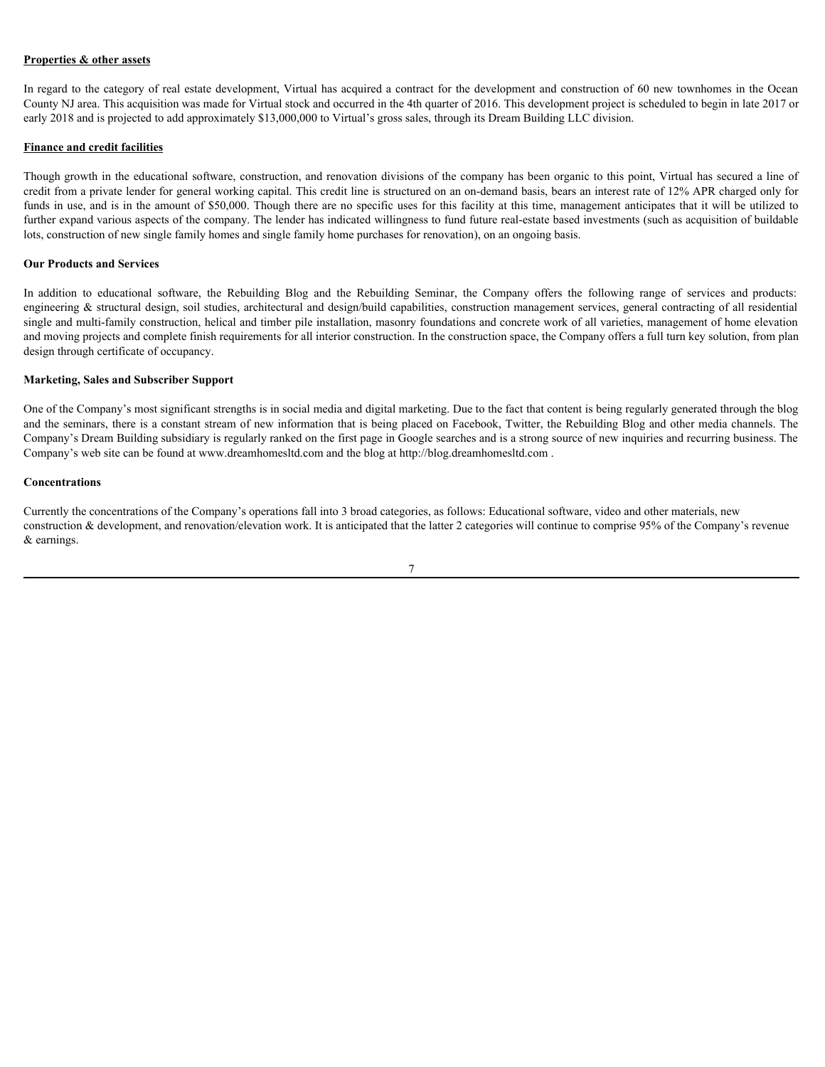**Properties & other assets**

In regard to the category of real estate development, Virtual has acquired a contract for the development and construction of 60 new townhomes in the Ocean County NJ area. This acquisition was made for Virtual stock and occurred in the 4th quarter of 2016. This development project is scheduled to begin in late 2017 or early 2018 and is projected to add approximately $13,000,000 to Virtual's gross sales, through its Dream Building LLC division.

**Finance and credit facilities**

Though growth in the educational software, construction, and renovation divisions of the company has been organic to this point, Virtual has secured a line of credit from a private lender for general working capital. This credit line is structured on an on-demand basis, bears an interest rate of 12% APR charged only for funds in use, and is in the amount of $50,000. Though there are no specific uses for this facility at this time, management anticipates that it will be utilized to further expand various aspects of the company. The lender has indicated willingness to fund future real-estate based investments (such as acquisition of buildable lots, construction of new single family homes and single family home purchases for renovation), on an ongoing basis.

**Our Products and Services**

In addition to educational software, the Rebuilding Blog and the Rebuilding Seminar, the Company offers the following range of services and products: engineering & structural design, soil studies, architectural and design/build capabilities, construction management services, general contracting of all residential single and multi-family construction, helical and timber pile installation, masonry foundations and concrete work of all varieties, management of home elevation and moving projects and complete finish requirements for all interior construction. In the construction space, the Company offers a full turn key solution, from plan design through certificate of occupancy.

**Marketing, Sales and Subscriber Support**

One of the Company's most significant strengths is in social media and digital marketing. Due to the fact that content is being regularly generated through the blog and the seminars, there is a constant stream of new information that is being placed on Facebook, Twitter, the Rebuilding Blog and other media channels. The Company's Dream Building subsidiary is regularly ranked on the first page in Google searches and is a strong source of new inquiries and recurring business. The Company's web site can be found at www.dreamhomesltd.com and the blog at http://blog.dreamhomesltd.com .

**Concentrations**

Currently the concentrations of the Company's operations fall into 3 broad categories, as follows: Educational software, video and other materials, new construction & development, and renovation/elevation work. It is anticipated that the latter 2 categories will continue to comprise 95% of the Company's revenue & earnings.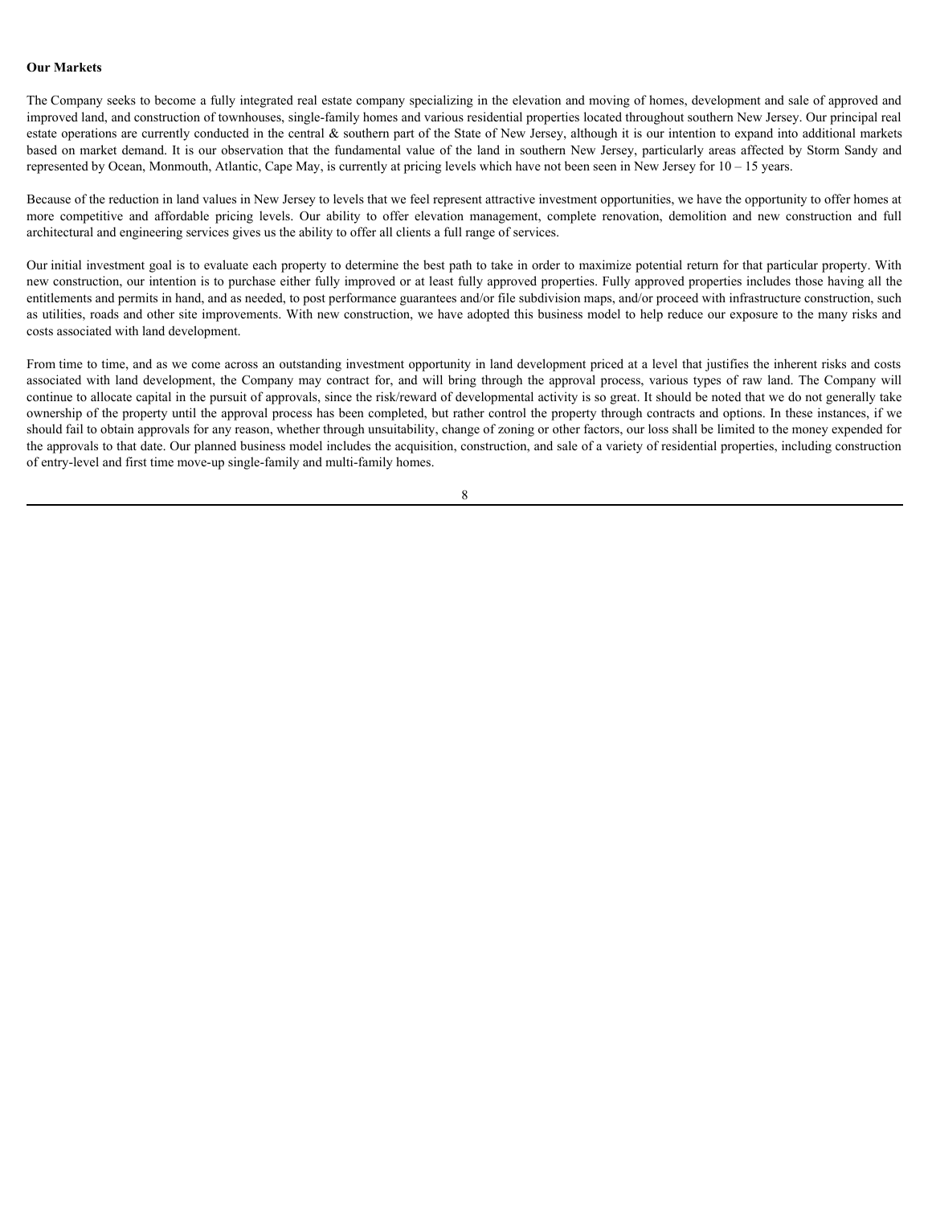**Our Markets**

The Company seeks to become a fully integrated real estate company specializing in the elevation and moving of homes, development and sale of approved and improved land, and construction of townhouses, single-family homes and various residential properties located throughout southern New Jersey. Our principal real estate operations are currently conducted in the central & southern part of the State of New Jersey, although it is our intention to expand into additional markets based on market demand. It is our observation that the fundamental value of the land in southern New Jersey, particularly areas affected by Storm Sandy and represented by Ocean, Monmouth, Atlantic, Cape May, is currently at pricing levels which have not been seen in New Jersey for 10 – 15 years.

Because of the reduction in land values in New Jersey to levels that we feel represent attractive investment opportunities, we have the opportunity to offer homes at more competitive and affordable pricing levels. Our ability to offer elevation management, complete renovation, demolition and new construction and full architectural and engineering services gives us the ability to offer all clients a full range of services.

Our initial investment goal is to evaluate each property to determine the best path to take in order to maximize potential return for that particular property. With new construction, our intention is to purchase either fully improved or at least fully approved properties. Fully approved properties includes those having all the entitlements and permits in hand, and as needed, to post performance guarantees and/or file subdivision maps, and/or proceed with infrastructure construction, such as utilities, roads and other site improvements. With new construction, we have adopted this business model to help reduce our exposure to the many risks and costs associated with land development.

From time to time, and as we come across an outstanding investment opportunity in land development priced at a level that justifies the inherent risks and costs associated with land development, the Company may contract for, and will bring through the approval process, various types of raw land. The Company will continue to allocate capital in the pursuit of approvals, since the risk/reward of developmental activity is so great. It should be noted that we do not generally take ownership of the property until the approval process has been completed, but rather control the property through contracts and options. In these instances, if we should fail to obtain approvals for any reason, whether through unsuitability, change of zoning or other factors, our loss shall be limited to the money expended for the approvals to that date. Our planned business model includes the acquisition, construction, and sale of a variety of residential properties, including construction of entry-level and first time move-up single-family and multi-family homes.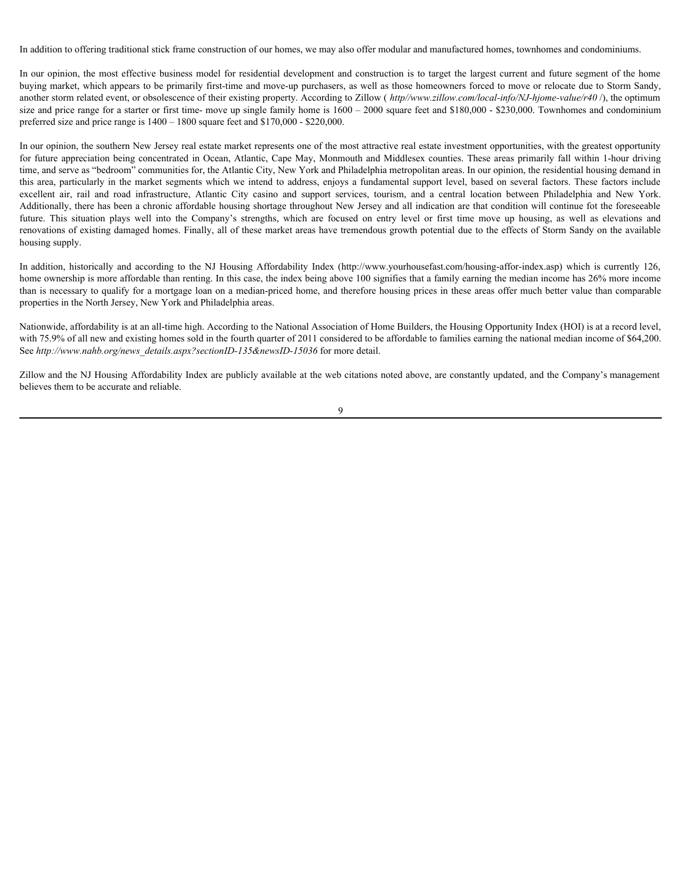In addition to offering traditional stick frame construction of our homes, we may also offer modular and manufactured homes, townhomes and condominiums.

In our opinion, the most effective business model for residential development and construction is to target the largest current and future segment of the home buying market, which appears to be primarily first-time and move-up purchasers, as well as those homeowners forced to move or relocate due to Storm Sandy, another storm related event, or obsolescence of their existing property. According to Zillow ( *http//www.zillow.com/local-info/NJ-hjome-value/r40 /*), the optimum size and price range for a starter or first time- move up single family home is 1600 – 2000 square feet and $180,000 - $230,000. Townhomes and condominium preferred size and price range is 1400 – 1800 square feet and $170,000 - $220,000.

In our opinion, the southern New Jersey real estate market represents one of the most attractive real estate investment opportunities, with the greatest opportunity for future appreciation being concentrated in Ocean, Atlantic, Cape May, Monmouth and Middlesex counties. These areas primarily fall within 1-hour driving time, and serve as "bedroom" communities for, the Atlantic City, New York and Philadelphia metropolitan areas. In our opinion, the residential housing demand in this area, particularly in the market segments which we intend to address, enjoys a fundamental support level, based on several factors. These factors include excellent air, rail and road infrastructure, Atlantic City casino and support services, tourism, and a central location between Philadelphia and New York. Additionally, there has been a chronic affordable housing shortage throughout New Jersey and all indication are that condition will continue fot the foreseeable future. This situation plays well into the Company's strengths, which are focused on entry level or first time move up housing, as well as elevations and renovations of existing damaged homes. Finally, all of these market areas have tremendous growth potential due to the effects of Storm Sandy on the available housing supply.

In addition, historically and according to the NJ Housing Affordability Index (http://www.yourhousefast.com/housing-affor-index.asp) which is currently 126, home ownership is more affordable than renting. In this case, the index being above 100 signifies that a family earning the median income has 26% more income than is necessary to qualify for a mortgage loan on a median-priced home, and therefore housing prices in these areas offer much better value than comparable properties in the North Jersey, New York and Philadelphia areas.

Nationwide, affordability is at an all-time high. According to the National Association of Home Builders, the Housing Opportunity Index (HOI) is at a record level, with 75.9% of all new and existing homes sold in the fourth quarter of 2011 considered to be affordable to families earning the national median income of $64,200. See *http://www.nahb.org/news_details.aspx?sectionID-135&newsID-15036* for more detail.

Zillow and the NJ Housing Affordability Index are publicly available at the web citations noted above, are constantly updated, and the Company's management believes them to be accurate and reliable.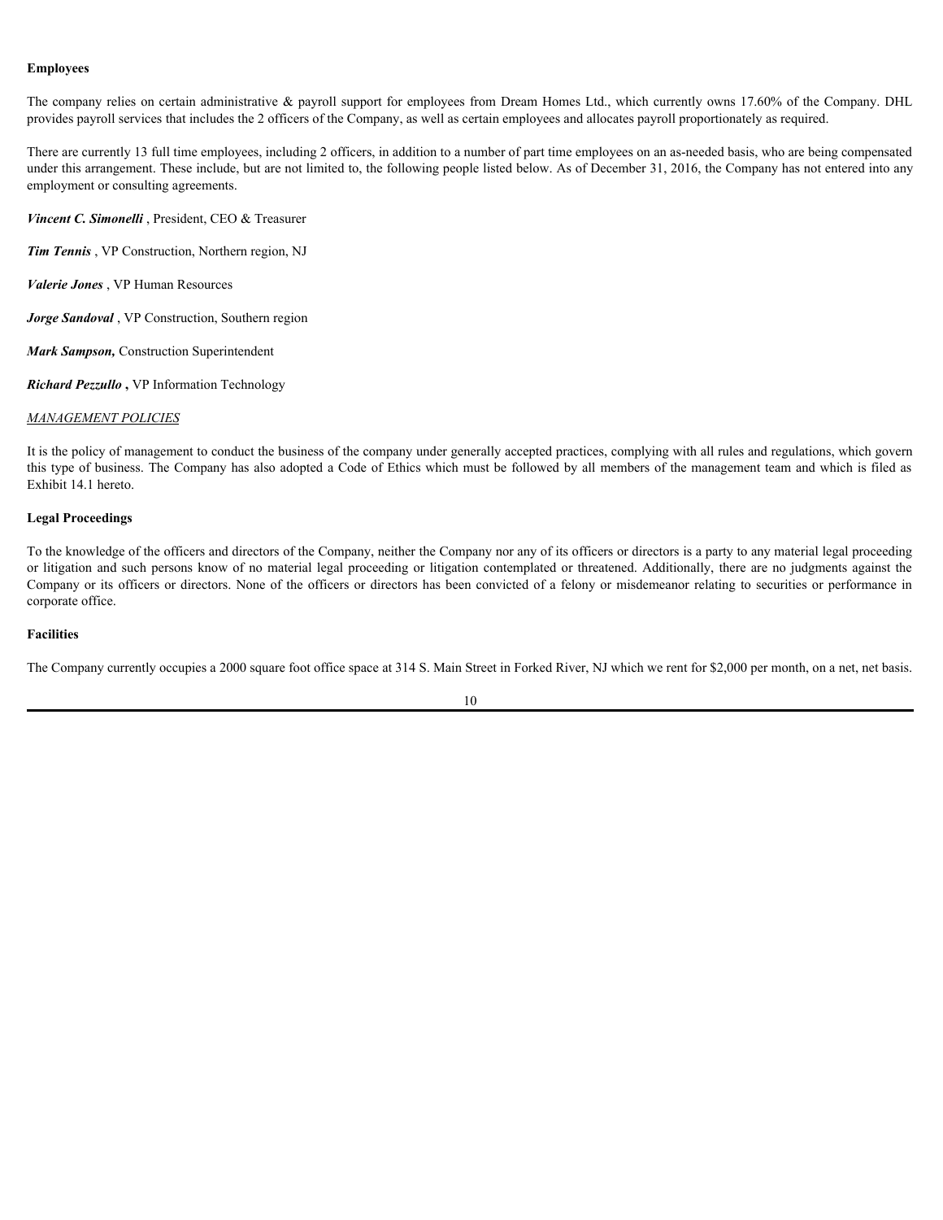**Employees**

The company relies on certain administrative & payroll support for employees from Dream Homes Ltd., which currently owns 17.60% of the Company. DHL provides payroll services that includes the 2 officers of the Company, as well as certain employees and allocates payroll proportionately as required.

There are currently 13 full time employees, including 2 officers, in addition to a number of part time employees on an as-needed basis, who are being compensated under this arrangement. These include, but are not limited to, the following people listed below. As of December 31, 2016, the Company has not entered into any employment or consulting agreements.

***Vincent C. Simonelli*** , President, CEO & Treasurer

***Tim Tennis*** , VP Construction, Northern region, NJ

***Valerie Jones*** , VP Human Resources

***Jorge Sandoval*** , VP Construction, Southern region

***Mark Sampson,*** Construction Superintendent

***Richard Pezzullo*** **,** VP Information Technology

*MANAGEMENT POLICIES*

It is the policy of management to conduct the business of the company under generally accepted practices, complying with all rules and regulations, which govern this type of business. The Company has also adopted a Code of Ethics which must be followed by all members of the management team and which is filed as Exhibit 14.1 hereto.

**Legal Proceedings**

To the knowledge of the officers and directors of the Company, neither the Company nor any of its officers or directors is a party to any material legal proceeding or litigation and such persons know of no material legal proceeding or litigation contemplated or threatened. Additionally, there are no judgments against the Company or its officers or directors. None of the officers or directors has been convicted of a felony or misdemeanor relating to securities or performance in corporate office.

**Facilities**

The Company currently occupies a 2000 square foot office space at 314 S. Main Street in Forked River, NJ which we rent for $2,000 per month, on a net, net basis.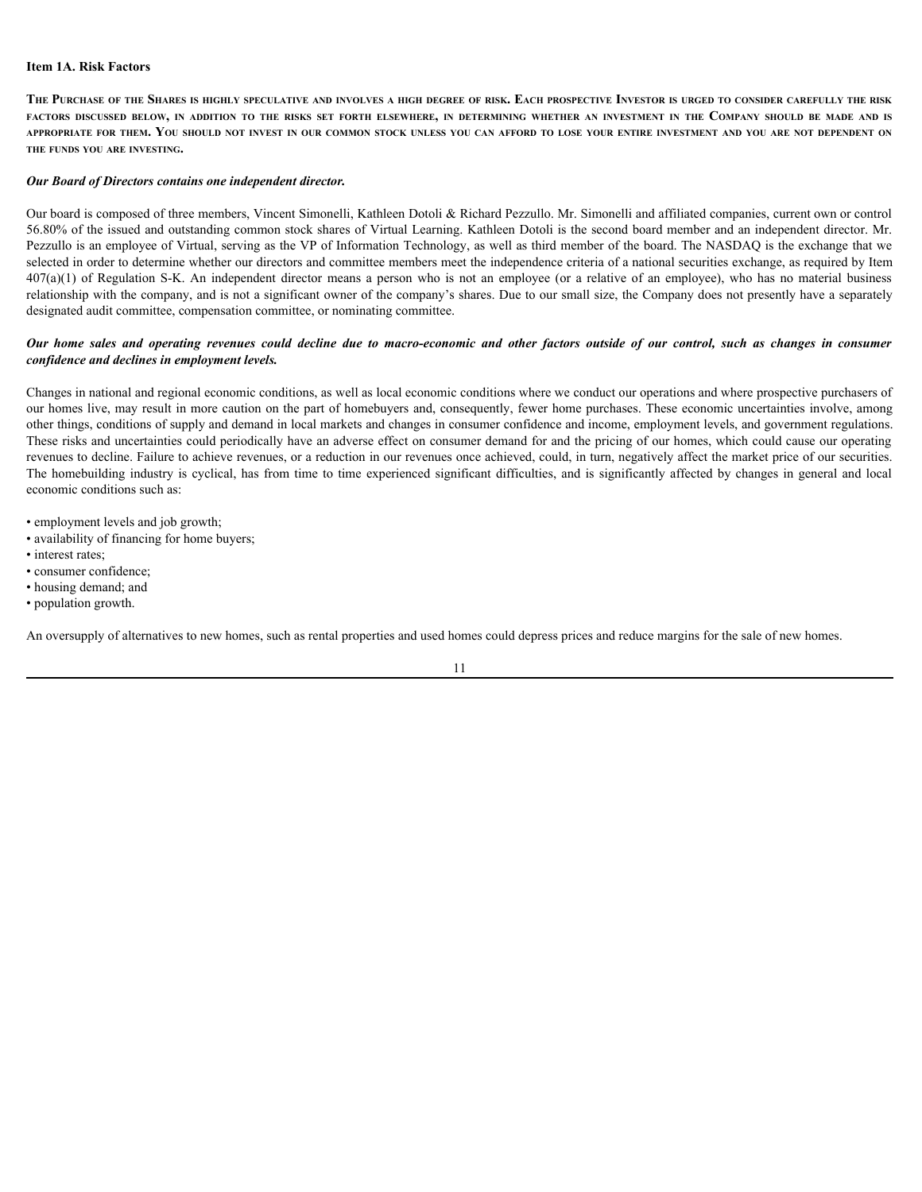### Item 1A. Risk Factors

**The Purchase of the Shares is highly speculative and involves a high degree of risk. Each prospective Investor is urged to consider carefully the risk factors discussed below, in addition to the risks set forth elsewhere, in determining whether an investment in the Company should be made and is appropriate for them. You should not invest in our common stock unless you can afford to lose your entire investment and you are not dependent on the funds you are investing.**

***Our Board of Directors contains one independent director.***

Our board is composed of three members, Vincent Simonelli, Kathleen Dotoli & Richard Pezzullo. Mr. Simonelli and affiliated companies, current own or control 56.80% of the issued and outstanding common stock shares of Virtual Learning. Kathleen Dotoli is the second board member and an independent director. Mr. Pezzullo is an employee of Virtual, serving as the VP of Information Technology, as well as third member of the board. The NASDAQ is the exchange that we selected in order to determine whether our directors and committee members meet the independence criteria of a national securities exchange, as required by Item 407(a)(1) of Regulation S-K. An independent director means a person who is not an employee (or a relative of an employee), who has no material business relationship with the company, and is not a significant owner of the company's shares. Due to our small size, the Company does not presently have a separately designated audit committee, compensation committee, or nominating committee.

***Our home sales and operating revenues could decline due to macro-economic and other factors outside of our control, such as changes in consumer confidence and declines in employment levels.***

Changes in national and regional economic conditions, as well as local economic conditions where we conduct our operations and where prospective purchasers of our homes live, may result in more caution on the part of homebuyers and, consequently, fewer home purchases. These economic uncertainties involve, among other things, conditions of supply and demand in local markets and changes in consumer confidence and income, employment levels, and government regulations. These risks and uncertainties could periodically have an adverse effect on consumer demand for and the pricing of our homes, which could cause our operating revenues to decline. Failure to achieve revenues, or a reduction in our revenues once achieved, could, in turn, negatively affect the market price of our securities. The homebuilding industry is cyclical, has from time to time experienced significant difficulties, and is significantly affected by changes in general and local economic conditions such as:

- employment levels and job growth;
- availability of financing for home buyers;
- interest rates;
- consumer confidence;
- housing demand; and
- population growth.

An oversupply of alternatives to new homes, such as rental properties and used homes could depress prices and reduce margins for the sale of new homes.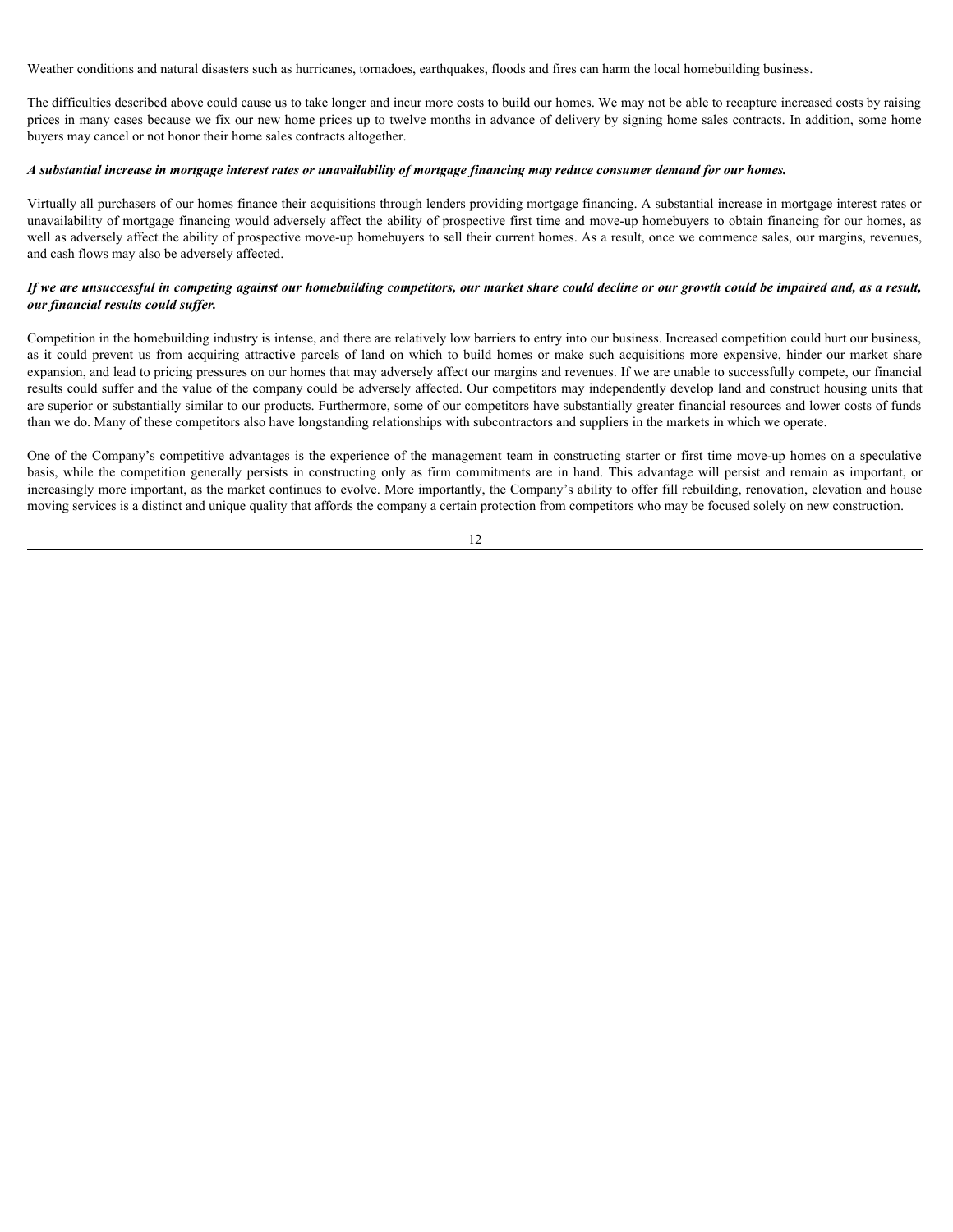Weather conditions and natural disasters such as hurricanes, tornadoes, earthquakes, floods and fires can harm the local homebuilding business.

The difficulties described above could cause us to take longer and incur more costs to build our homes. We may not be able to recapture increased costs by raising prices in many cases because we fix our new home prices up to twelve months in advance of delivery by signing home sales contracts. In addition, some home buyers may cancel or not honor their home sales contracts altogether.

***A substantial increase in mortgage interest rates or unavailability of mortgage financing may reduce consumer demand for our homes.***

Virtually all purchasers of our homes finance their acquisitions through lenders providing mortgage financing. A substantial increase in mortgage interest rates or unavailability of mortgage financing would adversely affect the ability of prospective first time and move-up homebuyers to obtain financing for our homes, as well as adversely affect the ability of prospective move-up homebuyers to sell their current homes. As a result, once we commence sales, our margins, revenues, and cash flows may also be adversely affected.

***If we are unsuccessful in competing against our homebuilding competitors, our market share could decline or our growth could be impaired and, as a result, our financial results could suffer.***

Competition in the homebuilding industry is intense, and there are relatively low barriers to entry into our business. Increased competition could hurt our business, as it could prevent us from acquiring attractive parcels of land on which to build homes or make such acquisitions more expensive, hinder our market share expansion, and lead to pricing pressures on our homes that may adversely affect our margins and revenues. If we are unable to successfully compete, our financial results could suffer and the value of the company could be adversely affected. Our competitors may independently develop land and construct housing units that are superior or substantially similar to our products. Furthermore, some of our competitors have substantially greater financial resources and lower costs of funds than we do. Many of these competitors also have longstanding relationships with subcontractors and suppliers in the markets in which we operate.

One of the Company's competitive advantages is the experience of the management team in constructing starter or first time move-up homes on a speculative basis, while the competition generally persists in constructing only as firm commitments are in hand. This advantage will persist and remain as important, or increasingly more important, as the market continues to evolve. More importantly, the Company's ability to offer fill rebuilding, renovation, elevation and house moving services is a distinct and unique quality that affords the company a certain protection from competitors who may be focused solely on new construction.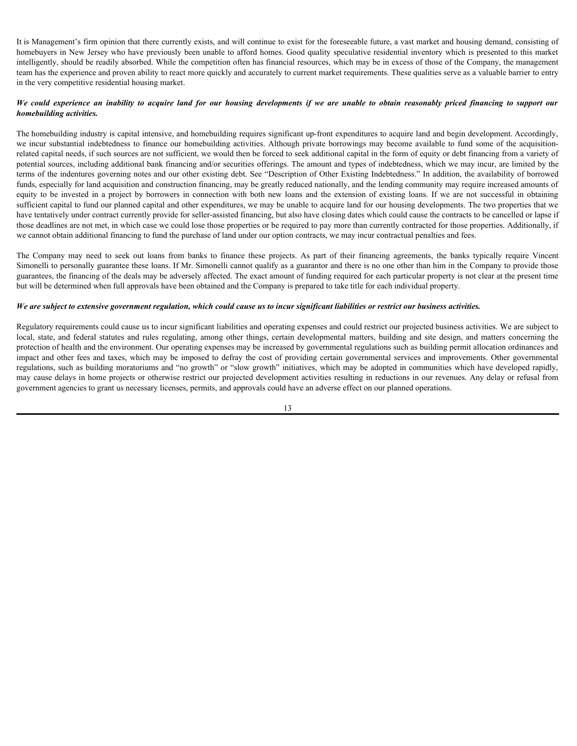It is Management's firm opinion that there currently exists, and will continue to exist for the foreseeable future, a vast market and housing demand, consisting of homebuyers in New Jersey who have previously been unable to afford homes. Good quality speculative residential inventory which is presented to this market intelligently, should be readily absorbed. While the competition often has financial resources, which may be in excess of those of the Company, the management team has the experience and proven ability to react more quickly and accurately to current market requirements. These qualities serve as a valuable barrier to entry in the very competitive residential housing market.

***We could experience an inability to acquire land for our housing developments if we are unable to obtain reasonably priced financing to support our homebuilding activities.***

The homebuilding industry is capital intensive, and homebuilding requires significant up-front expenditures to acquire land and begin development. Accordingly, we incur substantial indebtedness to finance our homebuilding activities. Although private borrowings may become available to fund some of the acquisition-related capital needs, if such sources are not sufficient, we would then be forced to seek additional capital in the form of equity or debt financing from a variety of potential sources, including additional bank financing and/or securities offerings. The amount and types of indebtedness, which we may incur, are limited by the terms of the indentures governing notes and our other existing debt. See "Description of Other Existing Indebtedness." In addition, the availability of borrowed funds, especially for land acquisition and construction financing, may be greatly reduced nationally, and the lending community may require increased amounts of equity to be invested in a project by borrowers in connection with both new loans and the extension of existing loans. If we are not successful in obtaining sufficient capital to fund our planned capital and other expenditures, we may be unable to acquire land for our housing developments. The two properties that we have tentatively under contract currently provide for seller-assisted financing, but also have closing dates which could cause the contracts to be cancelled or lapse if those deadlines are not met, in which case we could lose those properties or be required to pay more than currently contracted for those properties. Additionally, if we cannot obtain additional financing to fund the purchase of land under our option contracts, we may incur contractual penalties and fees.

The Company may need to seek out loans from banks to finance these projects. As part of their financing agreements, the banks typically require Vincent Simonelli to personally guarantee these loans. If Mr. Simonelli cannot qualify as a guarantor and there is no one other than him in the Company to provide those guarantees, the financing of the deals may be adversely affected. The exact amount of funding required for each particular property is not clear at the present time but will be determined when full approvals have been obtained and the Company is prepared to take title for each individual property.

***We are subject to extensive government regulation, which could cause us to incur significant liabilities or restrict our business activities.***

Regulatory requirements could cause us to incur significant liabilities and operating expenses and could restrict our projected business activities. We are subject to local, state, and federal statutes and rules regulating, among other things, certain developmental matters, building and site design, and matters concerning the protection of health and the environment. Our operating expenses may be increased by governmental regulations such as building permit allocation ordinances and impact and other fees and taxes, which may be imposed to defray the cost of providing certain governmental services and improvements. Other governmental regulations, such as building moratoriums and "no growth" or "slow growth" initiatives, which may be adopted in communities which have developed rapidly, may cause delays in home projects or otherwise restrict our projected development activities resulting in reductions in our revenues. Any delay or refusal from government agencies to grant us necessary licenses, permits, and approvals could have an adverse effect on our planned operations.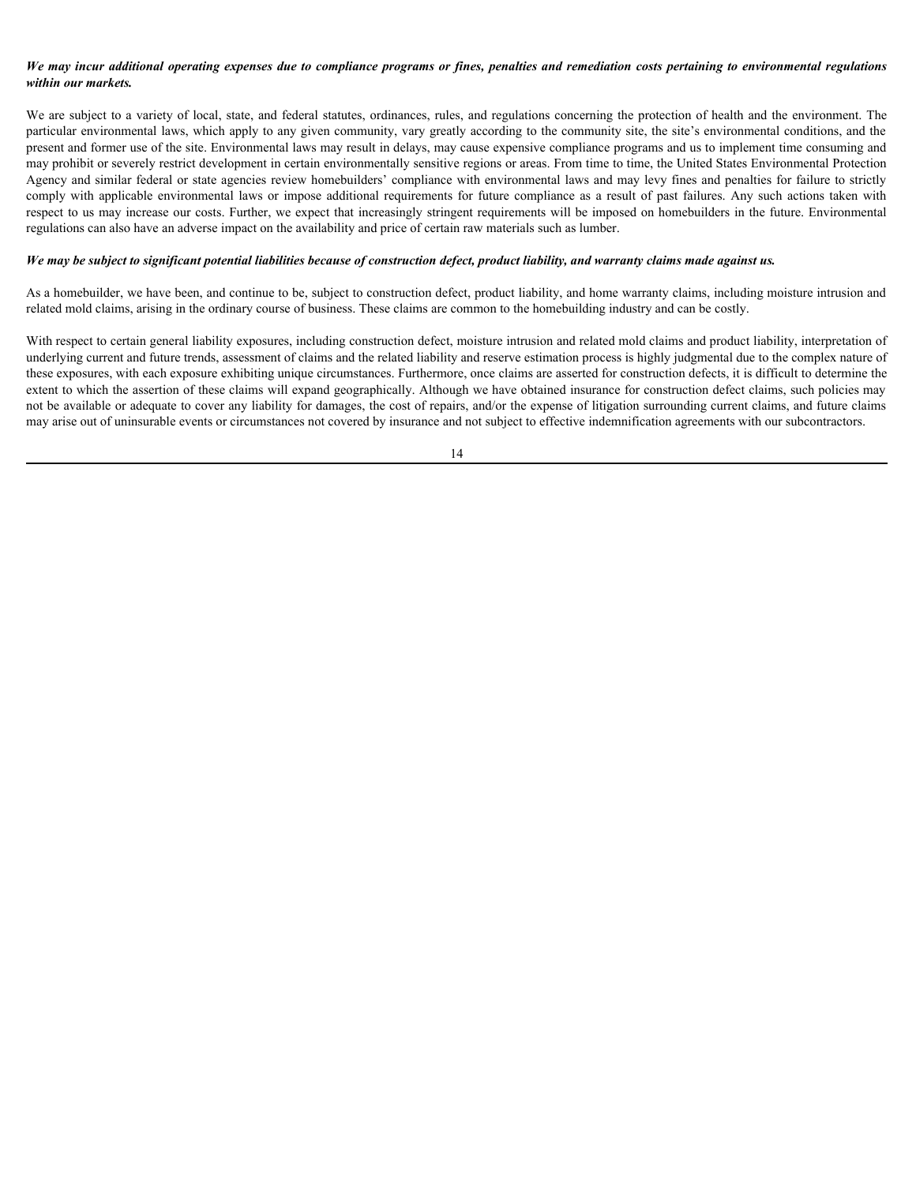***We may incur additional operating expenses due to compliance programs or fines, penalties and remediation costs pertaining to environmental regulations within our markets.***

We are subject to a variety of local, state, and federal statutes, ordinances, rules, and regulations concerning the protection of health and the environment. The particular environmental laws, which apply to any given community, vary greatly according to the community site, the site's environmental conditions, and the present and former use of the site. Environmental laws may result in delays, may cause expensive compliance programs and us to implement time consuming and may prohibit or severely restrict development in certain environmentally sensitive regions or areas. From time to time, the United States Environmental Protection Agency and similar federal or state agencies review homebuilders' compliance with environmental laws and may levy fines and penalties for failure to strictly comply with applicable environmental laws or impose additional requirements for future compliance as a result of past failures. Any such actions taken with respect to us may increase our costs. Further, we expect that increasingly stringent requirements will be imposed on homebuilders in the future. Environmental regulations can also have an adverse impact on the availability and price of certain raw materials such as lumber.

***We may be subject to significant potential liabilities because of construction defect, product liability, and warranty claims made against us.***

As a homebuilder, we have been, and continue to be, subject to construction defect, product liability, and home warranty claims, including moisture intrusion and related mold claims, arising in the ordinary course of business. These claims are common to the homebuilding industry and can be costly.

With respect to certain general liability exposures, including construction defect, moisture intrusion and related mold claims and product liability, interpretation of underlying current and future trends, assessment of claims and the related liability and reserve estimation process is highly judgmental due to the complex nature of these exposures, with each exposure exhibiting unique circumstances. Furthermore, once claims are asserted for construction defects, it is difficult to determine the extent to which the assertion of these claims will expand geographically. Although we have obtained insurance for construction defect claims, such policies may not be available or adequate to cover any liability for damages, the cost of repairs, and/or the expense of litigation surrounding current claims, and future claims may arise out of uninsurable events or circumstances not covered by insurance and not subject to effective indemnification agreements with our subcontractors.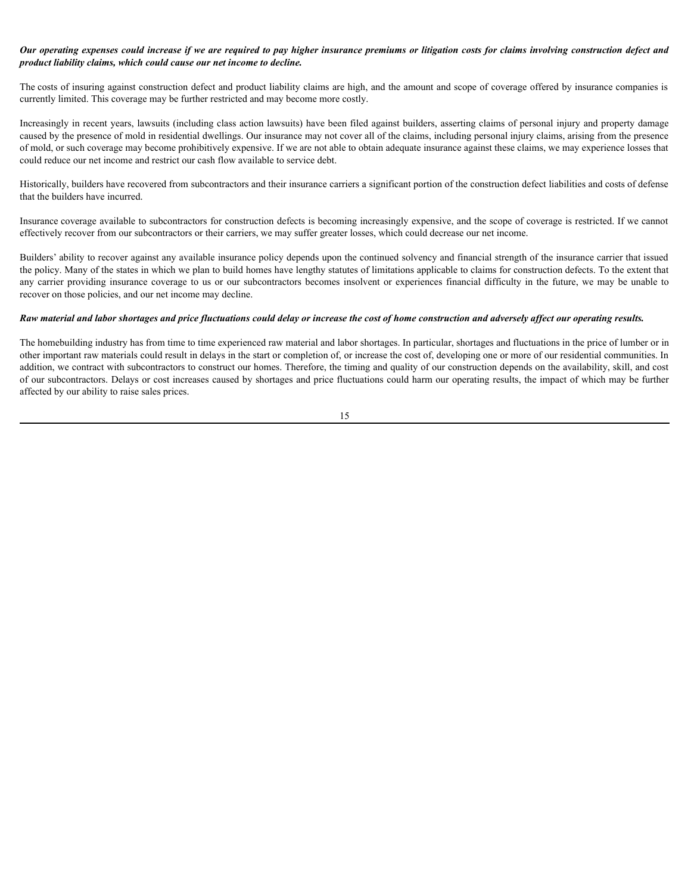***Our operating expenses could increase if we are required to pay higher insurance premiums or litigation costs for claims involving construction defect and product liability claims, which could cause our net income to decline.***

The costs of insuring against construction defect and product liability claims are high, and the amount and scope of coverage offered by insurance companies is currently limited. This coverage may be further restricted and may become more costly.

Increasingly in recent years, lawsuits (including class action lawsuits) have been filed against builders, asserting claims of personal injury and property damage caused by the presence of mold in residential dwellings. Our insurance may not cover all of the claims, including personal injury claims, arising from the presence of mold, or such coverage may become prohibitively expensive. If we are not able to obtain adequate insurance against these claims, we may experience losses that could reduce our net income and restrict our cash flow available to service debt.

Historically, builders have recovered from subcontractors and their insurance carriers a significant portion of the construction defect liabilities and costs of defense that the builders have incurred.

Insurance coverage available to subcontractors for construction defects is becoming increasingly expensive, and the scope of coverage is restricted. If we cannot effectively recover from our subcontractors or their carriers, we may suffer greater losses, which could decrease our net income.

Builders' ability to recover against any available insurance policy depends upon the continued solvency and financial strength of the insurance carrier that issued the policy. Many of the states in which we plan to build homes have lengthy statutes of limitations applicable to claims for construction defects. To the extent that any carrier providing insurance coverage to us or our subcontractors becomes insolvent or experiences financial difficulty in the future, we may be unable to recover on those policies, and our net income may decline.

***Raw material and labor shortages and price fluctuations could delay or increase the cost of home construction and adversely affect our operating results.***

The homebuilding industry has from time to time experienced raw material and labor shortages. In particular, shortages and fluctuations in the price of lumber or in other important raw materials could result in delays in the start or completion of, or increase the cost of, developing one or more of our residential communities. In addition, we contract with subcontractors to construct our homes. Therefore, the timing and quality of our construction depends on the availability, skill, and cost of our subcontractors. Delays or cost increases caused by shortages and price fluctuations could harm our operating results, the impact of which may be further affected by our ability to raise sales prices.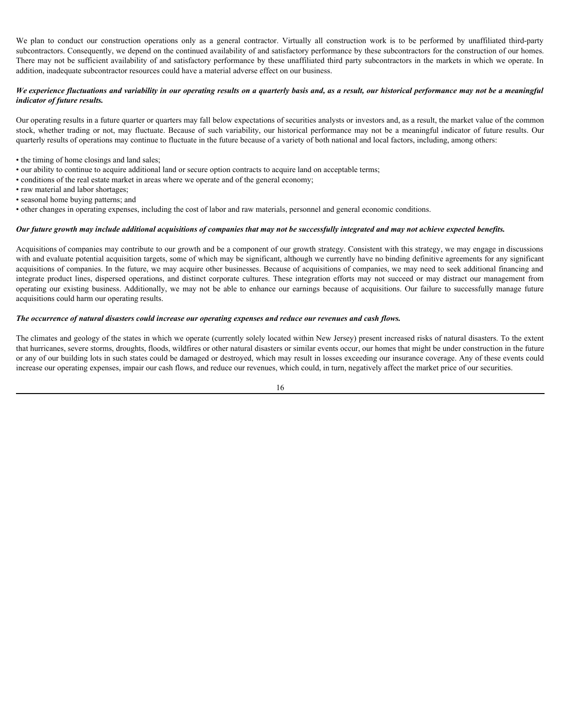We plan to conduct our construction operations only as a general contractor. Virtually all construction work is to be performed by unaffiliated third-party subcontractors. Consequently, we depend on the continued availability of and satisfactory performance by these subcontractors for the construction of our homes. There may not be sufficient availability of and satisfactory performance by these unaffiliated third party subcontractors in the markets in which we operate. In addition, inadequate subcontractor resources could have a material adverse effect on our business.

***We experience fluctuations and variability in our operating results on a quarterly basis and, as a result, our historical performance may not be a meaningful indicator of future results.***

Our operating results in a future quarter or quarters may fall below expectations of securities analysts or investors and, as a result, the market value of the common stock, whether trading or not, may fluctuate. Because of such variability, our historical performance may not be a meaningful indicator of future results. Our quarterly results of operations may continue to fluctuate in the future because of a variety of both national and local factors, including, among others:

- the timing of home closings and land sales;
- our ability to continue to acquire additional land or secure option contracts to acquire land on acceptable terms;
- conditions of the real estate market in areas where we operate and of the general economy;
- raw material and labor shortages;
- seasonal home buying patterns; and
- other changes in operating expenses, including the cost of labor and raw materials, personnel and general economic conditions.

***Our future growth may include additional acquisitions of companies that may not be successfully integrated and may not achieve expected benefits.***

Acquisitions of companies may contribute to our growth and be a component of our growth strategy. Consistent with this strategy, we may engage in discussions with and evaluate potential acquisition targets, some of which may be significant, although we currently have no binding definitive agreements for any significant acquisitions of companies. In the future, we may acquire other businesses. Because of acquisitions of companies, we may need to seek additional financing and integrate product lines, dispersed operations, and distinct corporate cultures. These integration efforts may not succeed or may distract our management from operating our existing business. Additionally, we may not be able to enhance our earnings because of acquisitions. Our failure to successfully manage future acquisitions could harm our operating results.

***The occurrence of natural disasters could increase our operating expenses and reduce our revenues and cash flows.***

The climates and geology of the states in which we operate (currently solely located within New Jersey) present increased risks of natural disasters. To the extent that hurricanes, severe storms, droughts, floods, wildfires or other natural disasters or similar events occur, our homes that might be under construction in the future or any of our building lots in such states could be damaged or destroyed, which may result in losses exceeding our insurance coverage. Any of these events could increase our operating expenses, impair our cash flows, and reduce our revenues, which could, in turn, negatively affect the market price of our securities.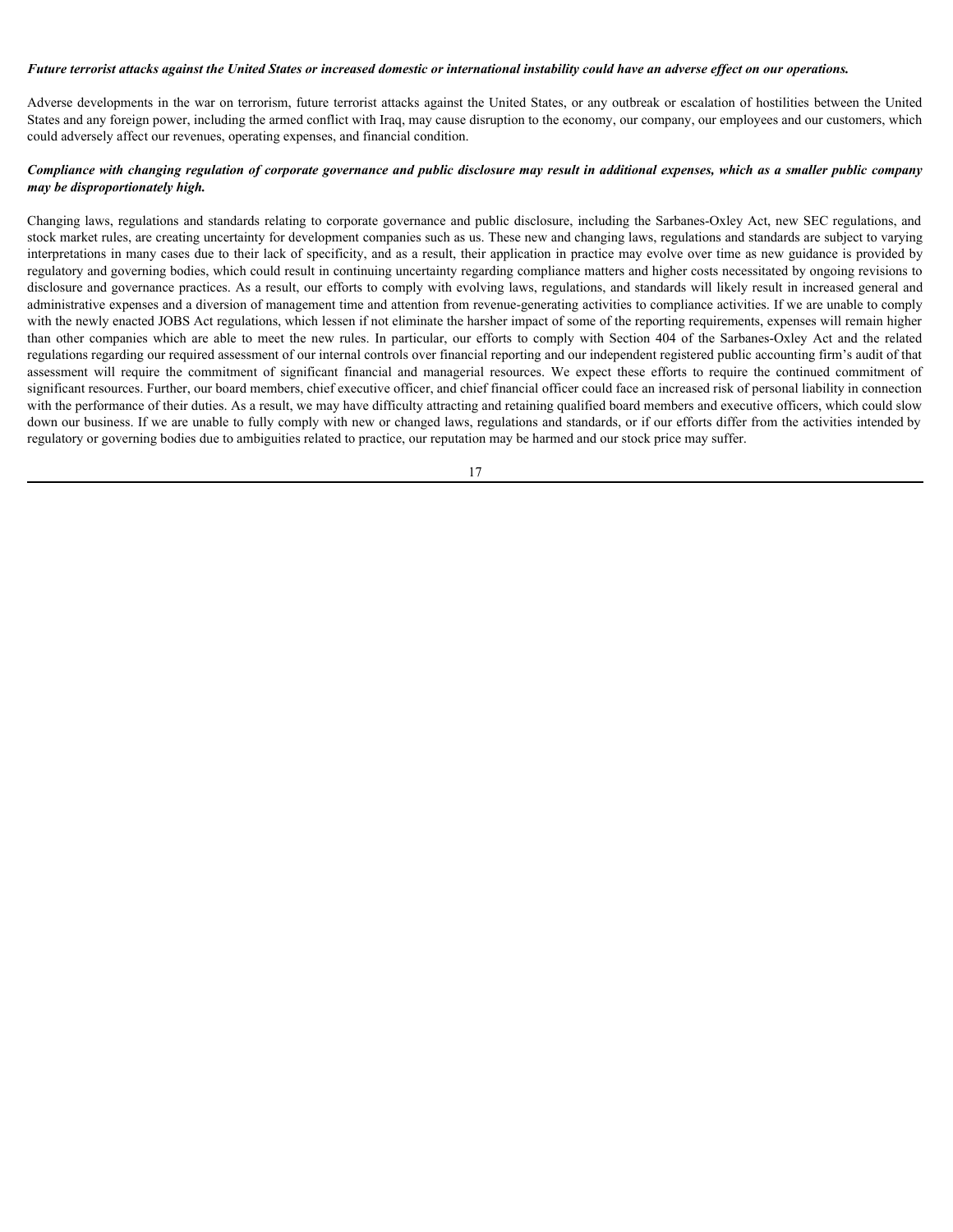***Future terrorist attacks against the United States or increased domestic or international instability could have an adverse effect on our operations.***

Adverse developments in the war on terrorism, future terrorist attacks against the United States, or any outbreak or escalation of hostilities between the United States and any foreign power, including the armed conflict with Iraq, may cause disruption to the economy, our company, our employees and our customers, which could adversely affect our revenues, operating expenses, and financial condition.

***Compliance with changing regulation of corporate governance and public disclosure may result in additional expenses, which as a smaller public company may be disproportionately high.***

Changing laws, regulations and standards relating to corporate governance and public disclosure, including the Sarbanes-Oxley Act, new SEC regulations, and stock market rules, are creating uncertainty for development companies such as us. These new and changing laws, regulations and standards are subject to varying interpretations in many cases due to their lack of specificity, and as a result, their application in practice may evolve over time as new guidance is provided by regulatory and governing bodies, which could result in continuing uncertainty regarding compliance matters and higher costs necessitated by ongoing revisions to disclosure and governance practices. As a result, our efforts to comply with evolving laws, regulations, and standards will likely result in increased general and administrative expenses and a diversion of management time and attention from revenue-generating activities to compliance activities. If we are unable to comply with the newly enacted JOBS Act regulations, which lessen if not eliminate the harsher impact of some of the reporting requirements, expenses will remain higher than other companies which are able to meet the new rules. In particular, our efforts to comply with Section 404 of the Sarbanes-Oxley Act and the related regulations regarding our required assessment of our internal controls over financial reporting and our independent registered public accounting firm's audit of that assessment will require the commitment of significant financial and managerial resources. We expect these efforts to require the continued commitment of significant resources. Further, our board members, chief executive officer, and chief financial officer could face an increased risk of personal liability in connection with the performance of their duties. As a result, we may have difficulty attracting and retaining qualified board members and executive officers, which could slow down our business. If we are unable to fully comply with new or changed laws, regulations and standards, or if our efforts differ from the activities intended by regulatory or governing bodies due to ambiguities related to practice, our reputation may be harmed and our stock price may suffer.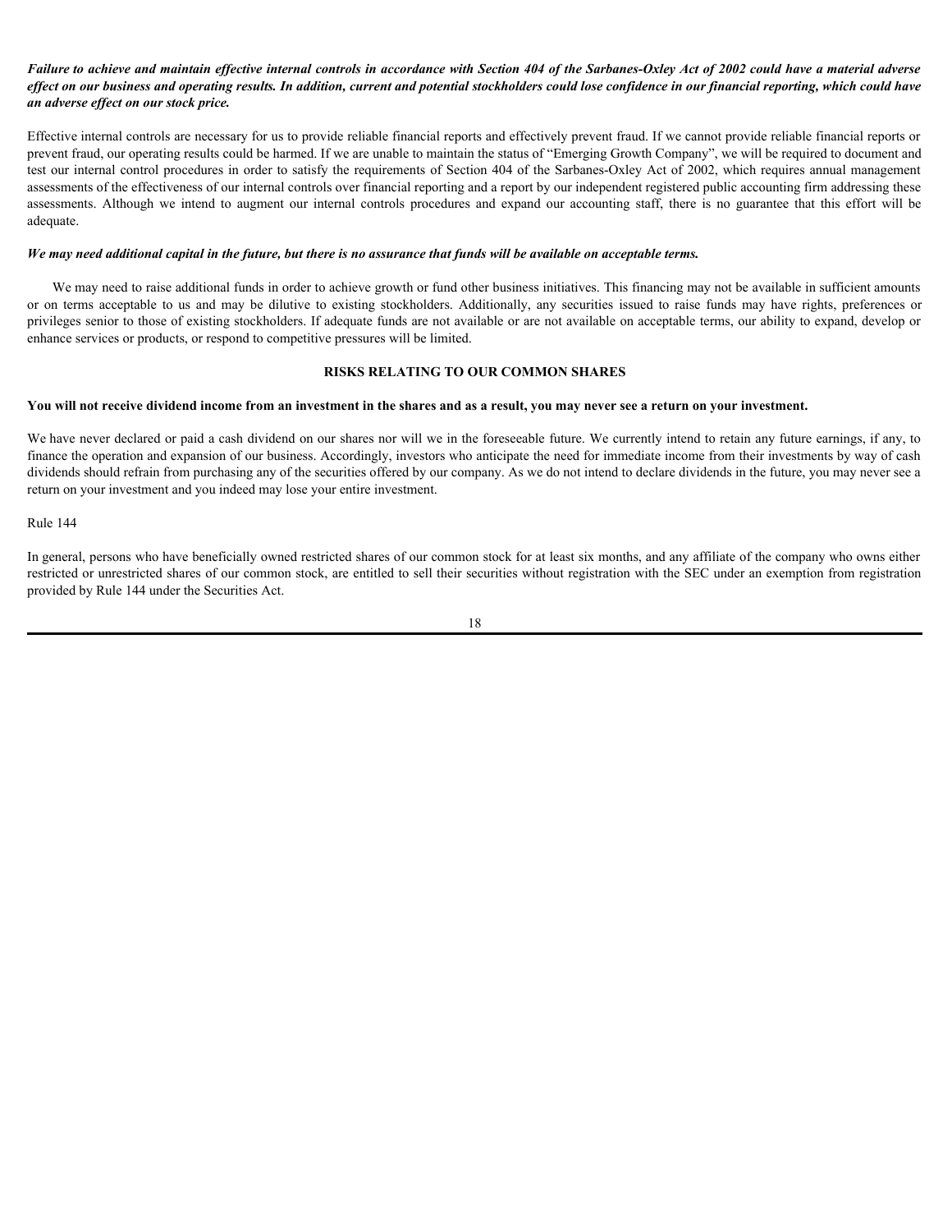***Failure to achieve and maintain effective internal controls in accordance with Section 404 of the Sarbanes-Oxley Act of 2002 could have a material adverse effect on our business and operating results. In addition, current and potential stockholders could lose confidence in our financial reporting, which could have an adverse effect on our stock price.***

Effective internal controls are necessary for us to provide reliable financial reports and effectively prevent fraud. If we cannot provide reliable financial reports or prevent fraud, our operating results could be harmed. If we are unable to maintain the status of "Emerging Growth Company", we will be required to document and test our internal control procedures in order to satisfy the requirements of Section 404 of the Sarbanes-Oxley Act of 2002, which requires annual management assessments of the effectiveness of our internal controls over financial reporting and a report by our independent registered public accounting firm addressing these assessments. Although we intend to augment our internal controls procedures and expand our accounting staff, there is no guarantee that this effort will be adequate.

***We may need additional capital in the future, but there is no assurance that funds will be available on acceptable terms.***

We may need to raise additional funds in order to achieve growth or fund other business initiatives. This financing may not be available in sufficient amounts or on terms acceptable to us and may be dilutive to existing stockholders. Additionally, any securities issued to raise funds may have rights, preferences or privileges senior to those of existing stockholders. If adequate funds are not available or are not available on acceptable terms, our ability to expand, develop or enhance services or products, or respond to competitive pressures will be limited.

## RISKS RELATING TO OUR COMMON SHARES

**You will not receive dividend income from an investment in the shares and as a result, you may never see a return on your investment.**

We have never declared or paid a cash dividend on our shares nor will we in the foreseeable future. We currently intend to retain any future earnings, if any, to finance the operation and expansion of our business. Accordingly, investors who anticipate the need for immediate income from their investments by way of cash dividends should refrain from purchasing any of the securities offered by our company. As we do not intend to declare dividends in the future, you may never see a return on your investment and you indeed may lose your entire investment.

Rule 144

In general, persons who have beneficially owned restricted shares of our common stock for at least six months, and any affiliate of the company who owns either restricted or unrestricted shares of our common stock, are entitled to sell their securities without registration with the SEC under an exemption from registration provided by Rule 144 under the Securities Act.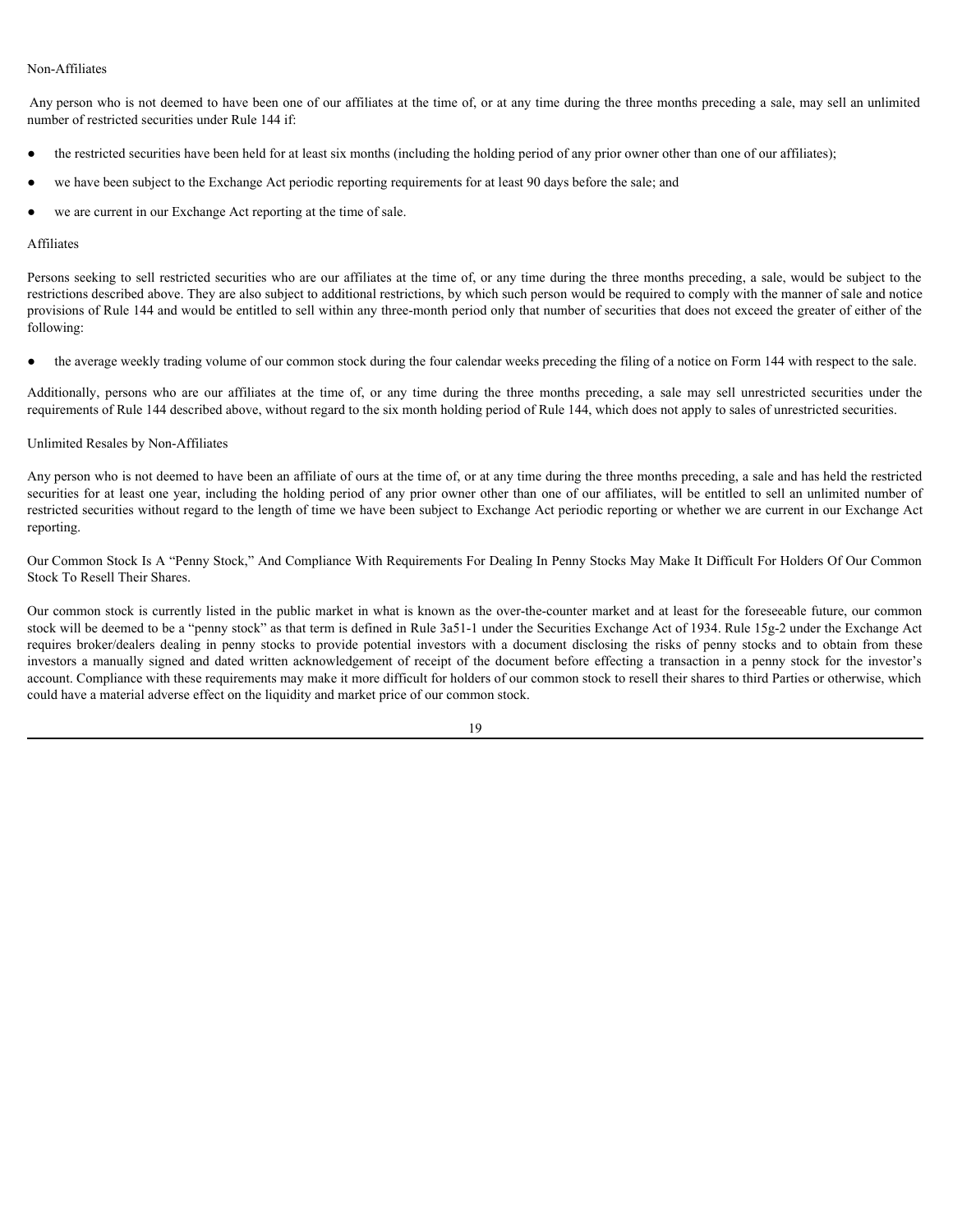Non-Affiliates

Any person who is not deemed to have been one of our affiliates at the time of, or at any time during the three months preceding a sale, may sell an unlimited number of restricted securities under Rule 144 if:

- the restricted securities have been held for at least six months (including the holding period of any prior owner other than one of our affiliates);
- we have been subject to the Exchange Act periodic reporting requirements for at least 90 days before the sale; and
- we are current in our Exchange Act reporting at the time of sale.

Affiliates

Persons seeking to sell restricted securities who are our affiliates at the time of, or any time during the three months preceding, a sale, would be subject to the restrictions described above. They are also subject to additional restrictions, by which such person would be required to comply with the manner of sale and notice provisions of Rule 144 and would be entitled to sell within any three-month period only that number of securities that does not exceed the greater of either of the following:

- the average weekly trading volume of our common stock during the four calendar weeks preceding the filing of a notice on Form 144 with respect to the sale.

Additionally, persons who are our affiliates at the time of, or any time during the three months preceding, a sale may sell unrestricted securities under the requirements of Rule 144 described above, without regard to the six month holding period of Rule 144, which does not apply to sales of unrestricted securities.

Unlimited Resales by Non-Affiliates

Any person who is not deemed to have been an affiliate of ours at the time of, or at any time during the three months preceding, a sale and has held the restricted securities for at least one year, including the holding period of any prior owner other than one of our affiliates, will be entitled to sell an unlimited number of restricted securities without regard to the length of time we have been subject to Exchange Act periodic reporting or whether we are current in our Exchange Act reporting.

Our Common Stock Is A "Penny Stock," And Compliance With Requirements For Dealing In Penny Stocks May Make It Difficult For Holders Of Our Common Stock To Resell Their Shares.

Our common stock is currently listed in the public market in what is known as the over-the-counter market and at least for the foreseeable future, our common stock will be deemed to be a "penny stock" as that term is defined in Rule 3a51-1 under the Securities Exchange Act of 1934. Rule 15g-2 under the Exchange Act requires broker/dealers dealing in penny stocks to provide potential investors with a document disclosing the risks of penny stocks and to obtain from these investors a manually signed and dated written acknowledgement of receipt of the document before effecting a transaction in a penny stock for the investor's account. Compliance with these requirements may make it more difficult for holders of our common stock to resell their shares to third Parties or otherwise, which could have a material adverse effect on the liquidity and market price of our common stock.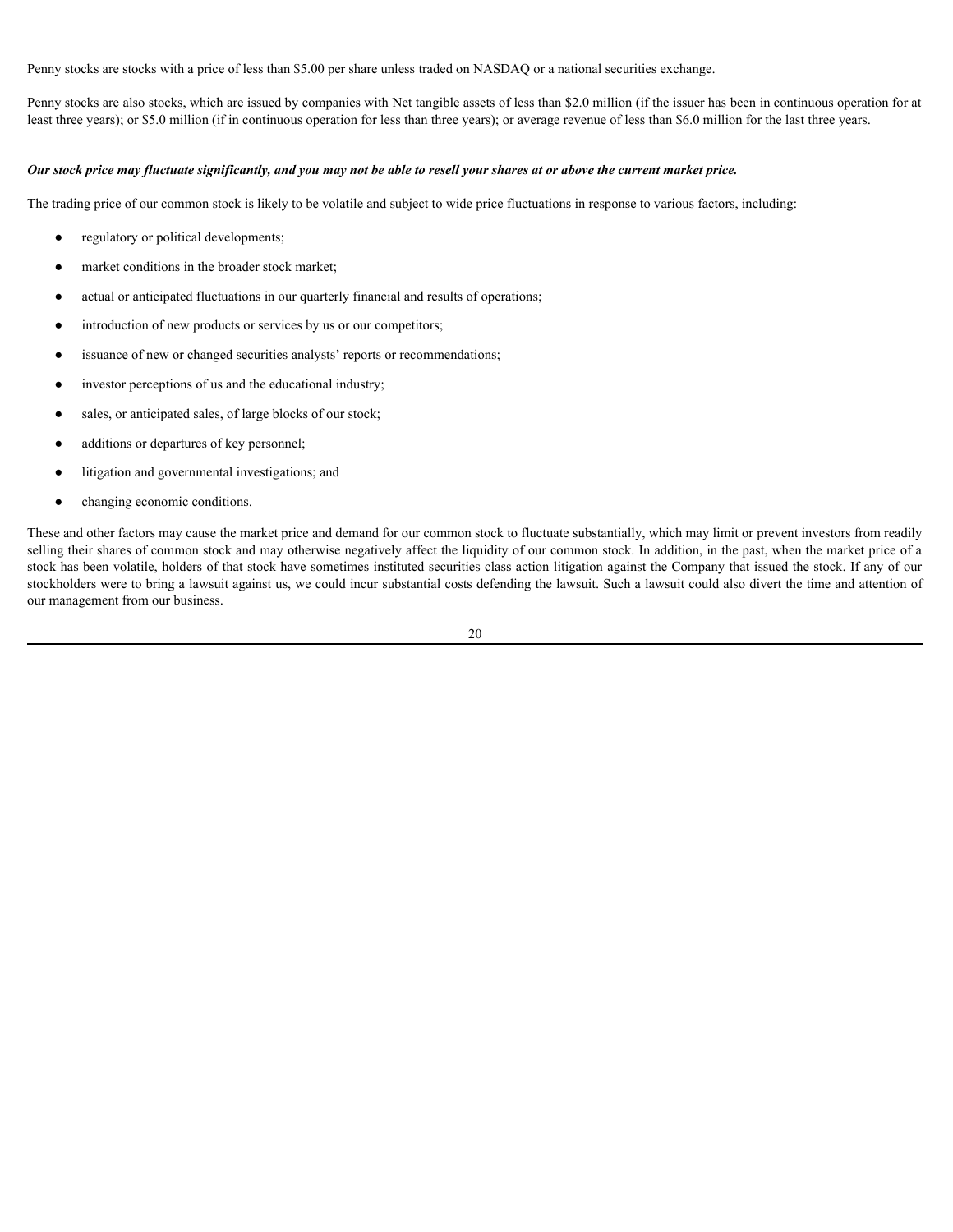Penny stocks are stocks with a price of less than $5.00 per share unless traded on NASDAQ or a national securities exchange.

Penny stocks are also stocks, which are issued by companies with Net tangible assets of less than $2.0 million (if the issuer has been in continuous operation for at least three years); or $5.0 million (if in continuous operation for less than three years); or average revenue of less than $6.0 million for the last three years.

***Our stock price may fluctuate significantly, and you may not be able to resell your shares at or above the current market price.***

The trading price of our common stock is likely to be volatile and subject to wide price fluctuations in response to various factors, including:

- regulatory or political developments;
- market conditions in the broader stock market;
- actual or anticipated fluctuations in our quarterly financial and results of operations;
- introduction of new products or services by us or our competitors;
- issuance of new or changed securities analysts' reports or recommendations;
- investor perceptions of us and the educational industry;
- sales, or anticipated sales, of large blocks of our stock;
- additions or departures of key personnel;
- litigation and governmental investigations; and
- changing economic conditions.

These and other factors may cause the market price and demand for our common stock to fluctuate substantially, which may limit or prevent investors from readily selling their shares of common stock and may otherwise negatively affect the liquidity of our common stock. In addition, in the past, when the market price of a stock has been volatile, holders of that stock have sometimes instituted securities class action litigation against the Company that issued the stock. If any of our stockholders were to bring a lawsuit against us, we could incur substantial costs defending the lawsuit. Such a lawsuit could also divert the time and attention of our management from our business.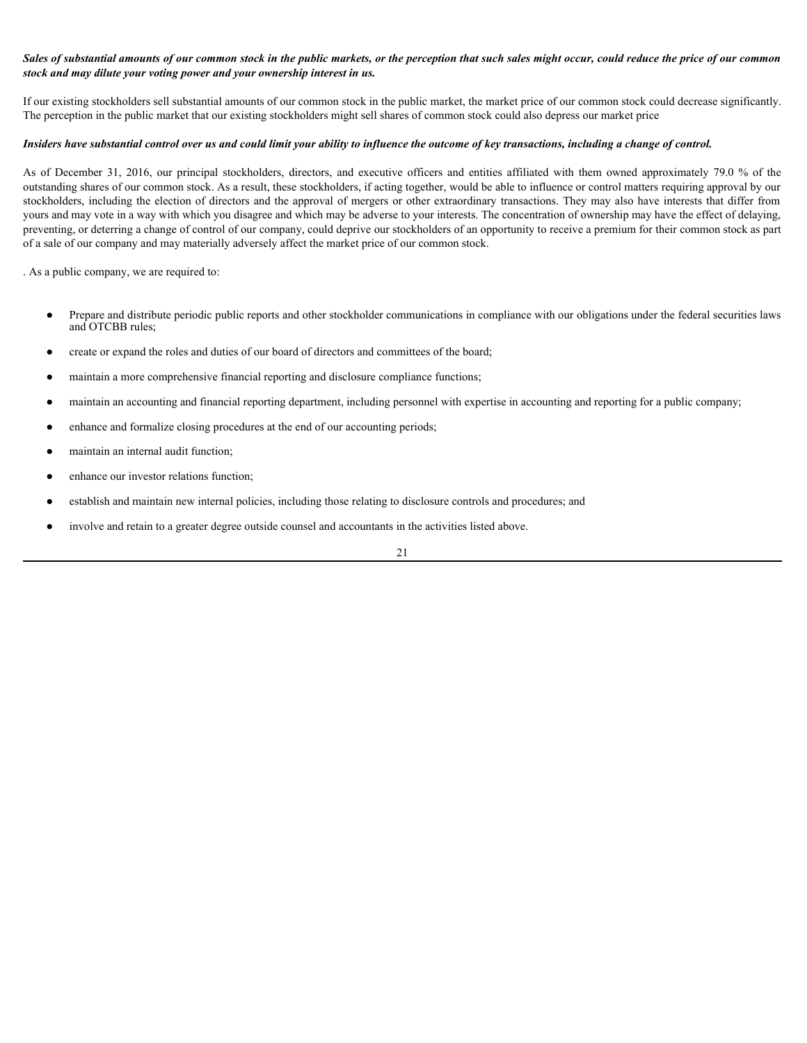***Sales of substantial amounts of our common stock in the public markets, or the perception that such sales might occur, could reduce the price of our common stock and may dilute your voting power and your ownership interest in us.***

If our existing stockholders sell substantial amounts of our common stock in the public market, the market price of our common stock could decrease significantly. The perception in the public market that our existing stockholders might sell shares of common stock could also depress our market price

***Insiders have substantial control over us and could limit your ability to influence the outcome of key transactions, including a change of control.***

As of December 31, 2016, our principal stockholders, directors, and executive officers and entities affiliated with them owned approximately 79.0 % of the outstanding shares of our common stock. As a result, these stockholders, if acting together, would be able to influence or control matters requiring approval by our stockholders, including the election of directors and the approval of mergers or other extraordinary transactions. They may also have interests that differ from yours and may vote in a way with which you disagree and which may be adverse to your interests. The concentration of ownership may have the effect of delaying, preventing, or deterring a change of control of our company, could deprive our stockholders of an opportunity to receive a premium for their common stock as part of a sale of our company and may materially adversely affect the market price of our common stock.

. As a public company, we are required to:

- Prepare and distribute periodic public reports and other stockholder communications in compliance with our obligations under the federal securities laws and OTCBB rules;
- create or expand the roles and duties of our board of directors and committees of the board;
- maintain a more comprehensive financial reporting and disclosure compliance functions;
- maintain an accounting and financial reporting department, including personnel with expertise in accounting and reporting for a public company;
- enhance and formalize closing procedures at the end of our accounting periods;
- maintain an internal audit function;
- enhance our investor relations function;
- establish and maintain new internal policies, including those relating to disclosure controls and procedures; and
- involve and retain to a greater degree outside counsel and accountants in the activities listed above.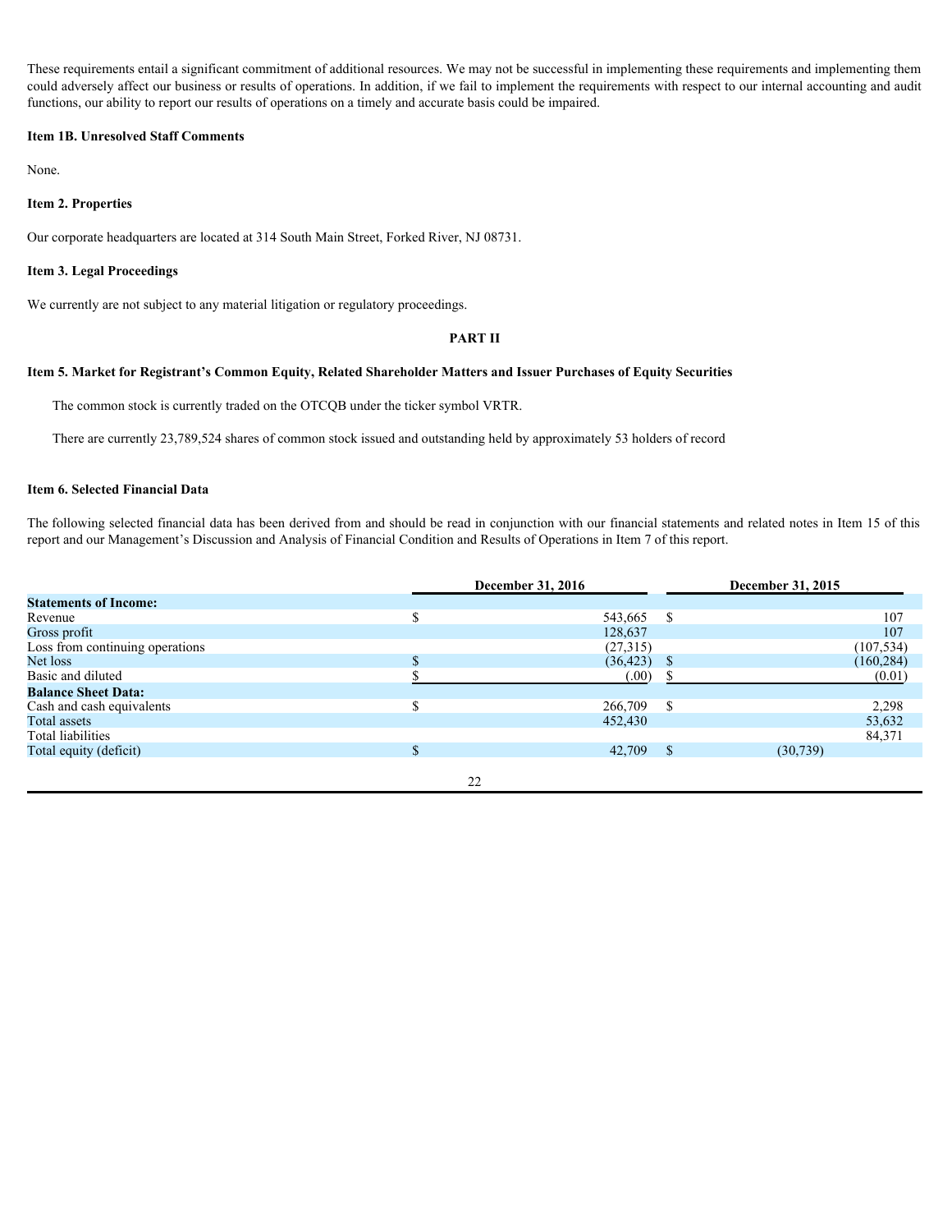These requirements entail a significant commitment of additional resources. We may not be successful in implementing these requirements and implementing them could adversely affect our business or results of operations. In addition, if we fail to implement the requirements with respect to our internal accounting and audit functions, our ability to report our results of operations on a timely and accurate basis could be impaired.

### Item 1B. Unresolved Staff Comments

None.

### Item 2. Properties

Our corporate headquarters are located at 314 South Main Street, Forked River, NJ 08731.

### Item 3. Legal Proceedings

We currently are not subject to any material litigation or regulatory proceedings.

## PART II

### Item 5. Market for Registrant's Common Equity, Related Shareholder Matters and Issuer Purchases of Equity Securities

The common stock is currently traded on the OTCQB under the ticker symbol VRTR.

There are currently 23,789,524 shares of common stock issued and outstanding held by approximately 53 holders of record

### Item 6. Selected Financial Data

The following selected financial data has been derived from and should be read in conjunction with our financial statements and related notes in Item 15 of this report and our Management's Discussion and Analysis of Financial Condition and Results of Operations in Item 7 of this report.

| | December 31, 2016 | December 31, 2015 |
|---|---|---|
| **Statements of Income:** | | |
| Revenue | $ 543,665 | $ 107 |
| Gross profit | 128,637 | 107 |
| Loss from continuing operations | (27,315) | (107,534) |
| Net loss | $ (36,423) | $ (160,284) |
| Basic and diluted | $ (.00) | $ (0.01) |
| **Balance Sheet Data:** | | |
| Cash and cash equivalents | $ 266,709 | $ 2,298 |
| Total assets | 452,430 | 53,632 |
| Total liabilities | | 84,371 |
| Total equity (deficit) | $ 42,709 | $ (30,739) |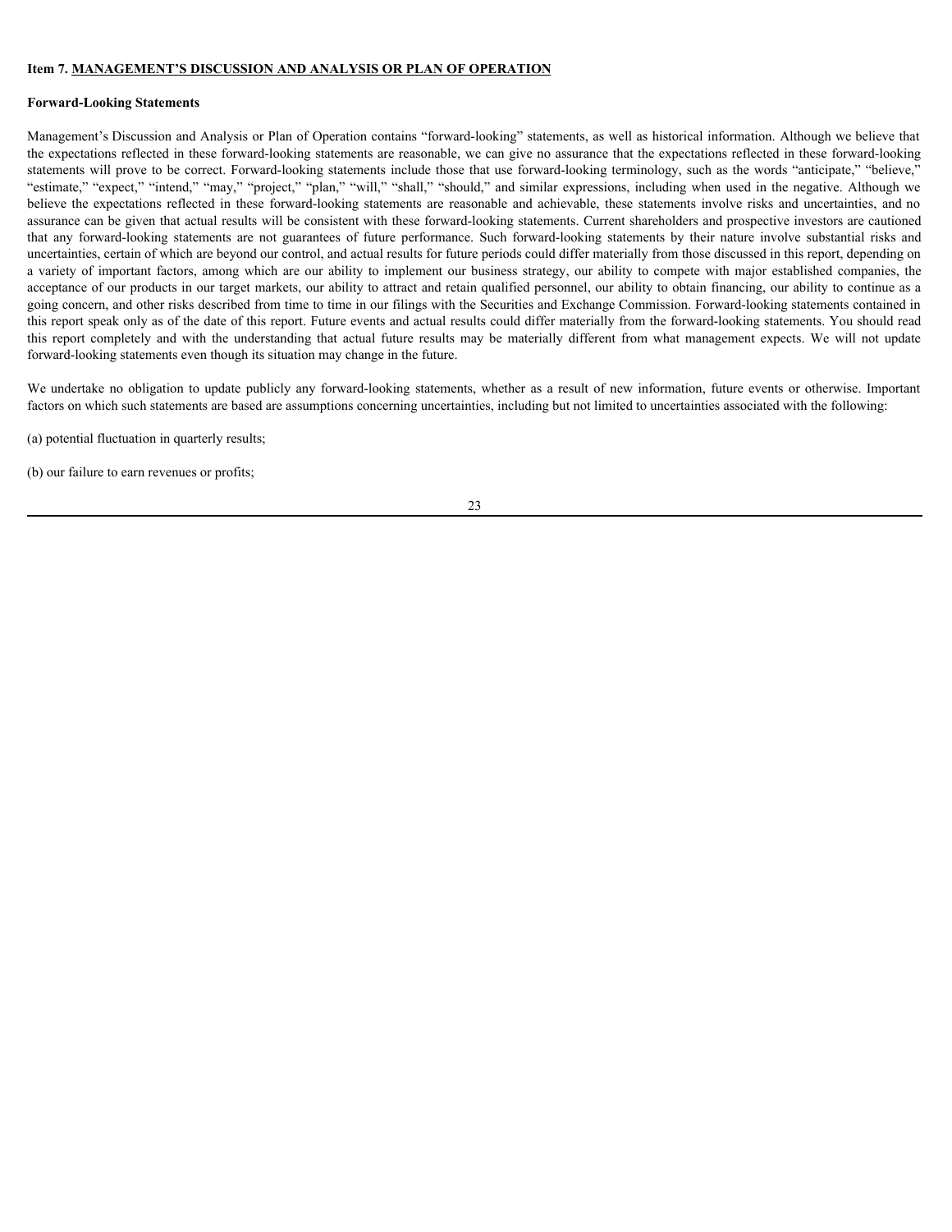**Item 7. MANAGEMENT'S DISCUSSION AND ANALYSIS OR PLAN OF OPERATION**

**Forward-Looking Statements**

Management's Discussion and Analysis or Plan of Operation contains "forward-looking" statements, as well as historical information. Although we believe that the expectations reflected in these forward-looking statements are reasonable, we can give no assurance that the expectations reflected in these forward-looking statements will prove to be correct. Forward-looking statements include those that use forward-looking terminology, such as the words "anticipate," "believe," "estimate," "expect," "intend," "may," "project," "plan," "will," "shall," "should," and similar expressions, including when used in the negative. Although we believe the expectations reflected in these forward-looking statements are reasonable and achievable, these statements involve risks and uncertainties, and no assurance can be given that actual results will be consistent with these forward-looking statements. Current shareholders and prospective investors are cautioned that any forward-looking statements are not guarantees of future performance. Such forward-looking statements by their nature involve substantial risks and uncertainties, certain of which are beyond our control, and actual results for future periods could differ materially from those discussed in this report, depending on a variety of important factors, among which are our ability to implement our business strategy, our ability to compete with major established companies, the acceptance of our products in our target markets, our ability to attract and retain qualified personnel, our ability to obtain financing, our ability to continue as a going concern, and other risks described from time to time in our filings with the Securities and Exchange Commission. Forward-looking statements contained in this report speak only as of the date of this report. Future events and actual results could differ materially from the forward-looking statements. You should read this report completely and with the understanding that actual future results may be materially different from what management expects. We will not update forward-looking statements even though its situation may change in the future.

We undertake no obligation to update publicly any forward-looking statements, whether as a result of new information, future events or otherwise. Important factors on which such statements are based are assumptions concerning uncertainties, including but not limited to uncertainties associated with the following:

(a) potential fluctuation in quarterly results;

(b) our failure to earn revenues or profits;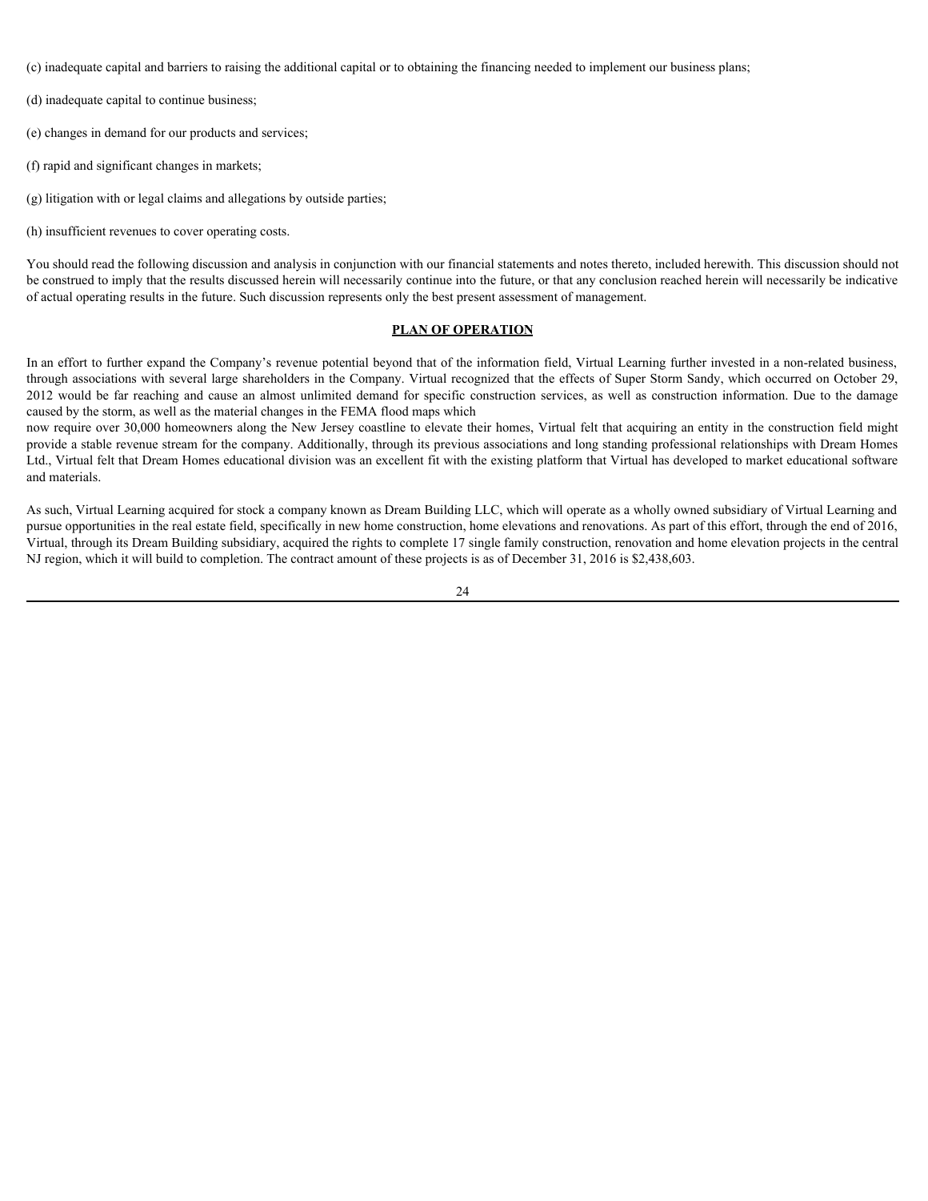(c) inadequate capital and barriers to raising the additional capital or to obtaining the financing needed to implement our business plans;

(d) inadequate capital to continue business;

(e) changes in demand for our products and services;

(f) rapid and significant changes in markets;

(g) litigation with or legal claims and allegations by outside parties;

(h) insufficient revenues to cover operating costs.

You should read the following discussion and analysis in conjunction with our financial statements and notes thereto, included herewith. This discussion should not be construed to imply that the results discussed herein will necessarily continue into the future, or that any conclusion reached herein will necessarily be indicative of actual operating results in the future. Such discussion represents only the best present assessment of management.

## PLAN OF OPERATION

In an effort to further expand the Company's revenue potential beyond that of the information field, Virtual Learning further invested in a non-related business, through associations with several large shareholders in the Company. Virtual recognized that the effects of Super Storm Sandy, which occurred on October 29, 2012 would be far reaching and cause an almost unlimited demand for specific construction services, as well as construction information. Due to the damage caused by the storm, as well as the material changes in the FEMA flood maps which now require over 30,000 homeowners along the New Jersey coastline to elevate their homes, Virtual felt that acquiring an entity in the construction field might provide a stable revenue stream for the company. Additionally, through its previous associations and long standing professional relationships with Dream Homes Ltd., Virtual felt that Dream Homes educational division was an excellent fit with the existing platform that Virtual has developed to market educational software and materials.

As such, Virtual Learning acquired for stock a company known as Dream Building LLC, which will operate as a wholly owned subsidiary of Virtual Learning and pursue opportunities in the real estate field, specifically in new home construction, home elevations and renovations. As part of this effort, through the end of 2016, Virtual, through its Dream Building subsidiary, acquired the rights to complete 17 single family construction, renovation and home elevation projects in the central NJ region, which it will build to completion. The contract amount of these projects is as of December 31, 2016 is $2,438,603.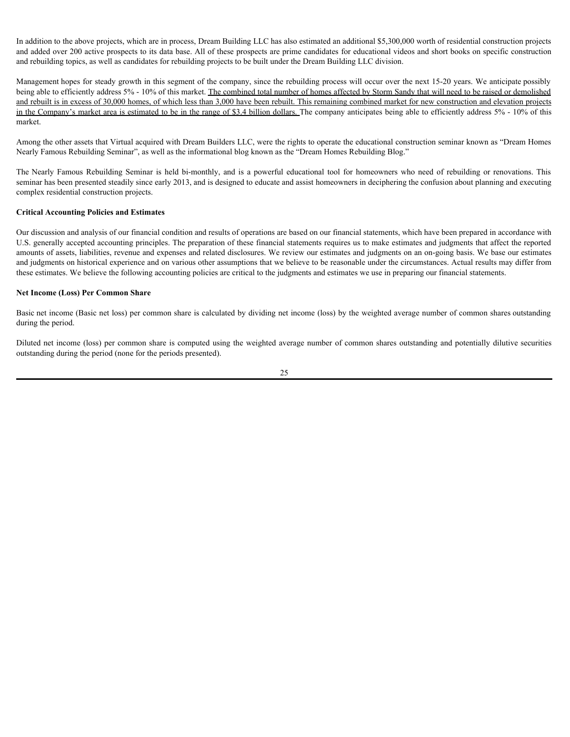In addition to the above projects, which are in process, Dream Building LLC has also estimated an additional $5,300,000 worth of residential construction projects and added over 200 active prospects to its data base. All of these prospects are prime candidates for educational videos and short books on specific construction and rebuilding topics, as well as candidates for rebuilding projects to be built under the Dream Building LLC division.

Management hopes for steady growth in this segment of the company, since the rebuilding process will occur over the next 15-20 years. We anticipate possibly being able to efficiently address 5% - 10% of this market. <u>The combined total number of homes affected by Storm Sandy that will need to be raised or demolished and rebuilt is in excess of 30,000 homes, of which less than 3,000 have been rebuilt. This remaining combined market for new construction and elevation projects in the Company's market area is estimated to be in the range of $3.4 billion dollars.</u> The company anticipates being able to efficiently address 5% - 10% of this market.

Among the other assets that Virtual acquired with Dream Builders LLC, were the rights to operate the educational construction seminar known as "Dream Homes Nearly Famous Rebuilding Seminar", as well as the informational blog known as the "Dream Homes Rebuilding Blog."

The Nearly Famous Rebuilding Seminar is held bi-monthly, and is a powerful educational tool for homeowners who need of rebuilding or renovations. This seminar has been presented steadily since early 2013, and is designed to educate and assist homeowners in deciphering the confusion about planning and executing complex residential construction projects.

**Critical Accounting Policies and Estimates**

Our discussion and analysis of our financial condition and results of operations are based on our financial statements, which have been prepared in accordance with U.S. generally accepted accounting principles. The preparation of these financial statements requires us to make estimates and judgments that affect the reported amounts of assets, liabilities, revenue and expenses and related disclosures. We review our estimates and judgments on an on-going basis. We base our estimates and judgments on historical experience and on various other assumptions that we believe to be reasonable under the circumstances. Actual results may differ from these estimates. We believe the following accounting policies are critical to the judgments and estimates we use in preparing our financial statements.

**Net Income (Loss) Per Common Share**

Basic net income (Basic net loss) per common share is calculated by dividing net income (loss) by the weighted average number of common shares outstanding during the period.

Diluted net income (loss) per common share is computed using the weighted average number of common shares outstanding and potentially dilutive securities outstanding during the period (none for the periods presented).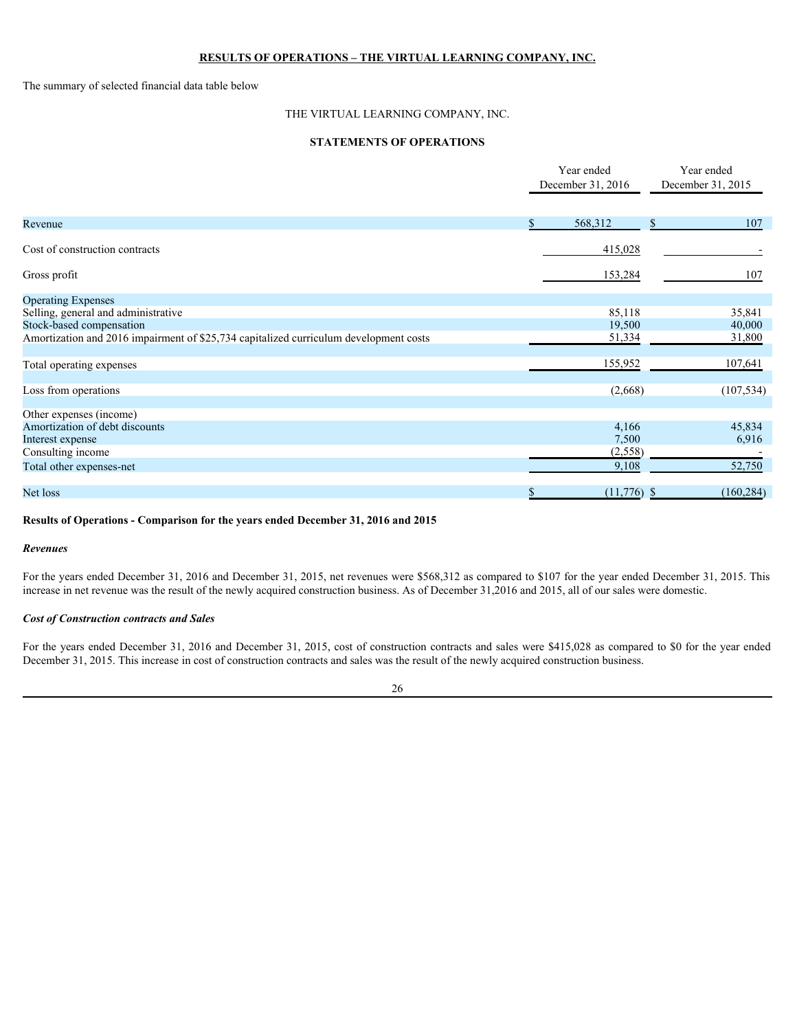**RESULTS OF OPERATIONS – THE VIRTUAL LEARNING COMPANY, INC.**

The summary of selected financial data table below

THE VIRTUAL LEARNING COMPANY, INC.

**STATEMENTS OF OPERATIONS**

| | Year ended December 31, 2016 | Year ended December 31, 2015 |
|---|---|---|
| Revenue | $ 568,312 | $ 107 |
| Cost of construction contracts | 415,028 | - |
| Gross profit | 153,284 | 107 |
| Operating Expenses | | |
| Selling, general and administrative | 85,118 | 35,841 |
| Stock-based compensation | 19,500 | 40,000 |
| Amortization and 2016 impairment of $25,734 capitalized curriculum development costs | 51,334 | 31,800 |
| Total operating expenses | 155,952 | 107,641 |
| Loss from operations | (2,668) | (107,534) |
| Other expenses (income) | | |
| Amortization of debt discounts | 4,166 | 45,834 |
| Interest expense | 7,500 | 6,916 |
| Consulting income | (2,558) | - |
| Total other expenses-net | 9,108 | 52,750 |
| Net loss | $ (11,776) | $ (160,284) |

**Results of Operations - Comparison for the years ended December 31, 2016 and 2015**

***Revenues***

For the years ended December 31, 2016 and December 31, 2015, net revenues were $568,312 as compared to $107 for the year ended December 31, 2015. This increase in net revenue was the result of the newly acquired construction business. As of December 31,2016 and 2015, all of our sales were domestic.

***Cost of Construction contracts and Sales***

For the years ended December 31, 2016 and December 31, 2015, cost of construction contracts and sales were $415,028 as compared to $0 for the year ended December 31, 2015. This increase in cost of construction contracts and sales was the result of the newly acquired construction business.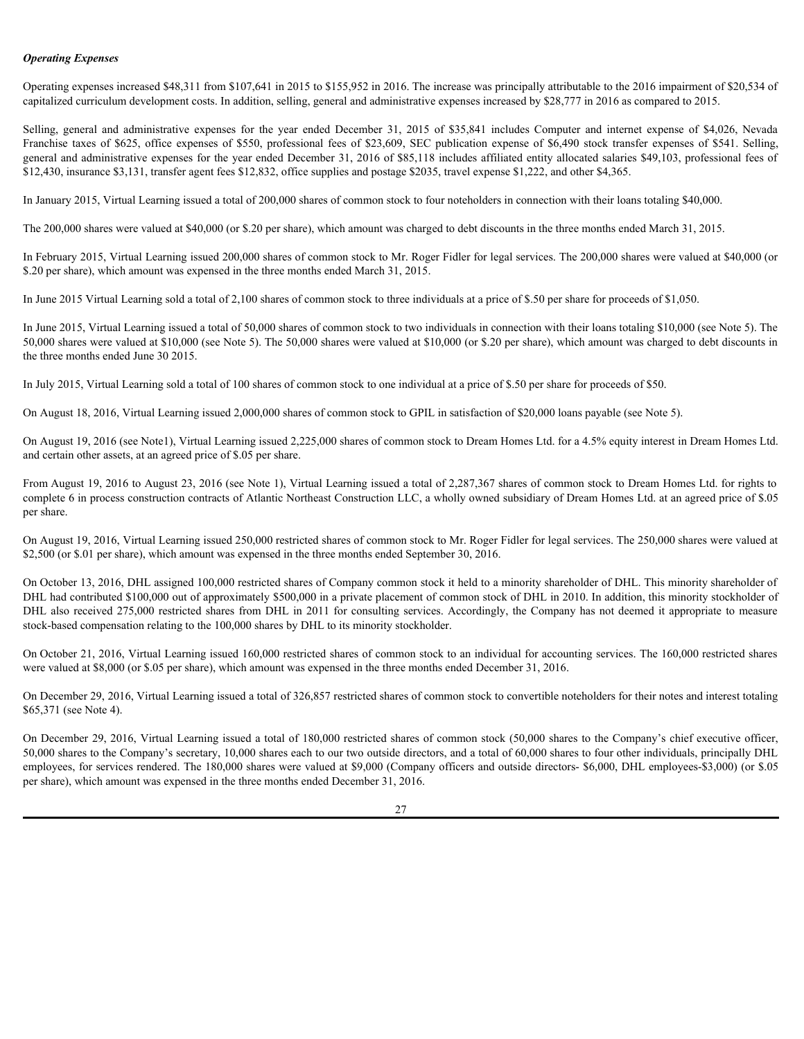***Operating Expenses***

Operating expenses increased $48,311 from $107,641 in 2015 to $155,952 in 2016. The increase was principally attributable to the 2016 impairment of $20,534 of capitalized curriculum development costs. In addition, selling, general and administrative expenses increased by $28,777 in 2016 as compared to 2015.

Selling, general and administrative expenses for the year ended December 31, 2015 of $35,841 includes Computer and internet expense of $4,026, Nevada Franchise taxes of $625, office expenses of $550, professional fees of $23,609, SEC publication expense of $6,490 stock transfer expenses of $541. Selling, general and administrative expenses for the year ended December 31, 2016 of $85,118 includes affiliated entity allocated salaries $49,103, professional fees of $12,430, insurance $3,131, transfer agent fees $12,832, office supplies and postage $2035, travel expense $1,222, and other $4,365.

In January 2015, Virtual Learning issued a total of 200,000 shares of common stock to four noteholders in connection with their loans totaling $40,000.

The 200,000 shares were valued at $40,000 (or $.20 per share), which amount was charged to debt discounts in the three months ended March 31, 2015.

In February 2015, Virtual Learning issued 200,000 shares of common stock to Mr. Roger Fidler for legal services. The 200,000 shares were valued at $40,000 (or $.20 per share), which amount was expensed in the three months ended March 31, 2015.

In June 2015 Virtual Learning sold a total of 2,100 shares of common stock to three individuals at a price of $.50 per share for proceeds of $1,050.

In June 2015, Virtual Learning issued a total of 50,000 shares of common stock to two individuals in connection with their loans totaling $10,000 (see Note 5). The 50,000 shares were valued at $10,000 (see Note 5). The 50,000 shares were valued at $10,000 (or $.20 per share), which amount was charged to debt discounts in the three months ended June 30 2015.

In July 2015, Virtual Learning sold a total of 100 shares of common stock to one individual at a price of $.50 per share for proceeds of $50.

On August 18, 2016, Virtual Learning issued 2,000,000 shares of common stock to GPIL in satisfaction of $20,000 loans payable (see Note 5).

On August 19, 2016 (see Note1), Virtual Learning issued 2,225,000 shares of common stock to Dream Homes Ltd. for a 4.5% equity interest in Dream Homes Ltd. and certain other assets, at an agreed price of $.05 per share.

From August 19, 2016 to August 23, 2016 (see Note 1), Virtual Learning issued a total of 2,287,367 shares of common stock to Dream Homes Ltd. for rights to complete 6 in process construction contracts of Atlantic Northeast Construction LLC, a wholly owned subsidiary of Dream Homes Ltd. at an agreed price of $.05 per share.

On August 19, 2016, Virtual Learning issued 250,000 restricted shares of common stock to Mr. Roger Fidler for legal services. The 250,000 shares were valued at $2,500 (or $.01 per share), which amount was expensed in the three months ended September 30, 2016.

On October 13, 2016, DHL assigned 100,000 restricted shares of Company common stock it held to a minority shareholder of DHL. This minority shareholder of DHL had contributed $100,000 out of approximately $500,000 in a private placement of common stock of DHL in 2010. In addition, this minority stockholder of DHL also received 275,000 restricted shares from DHL in 2011 for consulting services. Accordingly, the Company has not deemed it appropriate to measure stock-based compensation relating to the 100,000 shares by DHL to its minority stockholder.

On October 21, 2016, Virtual Learning issued 160,000 restricted shares of common stock to an individual for accounting services. The 160,000 restricted shares were valued at $8,000 (or $.05 per share), which amount was expensed in the three months ended December 31, 2016.

On December 29, 2016, Virtual Learning issued a total of 326,857 restricted shares of common stock to convertible noteholders for their notes and interest totaling $65,371 (see Note 4).

On December 29, 2016, Virtual Learning issued a total of 180,000 restricted shares of common stock (50,000 shares to the Company's chief executive officer, 50,000 shares to the Company's secretary, 10,000 shares each to our two outside directors, and a total of 60,000 shares to four other individuals, principally DHL employees, for services rendered. The 180,000 shares were valued at $9,000 (Company officers and outside directors- $6,000, DHL employees-$3,000) (or $.05 per share), which amount was expensed in the three months ended December 31, 2016.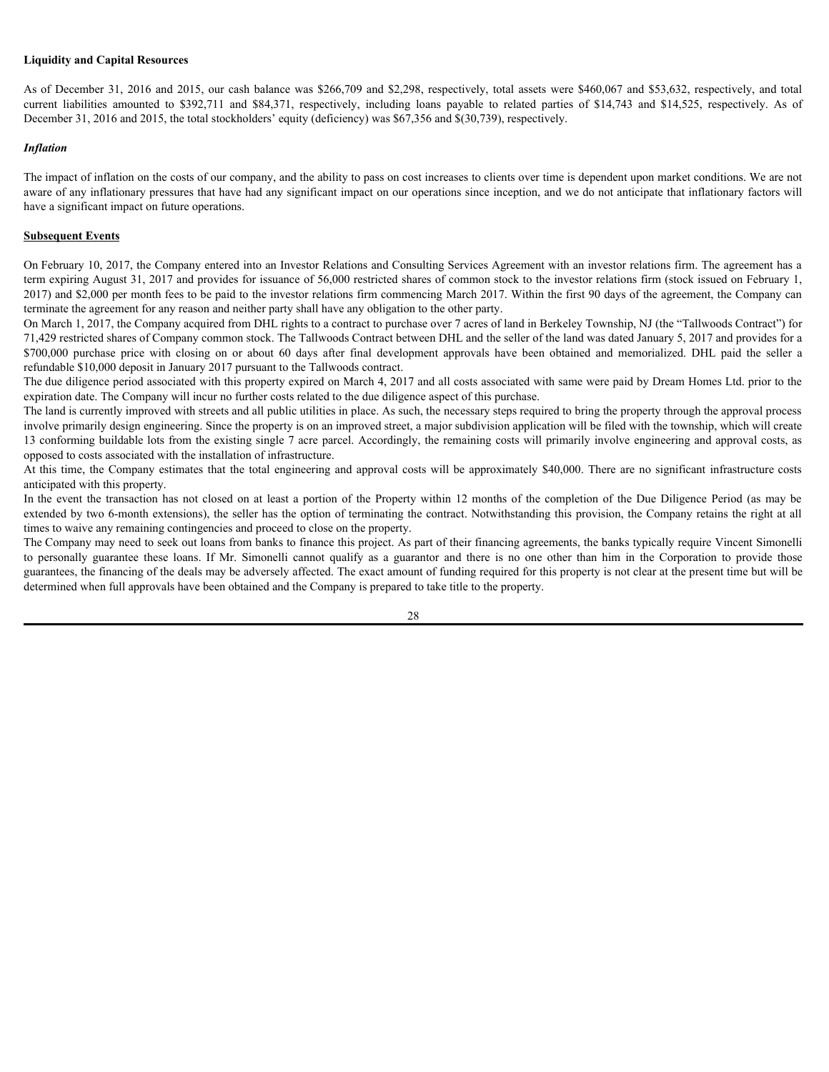**Liquidity and Capital Resources**

As of December 31, 2016 and 2015, our cash balance was $266,709 and $2,298, respectively, total assets were $460,067 and $53,632, respectively, and total current liabilities amounted to $392,711 and $84,371, respectively, including loans payable to related parties of $14,743 and $14,525, respectively. As of December 31, 2016 and 2015, the total stockholders' equity (deficiency) was $67,356 and $(30,739), respectively.

***Inflation***

The impact of inflation on the costs of our company, and the ability to pass on cost increases to clients over time is dependent upon market conditions. We are not aware of any inflationary pressures that have had any significant impact on our operations since inception, and we do not anticipate that inflationary factors will have a significant impact on future operations.

**Subsequent Events**

On February 10, 2017, the Company entered into an Investor Relations and Consulting Services Agreement with an investor relations firm. The agreement has a term expiring August 31, 2017 and provides for issuance of 56,000 restricted shares of common stock to the investor relations firm (stock issued on February 1, 2017) and $2,000 per month fees to be paid to the investor relations firm commencing March 2017. Within the first 90 days of the agreement, the Company can terminate the agreement for any reason and neither party shall have any obligation to the other party.

On March 1, 2017, the Company acquired from DHL rights to a contract to purchase over 7 acres of land in Berkeley Township, NJ (the "Tallwoods Contract") for 71,429 restricted shares of Company common stock. The Tallwoods Contract between DHL and the seller of the land was dated January 5, 2017 and provides for a $700,000 purchase price with closing on or about 60 days after final development approvals have been obtained and memorialized. DHL paid the seller a refundable $10,000 deposit in January 2017 pursuant to the Tallwoods contract.

The due diligence period associated with this property expired on March 4, 2017 and all costs associated with same were paid by Dream Homes Ltd. prior to the expiration date. The Company will incur no further costs related to the due diligence aspect of this purchase.

The land is currently improved with streets and all public utilities in place. As such, the necessary steps required to bring the property through the approval process involve primarily design engineering. Since the property is on an improved street, a major subdivision application will be filed with the township, which will create 13 conforming buildable lots from the existing single 7 acre parcel. Accordingly, the remaining costs will primarily involve engineering and approval costs, as opposed to costs associated with the installation of infrastructure.

At this time, the Company estimates that the total engineering and approval costs will be approximately $40,000. There are no significant infrastructure costs anticipated with this property.

In the event the transaction has not closed on at least a portion of the Property within 12 months of the completion of the Due Diligence Period (as may be extended by two 6-month extensions), the seller has the option of terminating the contract. Notwithstanding this provision, the Company retains the right at all times to waive any remaining contingencies and proceed to close on the property.

The Company may need to seek out loans from banks to finance this project. As part of their financing agreements, the banks typically require Vincent Simonelli to personally guarantee these loans. If Mr. Simonelli cannot qualify as a guarantor and there is no one other than him in the Corporation to provide those guarantees, the financing of the deals may be adversely affected. The exact amount of funding required for this property is not clear at the present time but will be determined when full approvals have been obtained and the Company is prepared to take title to the property.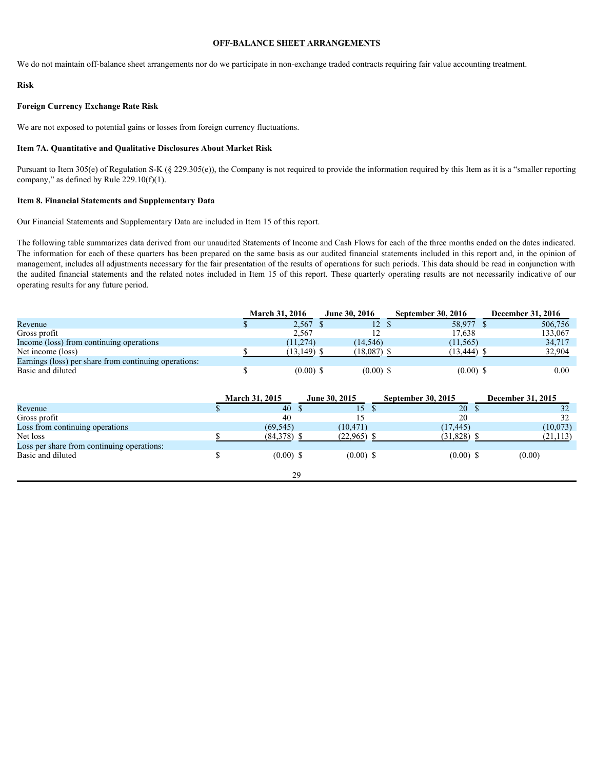## OFF-BALANCE SHEET ARRANGEMENTS

We do not maintain off-balance sheet arrangements nor do we participate in non-exchange traded contracts requiring fair value accounting treatment.

**Risk**

**Foreign Currency Exchange Rate Risk**

We are not exposed to potential gains or losses from foreign currency fluctuations.

### Item 7A. Quantitative and Qualitative Disclosures About Market Risk

Pursuant to Item 305(e) of Regulation S-K (§ 229.305(e)), the Company is not required to provide the information required by this Item as it is a "smaller reporting company," as defined by Rule 229.10(f)(1).

### Item 8. Financial Statements and Supplementary Data

Our Financial Statements and Supplementary Data are included in Item 15 of this report.

The following table summarizes data derived from our unaudited Statements of Income and Cash Flows for each of the three months ended on the dates indicated. The information for each of these quarters has been prepared on the same basis as our audited financial statements included in this report and, in the opinion of management, includes all adjustments necessary for the fair presentation of the results of operations for such periods. This data should be read in conjunction with the audited financial statements and the related notes included in Item 15 of this report. These quarterly operating results are not necessarily indicative of our operating results for any future period.

| | March 31, 2016 | June 30, 2016 | September 30, 2016 | December 31, 2016 |
|---|---|---|---|---|
| Revenue | $ 2,567 | $ 12 | $ 58,977 | $ 506,756 |
| Gross profit | 2,567 | 12 | 17,638 | 133,067 |
| Income (loss) from continuing operations | (11,274) | (14,546) | (11,565) | 34,717 |
| Net income (loss) | $ (13,149) | $ (18,087) | $ (13,444) | $ 32,904 |
| Earnings (loss) per share from continuing operations: | | | | |
| Basic and diluted | $ (0.00) | $ (0.00) | $ (0.00) | $ 0.00 |

| | March 31, 2015 | June 30, 2015 | September 30, 2015 | December 31, 2015 |
|---|---|---|---|---|
| Revenue | $ 40 | $ 15 | $ 20 | $ 32 |
| Gross profit | 40 | 15 | 20 | 32 |
| Loss from continuing operations | (69,545) | (10,471) | (17,445) | (10,073) |
| Net loss | $ (84,378) | $ (22,965) | $ (31,828) | $ (21,113) |
| Loss per share from continuing operations: | | | | |
| Basic and diluted | $ (0.00) | $ (0.00) | $ (0.00) | $ (0.00) |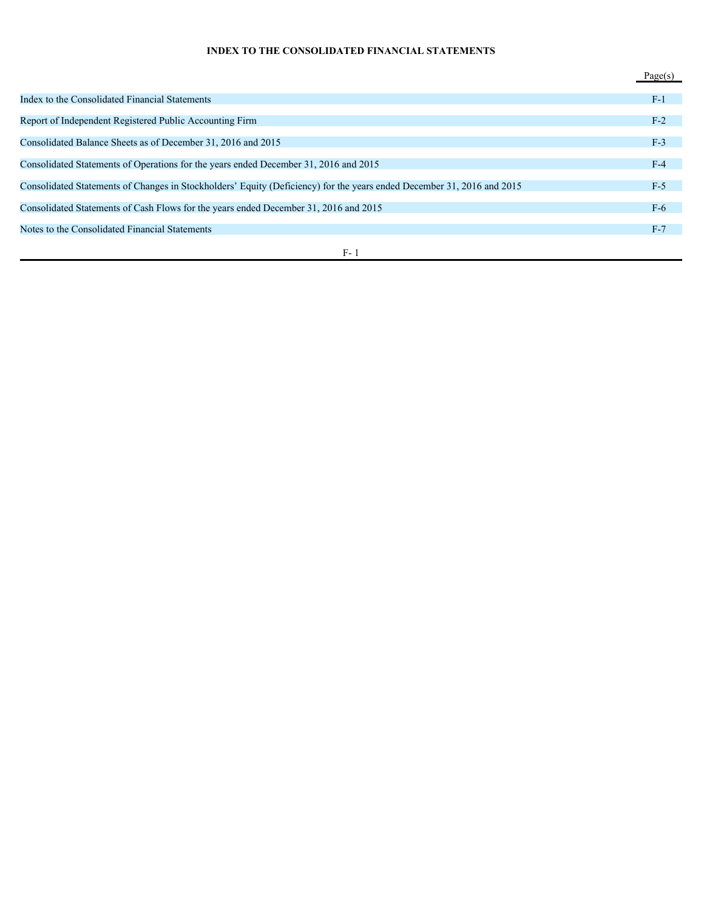**INDEX TO THE CONSOLIDATED FINANCIAL STATEMENTS**

| | Page(s) |
|---|---|
| Index to the Consolidated Financial Statements | F-1 |
| Report of Independent Registered Public Accounting Firm | F-2 |
| Consolidated Balance Sheets as of December 31, 2016 and 2015 | F-3 |
| Consolidated Statements of Operations for the years ended December 31, 2016 and 2015 | F-4 |
| Consolidated Statements of Changes in Stockholders' Equity (Deficiency) for the years ended December 31, 2016 and 2015 | F-5 |
| Consolidated Statements of Cash Flows for the years ended December 31, 2016 and 2015 | F-6 |
| Notes to the Consolidated Financial Statements | F-7 |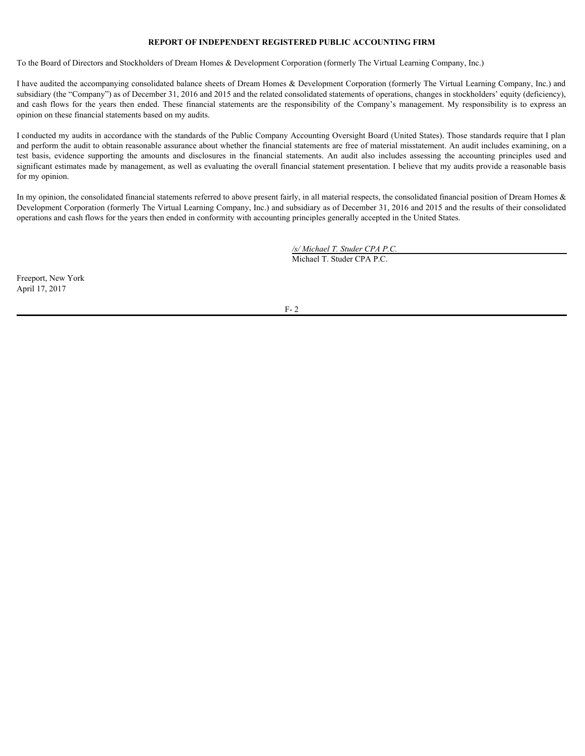**REPORT OF INDEPENDENT REGISTERED PUBLIC ACCOUNTING FIRM**

To the Board of Directors and Stockholders of Dream Homes & Development Corporation (formerly The Virtual Learning Company, Inc.)

I have audited the accompanying consolidated balance sheets of Dream Homes & Development Corporation (formerly The Virtual Learning Company, Inc.) and subsidiary (the "Company") as of December 31, 2016 and 2015 and the related consolidated statements of operations, changes in stockholders' equity (deficiency), and cash flows for the years then ended. These financial statements are the responsibility of the Company's management. My responsibility is to express an opinion on these financial statements based on my audits.

I conducted my audits in accordance with the standards of the Public Company Accounting Oversight Board (United States). Those standards require that I plan and perform the audit to obtain reasonable assurance about whether the financial statements are free of material misstatement. An audit includes examining, on a test basis, evidence supporting the amounts and disclosures in the financial statements. An audit also includes assessing the accounting principles used and significant estimates made by management, as well as evaluating the overall financial statement presentation. I believe that my audits provide a reasonable basis for my opinion.

In my opinion, the consolidated financial statements referred to above present fairly, in all material respects, the consolidated financial position of Dream Homes & Development Corporation (formerly The Virtual Learning Company, Inc.) and subsidiary as of December 31, 2016 and 2015 and the results of their consolidated operations and cash flows for the years then ended in conformity with accounting principles generally accepted in the United States.

*/s/ Michael T. Studer CPA P.C.*
Michael T. Studer CPA P.C.

Freeport, New York
April 17, 2017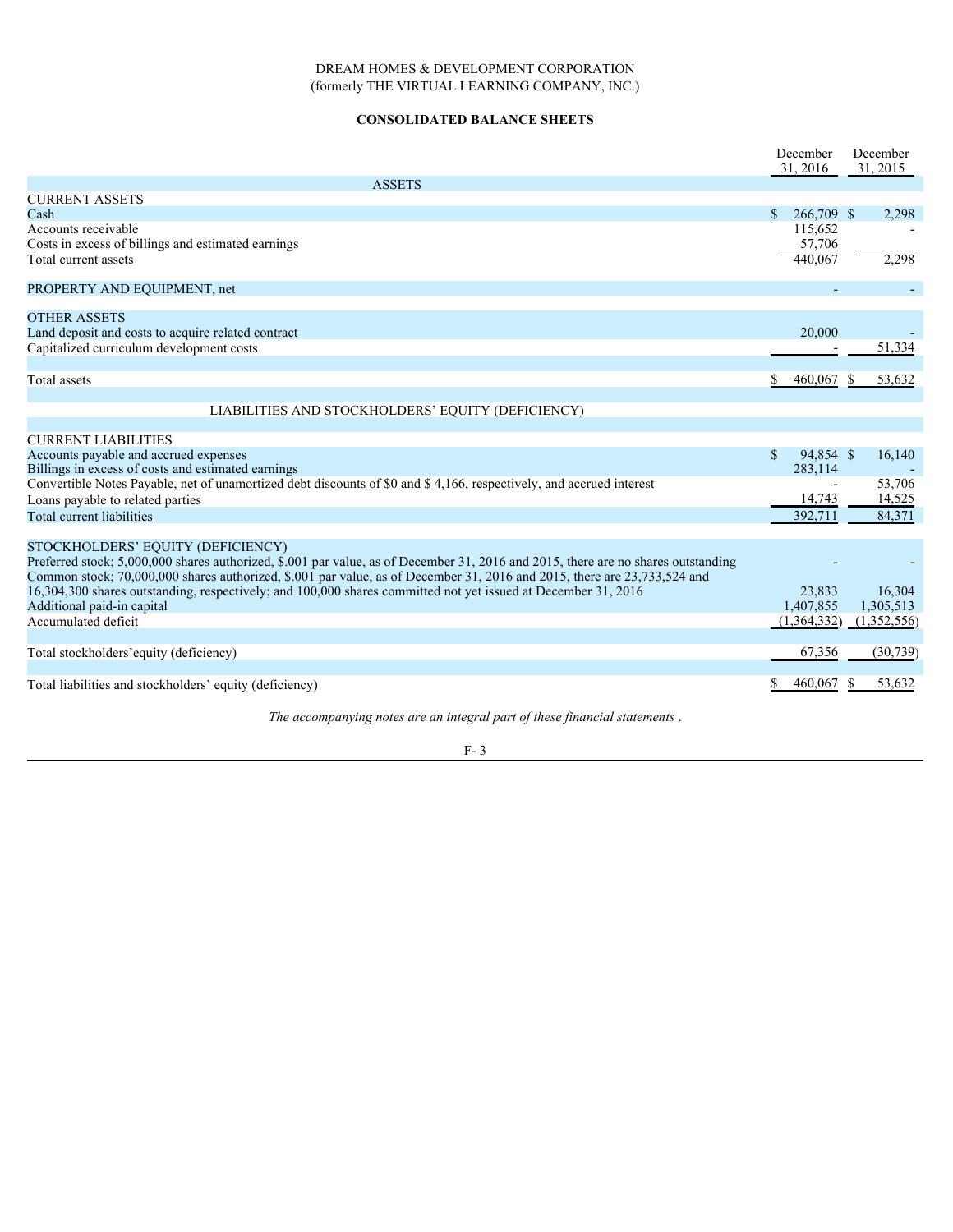DREAM HOMES & DEVELOPMENT CORPORATION
(formerly THE VIRTUAL LEARNING COMPANY, INC.)

**CONSOLIDATED BALANCE SHEETS**

| | December 31, 2016 | December 31, 2015 |
|---|---|---|
| ASSETS | | |
| CURRENT ASSETS | | |
| Cash | $ 266,709 | $ 2,298 |
| Accounts receivable | 115,652 | - |
| Costs in excess of billings and estimated earnings | 57,706 | |
| Total current assets | 440,067 | 2,298 |
| | | |
| PROPERTY AND EQUIPMENT, net | - | - |
| | | |
| OTHER ASSETS | | |
| Land deposit and costs to acquire related contract | 20,000 | - |
| Capitalized curriculum development costs | - | 51,334 |
| | | |
| Total assets | $ 460,067 | $ 53,632 |
| | | |
| LIABILITIES AND STOCKHOLDERS' EQUITY (DEFICIENCY) | | |
| | | |
| CURRENT LIABILITIES | | |
| Accounts payable and accrued expenses | $ 94,854 | $ 16,140 |
| Billings in excess of costs and estimated earnings | 283,114 | - |
| Convertible Notes Payable, net of unamortized debt discounts of $0 and $ 4,166, respectively, and accrued interest | - | 53,706 |
| Loans payable to related parties | 14,743 | 14,525 |
| Total current liabilities | 392,711 | 84,371 |
| | | |
| STOCKHOLDERS' EQUITY (DEFICIENCY) | | |
| Preferred stock; 5,000,000 shares authorized, $.001 par value, as of December 31, 2016 and 2015, there are no shares outstanding | - | - |
| Common stock; 70,000,000 shares authorized, $.001 par value, as of December 31, 2016 and 2015, there are 23,733,524 and 16,304,300 shares outstanding, respectively; and 100,000 shares committed not yet issued at December 31, 2016 | 23,833 | 16,304 |
| Additional paid-in capital | 1,407,855 | 1,305,513 |
| Accumulated deficit | (1,364,332) | (1,352,556) |
| | | |
| Total stockholders'equity (deficiency) | 67,356 | (30,739) |
| | | |
| Total liabilities and stockholders' equity (deficiency) | $ 460,067 | $ 53,632 |

*The accompanying notes are an integral part of these financial statements .*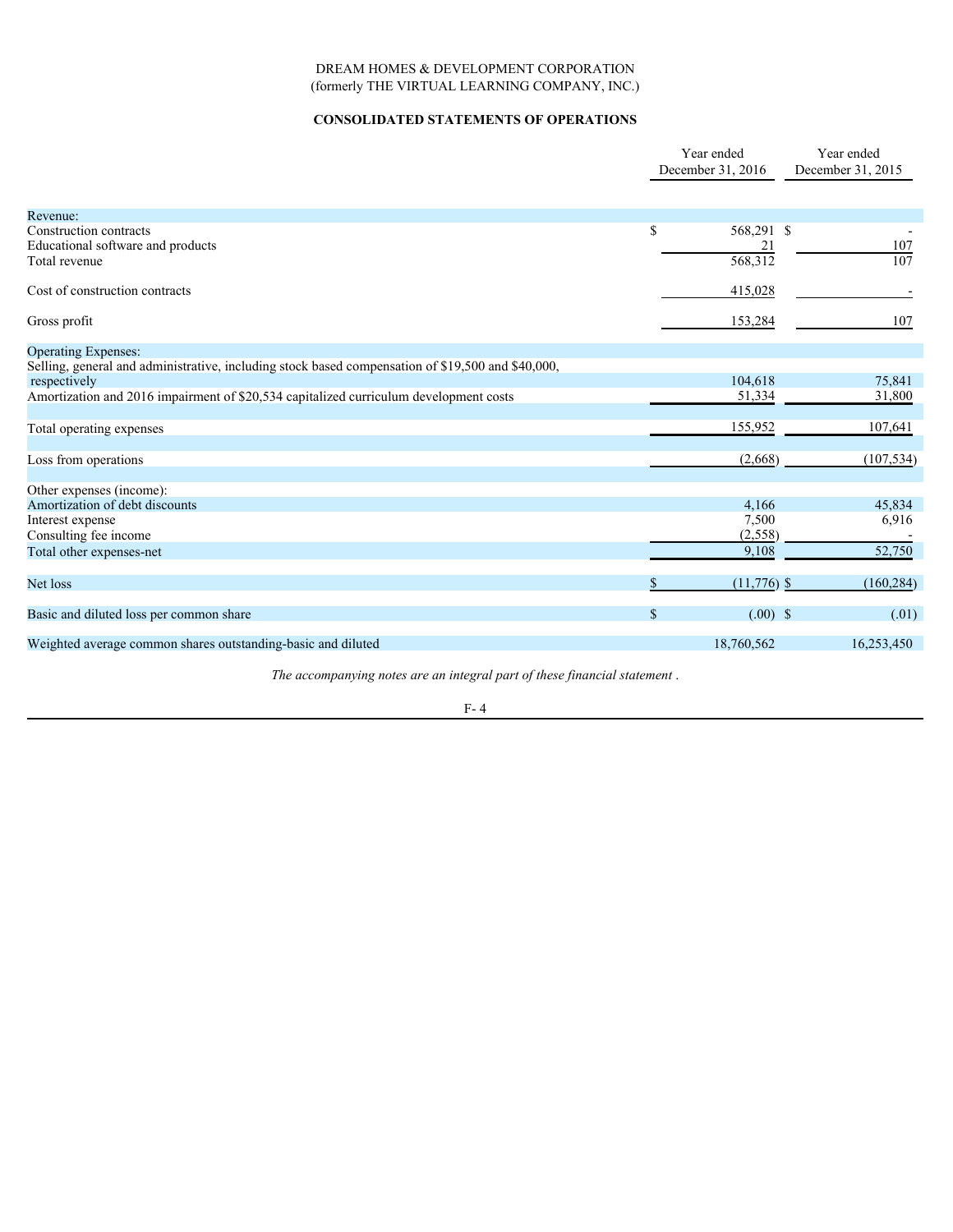DREAM HOMES & DEVELOPMENT CORPORATION
(formerly THE VIRTUAL LEARNING COMPANY, INC.)

**CONSOLIDATED STATEMENTS OF OPERATIONS**

| | Year ended December 31, 2016 | Year ended December 31, 2015 |
|---|---|---|
| Revenue: | | |
| Construction contracts | $ 568,291 | $ - |
| Educational software and products | 21 | 107 |
| Total revenue | 568,312 | 107 |
| Cost of construction contracts | 415,028 | - |
| Gross profit | 153,284 | 107 |
| Operating Expenses: | | |
| Selling, general and administrative, including stock based compensation of $19,500 and $40,000, respectively | 104,618 | 75,841 |
| Amortization and 2016 impairment of $20,534 capitalized curriculum development costs | 51,334 | 31,800 |
| Total operating expenses | 155,952 | 107,641 |
| Loss from operations | (2,668) | (107,534) |
| Other expenses (income): | | |
| Amortization of debt discounts | 4,166 | 45,834 |
| Interest expense | 7,500 | 6,916 |
| Consulting fee income | (2,558) | - |
| Total other expenses-net | 9,108 | 52,750 |
| Net loss | $ (11,776) | $ (160,284) |
| Basic and diluted loss per common share | $ (.00) | $ (.01) |
| Weighted average common shares outstanding-basic and diluted | 18,760,562 | 16,253,450 |

*The accompanying notes are an integral part of these financial statement .*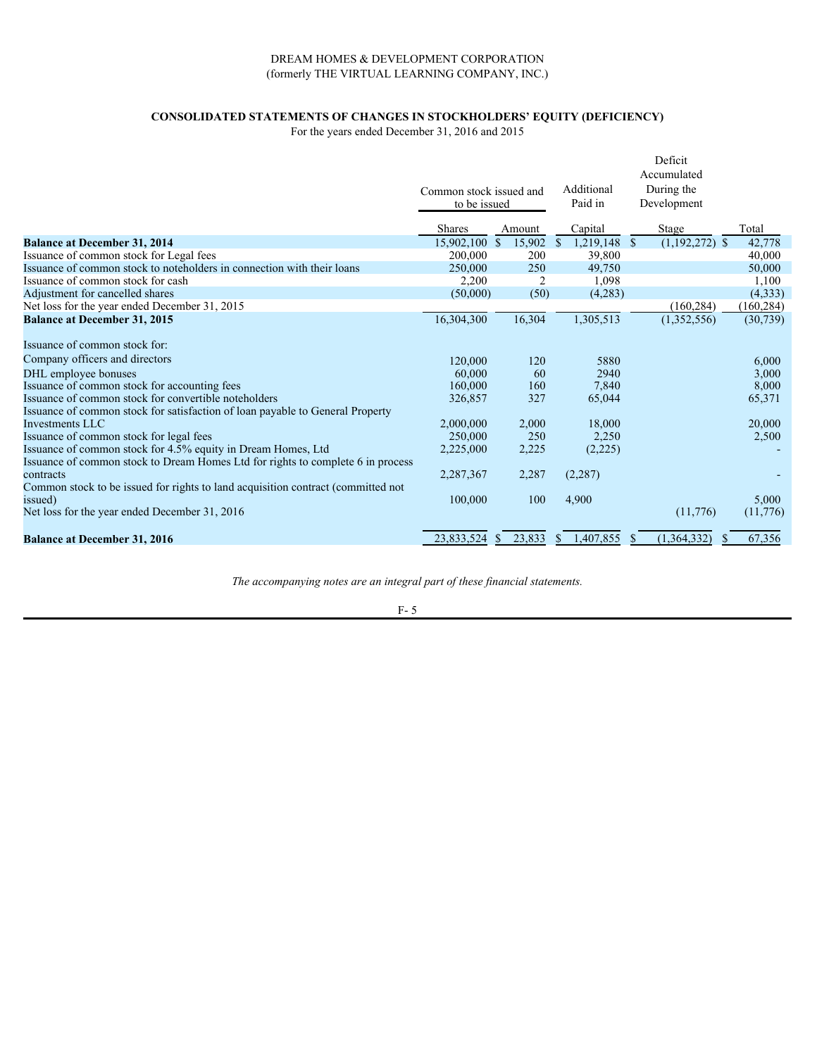DREAM HOMES & DEVELOPMENT CORPORATION
(formerly THE VIRTUAL LEARNING COMPANY, INC.)

## CONSOLIDATED STATEMENTS OF CHANGES IN STOCKHOLDERS' EQUITY (DEFICIENCY)

For the years ended December 31, 2016 and 2015

| | Common stock issued and to be issued | | Additional Paid in | Deficit Accumulated During the Development | |
|---|---|---|---|---|---|
| | Shares | Amount | Capital | Stage | Total |
| **Balance at December 31, 2014** | 15,902,100 | $ 15,902 | $ 1,219,148 | $ (1,192,272) | $ 42,778 |
| Issuance of common stock for Legal fees | 200,000 | 200 | 39,800 | | 40,000 |
| Issuance of common stock to noteholders in connection with their loans | 250,000 | 250 | 49,750 | | 50,000 |
| Issuance of common stock for cash | 2,200 | 2 | 1,098 | | 1,100 |
| Adjustment for cancelled shares | (50,000) | (50) | (4,283) | | (4,333) |
| Net loss for the year ended December 31, 2015 | | | | (160,284) | (160,284) |
| **Balance at December 31, 2015** | 16,304,300 | 16,304 | 1,305,513 | (1,352,556) | (30,739) |
| Issuance of common stock for: | | | | | |
| Company officers and directors | 120,000 | 120 | 5880 | | 6,000 |
| DHL employee bonuses | 60,000 | 60 | 2940 | | 3,000 |
| Issuance of common stock for accounting fees | 160,000 | 160 | 7,840 | | 8,000 |
| Issuance of common stock for convertible noteholders | 326,857 | 327 | 65,044 | | 65,371 |
| Issuance of common stock for satisfaction of loan payable to General Property Investments LLC | 2,000,000 | 2,000 | 18,000 | | 20,000 |
| Issuance of common stock for legal fees | 250,000 | 250 | 2,250 | | 2,500 |
| Issuance of common stock for 4.5% equity in Dream Homes, Ltd | 2,225,000 | 2,225 | (2,225) | | - |
| Issuance of common stock to Dream Homes Ltd for rights to complete 6 in process contracts | 2,287,367 | 2,287 | (2,287) | | - |
| Common stock to be issued for rights to land acquisition contract (committed not issued) | 100,000 | 100 | 4,900 | | 5,000 |
| Net loss for the year ended December 31, 2016 | | | | (11,776) | (11,776) |
| **Balance at December 31, 2016** | 23,833,524 | $ 23,833 | $ 1,407,855 | $ (1,364,332) | $ 67,356 |

*The accompanying notes are an integral part of these financial statements.*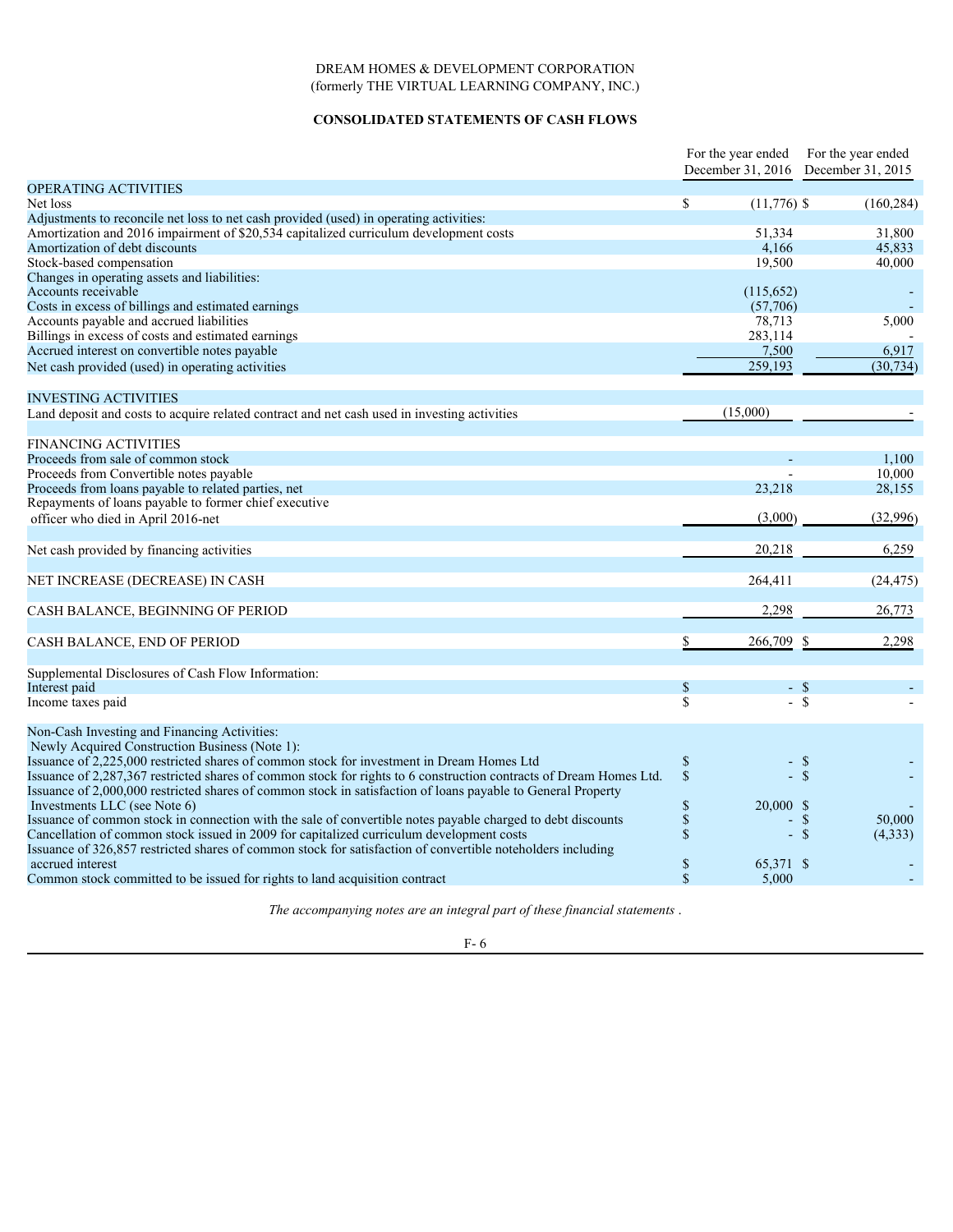DREAM HOMES & DEVELOPMENT CORPORATION
(formerly THE VIRTUAL LEARNING COMPANY, INC.)

**CONSOLIDATED STATEMENTS OF CASH FLOWS**

| | For the year ended December 31, 2016 | For the year ended December 31, 2015 |
|---|---|---|
| OPERATING ACTIVITIES | | |
| Net loss | $ (11,776) | $ (160,284) |
| Adjustments to reconcile net loss to net cash provided (used) in operating activities: | | |
| Amortization and 2016 impairment of $20,534 capitalized curriculum development costs | 51,334 | 31,800 |
| Amortization of debt discounts | 4,166 | 45,833 |
| Stock-based compensation | 19,500 | 40,000 |
| Changes in operating assets and liabilities: | | |
| Accounts receivable | (115,652) | - |
| Costs in excess of billings and estimated earnings | (57,706) | - |
| Accounts payable and accrued liabilities | 78,713 | 5,000 |
| Billings in excess of costs and estimated earnings | 283,114 | - |
| Accrued interest on convertible notes payable | 7,500 | 6,917 |
| Net cash provided (used) in operating activities | 259,193 | (30,734) |
| INVESTING ACTIVITIES | | |
| Land deposit and costs to acquire related contract and net cash used in investing activities | (15,000) | - |
| FINANCING ACTIVITIES | | |
| Proceeds from sale of common stock | - | 1,100 |
| Proceeds from Convertible notes payable | - | 10,000 |
| Proceeds from loans payable to related parties, net | 23,218 | 28,155 |
| Repayments of loans payable to former chief executive officer who died in April 2016-net | (3,000) | (32,996) |
| Net cash provided by financing activities | 20,218 | 6,259 |
| NET INCREASE (DECREASE) IN CASH | 264,411 | (24,475) |
| CASH BALANCE, BEGINNING OF PERIOD | 2,298 | 26,773 |
| CASH BALANCE, END OF PERIOD | $ 266,709 | $ 2,298 |
| Supplemental Disclosures of Cash Flow Information: | | |
| Interest paid | $ - | $ - |
| Income taxes paid | $ - | $ - |
| Non-Cash Investing and Financing Activities: | | |
| Newly Acquired Construction Business (Note 1): | | |
| Issuance of 2,225,000 restricted shares of common stock for investment in Dream Homes Ltd | $ - | $ - |
| Issuance of 2,287,367 restricted shares of common stock for rights to 6 construction contracts of Dream Homes Ltd. | $ - | $ - |
| Issuance of 2,000,000 restricted shares of common stock in satisfaction of loans payable to General Property Investments LLC (see Note 6) | $ 20,000 | $ - |
| Issuance of common stock in connection with the sale of convertible notes payable charged to debt discounts | $ - | $ 50,000 |
| Cancellation of common stock issued in 2009 for capitalized curriculum development costs | $ - | $ (4,333) |
| Issuance of 326,857 restricted shares of common stock for satisfaction of convertible noteholders including accrued interest | $ 65,371 | $ - |
| Common stock committed to be issued for rights to land acquisition contract | $ 5,000 | - |

*The accompanying notes are an integral part of these financial statements .*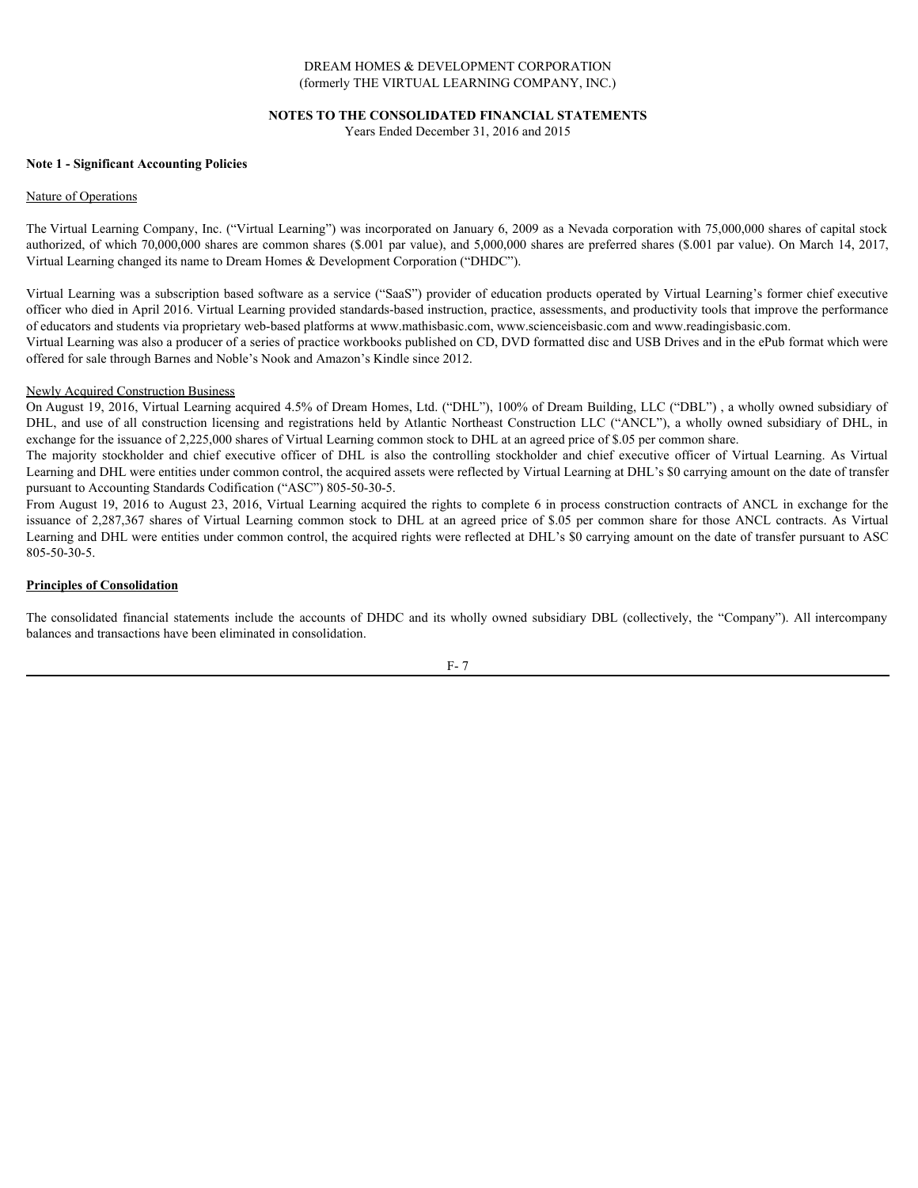DREAM HOMES & DEVELOPMENT CORPORATION
(formerly THE VIRTUAL LEARNING COMPANY, INC.)

**NOTES TO THE CONSOLIDATED FINANCIAL STATEMENTS**
Years Ended December 31, 2016 and 2015

**Note 1 - Significant Accounting Policies**

Nature of Operations

The Virtual Learning Company, Inc. ("Virtual Learning") was incorporated on January 6, 2009 as a Nevada corporation with 75,000,000 shares of capital stock authorized, of which 70,000,000 shares are common shares ($.001 par value), and 5,000,000 shares are preferred shares ($.001 par value). On March 14, 2017, Virtual Learning changed its name to Dream Homes & Development Corporation ("DHDC").

Virtual Learning was a subscription based software as a service ("SaaS") provider of education products operated by Virtual Learning's former chief executive officer who died in April 2016. Virtual Learning provided standards-based instruction, practice, assessments, and productivity tools that improve the performance of educators and students via proprietary web-based platforms at www.mathisbasic.com, www.scienceisbasic.com and www.readingisbasic.com.
Virtual Learning was also a producer of a series of practice workbooks published on CD, DVD formatted disc and USB Drives and in the ePub format which were offered for sale through Barnes and Noble's Nook and Amazon's Kindle since 2012.

Newly Acquired Construction Business
On August 19, 2016, Virtual Learning acquired 4.5% of Dream Homes, Ltd. ("DHL"), 100% of Dream Building, LLC ("DBL") , a wholly owned subsidiary of DHL, and use of all construction licensing and registrations held by Atlantic Northeast Construction LLC ("ANCL"), a wholly owned subsidiary of DHL, in exchange for the issuance of 2,225,000 shares of Virtual Learning common stock to DHL at an agreed price of $.05 per common share.
The majority stockholder and chief executive officer of DHL is also the controlling stockholder and chief executive officer of Virtual Learning. As Virtual Learning and DHL were entities under common control, the acquired assets were reflected by Virtual Learning at DHL's $0 carrying amount on the date of transfer pursuant to Accounting Standards Codification ("ASC") 805-50-30-5.
From August 19, 2016 to August 23, 2016, Virtual Learning acquired the rights to complete 6 in process construction contracts of ANCL in exchange for the issuance of 2,287,367 shares of Virtual Learning common stock to DHL at an agreed price of $.05 per common share for those ANCL contracts. As Virtual Learning and DHL were entities under common control, the acquired rights were reflected at DHL's $0 carrying amount on the date of transfer pursuant to ASC 805-50-30-5.

**Principles of Consolidation**

The consolidated financial statements include the accounts of DHDC and its wholly owned subsidiary DBL (collectively, the "Company"). All intercompany balances and transactions have been eliminated in consolidation.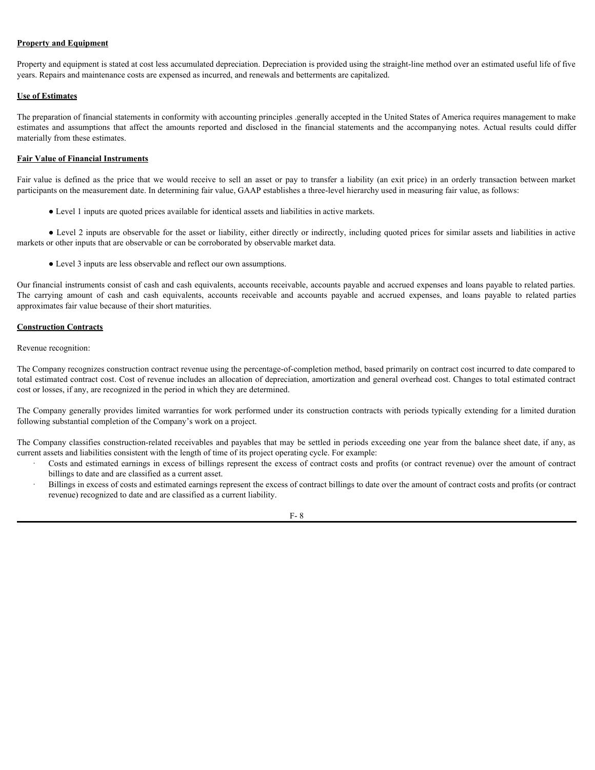**Property and Equipment**

Property and equipment is stated at cost less accumulated depreciation. Depreciation is provided using the straight-line method over an estimated useful life of five years. Repairs and maintenance costs are expensed as incurred, and renewals and betterments are capitalized.

**Use of Estimates**

The preparation of financial statements in conformity with accounting principles .generally accepted in the United States of America requires management to make estimates and assumptions that affect the amounts reported and disclosed in the financial statements and the accompanying notes. Actual results could differ materially from these estimates.

**Fair Value of Financial Instruments**

Fair value is defined as the price that we would receive to sell an asset or pay to transfer a liability (an exit price) in an orderly transaction between market participants on the measurement date. In determining fair value, GAAP establishes a three-level hierarchy used in measuring fair value, as follows:

- Level 1 inputs are quoted prices available for identical assets and liabilities in active markets.
- Level 2 inputs are observable for the asset or liability, either directly or indirectly, including quoted prices for similar assets and liabilities in active markets or other inputs that are observable or can be corroborated by observable market data.
- Level 3 inputs are less observable and reflect our own assumptions.

Our financial instruments consist of cash and cash equivalents, accounts receivable, accounts payable and accrued expenses and loans payable to related parties. The carrying amount of cash and cash equivalents, accounts receivable and accounts payable and accrued expenses, and loans payable to related parties approximates fair value because of their short maturities.

**Construction Contracts**

Revenue recognition:

The Company recognizes construction contract revenue using the percentage-of-completion method, based primarily on contract cost incurred to date compared to total estimated contract cost. Cost of revenue includes an allocation of depreciation, amortization and general overhead cost. Changes to total estimated contract cost or losses, if any, are recognized in the period in which they are determined.

The Company generally provides limited warranties for work performed under its construction contracts with periods typically extending for a limited duration following substantial completion of the Company's work on a project.

The Company classifies construction-related receivables and payables that may be settled in periods exceeding one year from the balance sheet date, if any, as current assets and liabilities consistent with the length of time of its project operating cycle. For example:

- Costs and estimated earnings in excess of billings represent the excess of contract costs and profits (or contract revenue) over the amount of contract billings to date and are classified as a current asset.
- Billings in excess of costs and estimated earnings represent the excess of contract billings to date over the amount of contract costs and profits (or contract revenue) recognized to date and are classified as a current liability.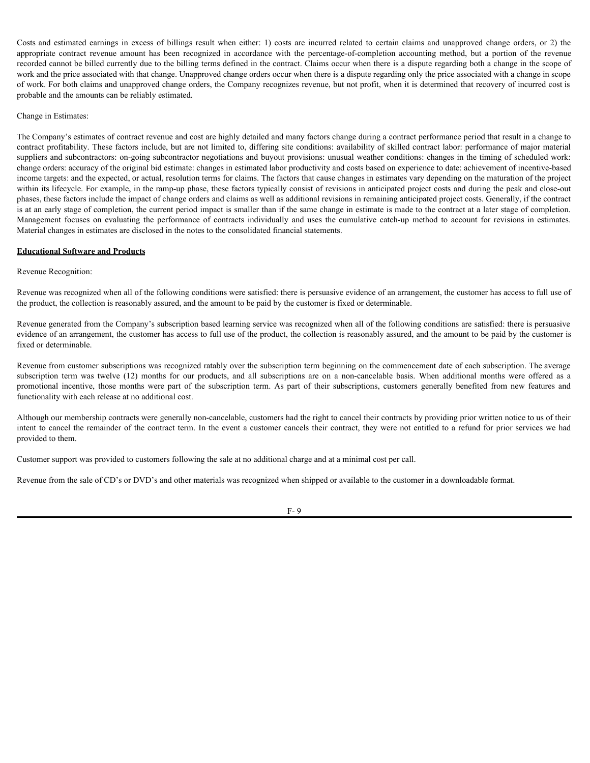Costs and estimated earnings in excess of billings result when either: 1) costs are incurred related to certain claims and unapproved change orders, or 2) the appropriate contract revenue amount has been recognized in accordance with the percentage-of-completion accounting method, but a portion of the revenue recorded cannot be billed currently due to the billing terms defined in the contract. Claims occur when there is a dispute regarding both a change in the scope of work and the price associated with that change. Unapproved change orders occur when there is a dispute regarding only the price associated with a change in scope of work. For both claims and unapproved change orders, the Company recognizes revenue, but not profit, when it is determined that recovery of incurred cost is probable and the amounts can be reliably estimated.

Change in Estimates:

The Company's estimates of contract revenue and cost are highly detailed and many factors change during a contract performance period that result in a change to contract profitability. These factors include, but are not limited to, differing site conditions: availability of skilled contract labor: performance of major material suppliers and subcontractors: on-going subcontractor negotiations and buyout provisions: unusual weather conditions: changes in the timing of scheduled work: change orders: accuracy of the original bid estimate: changes in estimated labor productivity and costs based on experience to date: achievement of incentive-based income targets: and the expected, or actual, resolution terms for claims. The factors that cause changes in estimates vary depending on the maturation of the project within its lifecycle. For example, in the ramp-up phase, these factors typically consist of revisions in anticipated project costs and during the peak and close-out phases, these factors include the impact of change orders and claims as well as additional revisions in remaining anticipated project costs. Generally, if the contract is at an early stage of completion, the current period impact is smaller than if the same change in estimate is made to the contract at a later stage of completion. Management focuses on evaluating the performance of contracts individually and uses the cumulative catch-up method to account for revisions in estimates. Material changes in estimates are disclosed in the notes to the consolidated financial statements.

**Educational Software and Products**

Revenue Recognition:

Revenue was recognized when all of the following conditions were satisfied: there is persuasive evidence of an arrangement, the customer has access to full use of the product, the collection is reasonably assured, and the amount to be paid by the customer is fixed or determinable.

Revenue generated from the Company's subscription based learning service was recognized when all of the following conditions are satisfied: there is persuasive evidence of an arrangement, the customer has access to full use of the product, the collection is reasonably assured, and the amount to be paid by the customer is fixed or determinable.

Revenue from customer subscriptions was recognized ratably over the subscription term beginning on the commencement date of each subscription. The average subscription term was twelve (12) months for our products, and all subscriptions are on a non-cancelable basis. When additional months were offered as a promotional incentive, those months were part of the subscription term. As part of their subscriptions, customers generally benefited from new features and functionality with each release at no additional cost.

Although our membership contracts were generally non-cancelable, customers had the right to cancel their contracts by providing prior written notice to us of their intent to cancel the remainder of the contract term. In the event a customer cancels their contract, they were not entitled to a refund for prior services we had provided to them.

Customer support was provided to customers following the sale at no additional charge and at a minimal cost per call.

Revenue from the sale of CD's or DVD's and other materials was recognized when shipped or available to the customer in a downloadable format.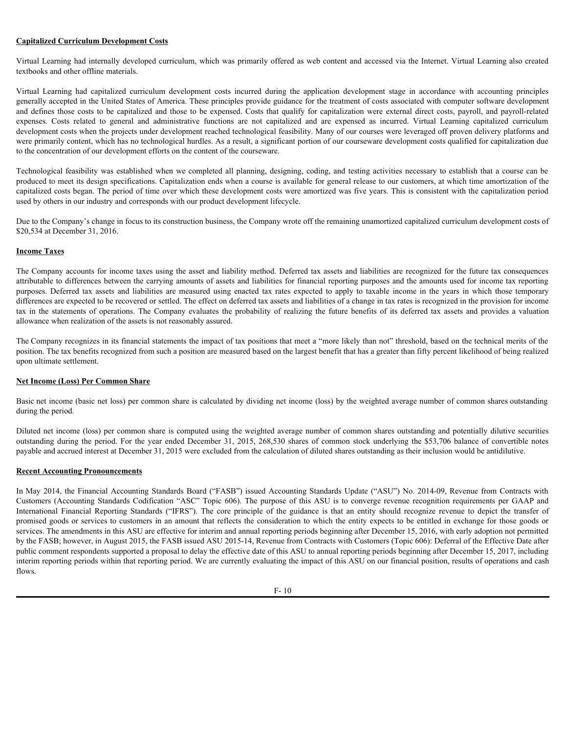**Capitalized Curriculum Development Costs**

Virtual Learning had internally developed curriculum, which was primarily offered as web content and accessed via the Internet. Virtual Learning also created textbooks and other offline materials.

Virtual Learning had capitalized curriculum development costs incurred during the application development stage in accordance with accounting principles generally accepted in the United States of America. These principles provide guidance for the treatment of costs associated with computer software development and defines those costs to be capitalized and those to be expensed. Costs that qualify for capitalization were external direct costs, payroll, and payroll-related expenses. Costs related to general and administrative functions are not capitalized and are expensed as incurred. Virtual Learning capitalized curriculum development costs when the projects under development reached technological feasibility. Many of our courses were leveraged off proven delivery platforms and were primarily content, which has no technological hurdles. As a result, a significant portion of our courseware development costs qualified for capitalization due to the concentration of our development efforts on the content of the courseware.

Technological feasibility was established when we completed all planning, designing, coding, and testing activities necessary to establish that a course can be produced to meet its design specifications. Capitalization ends when a course is available for general release to our customers, at which time amortization of the capitalized costs began. The period of time over which these development costs were amortized was five years. This is consistent with the capitalization period used by others in our industry and corresponds with our product development lifecycle.

Due to the Company's change in focus to its construction business, the Company wrote off the remaining unamortized capitalized curriculum development costs of $20,534 at December 31, 2016.

**Income Taxes**

The Company accounts for income taxes using the asset and liability method. Deferred tax assets and liabilities are recognized for the future tax consequences attributable to differences between the carrying amounts of assets and liabilities for financial reporting purposes and the amounts used for income tax reporting purposes. Deferred tax assets and liabilities are measured using enacted tax rates expected to apply to taxable income in the years in which those temporary differences are expected to be recovered or settled. The effect on deferred tax assets and liabilities of a change in tax rates is recognized in the provision for income tax in the statements of operations. The Company evaluates the probability of realizing the future benefits of its deferred tax assets and provides a valuation allowance when realization of the assets is not reasonably assured.

The Company recognizes in its financial statements the impact of tax positions that meet a "more likely than not" threshold, based on the technical merits of the position. The tax benefits recognized from such a position are measured based on the largest benefit that has a greater than fifty percent likelihood of being realized upon ultimate settlement.

**Net Income (Loss) Per Common Share**

Basic net income (basic net loss) per common share is calculated by dividing net income (loss) by the weighted average number of common shares outstanding during the period.

Diluted net income (loss) per common share is computed using the weighted average number of common shares outstanding and potentially dilutive securities outstanding during the period. For the year ended December 31, 2015, 268,530 shares of common stock underlying the $53,706 balance of convertible notes payable and accrued interest at December 31, 2015 were excluded from the calculation of diluted shares outstanding as their inclusion would be antidilutive.

**Recent Accounting Pronouncements**

In May 2014, the Financial Accounting Standards Board ("FASB") issued Accounting Standards Update ("ASU") No. 2014-09, Revenue from Contracts with Customers (Accounting Standards Codification "ASC" Topic 606). The purpose of this ASU is to converge revenue recognition requirements per GAAP and International Financial Reporting Standards ("IFRS"). The core principle of the guidance is that an entity should recognize revenue to depict the transfer of promised goods or services to customers in an amount that reflects the consideration to which the entity expects to be entitled in exchange for those goods or services. The amendments in this ASU are effective for interim and annual reporting periods beginning after December 15, 2016, with early adoption not permitted by the FASB; however, in August 2015, the FASB issued ASU 2015-14, Revenue from Contracts with Customers (Topic 606): Deferral of the Effective Date after public comment respondents supported a proposal to delay the effective date of this ASU to annual reporting periods beginning after December 15, 2017, including interim reporting periods within that reporting period. We are currently evaluating the impact of this ASU on our financial position, results of operations and cash flows.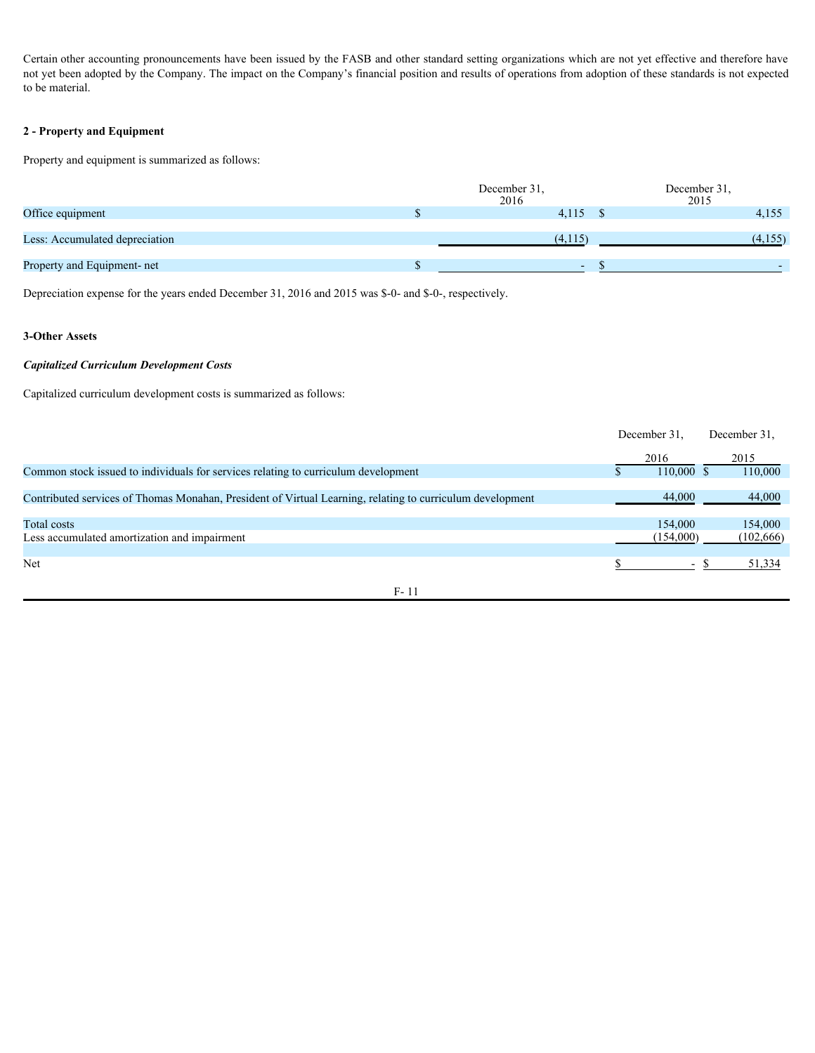Certain other accounting pronouncements have been issued by the FASB and other standard setting organizations which are not yet effective and therefore have not yet been adopted by the Company. The impact on the Company's financial position and results of operations from adoption of these standards is not expected to be material.

**2 - Property and Equipment**

Property and equipment is summarized as follows:

| | December 31, 2016 | December 31, 2015 |
|---|---|---|
| Office equipment | $ 4,115 | $ 4,155 |
| Less: Accumulated depreciation | (4,115) | (4,155) |
| Property and Equipment- net | $ - | $ - |

Depreciation expense for the years ended December 31, 2016 and 2015 was $-0- and $-0-, respectively.

**3-Other Assets**

***Capitalized Curriculum Development Costs***

Capitalized curriculum development costs is summarized as follows:

| | December 31, 2016 | December 31, 2015 |
|---|---|---|
| Common stock issued to individuals for services relating to curriculum development | $ 110,000 | $ 110,000 |
| Contributed services of Thomas Monahan, President of Virtual Learning, relating to curriculum development | 44,000 | 44,000 |
| Total costs | 154,000 | 154,000 |
| Less accumulated amortization and impairment | (154,000) | (102,666) |
| Net | $ - | $ 51,334 |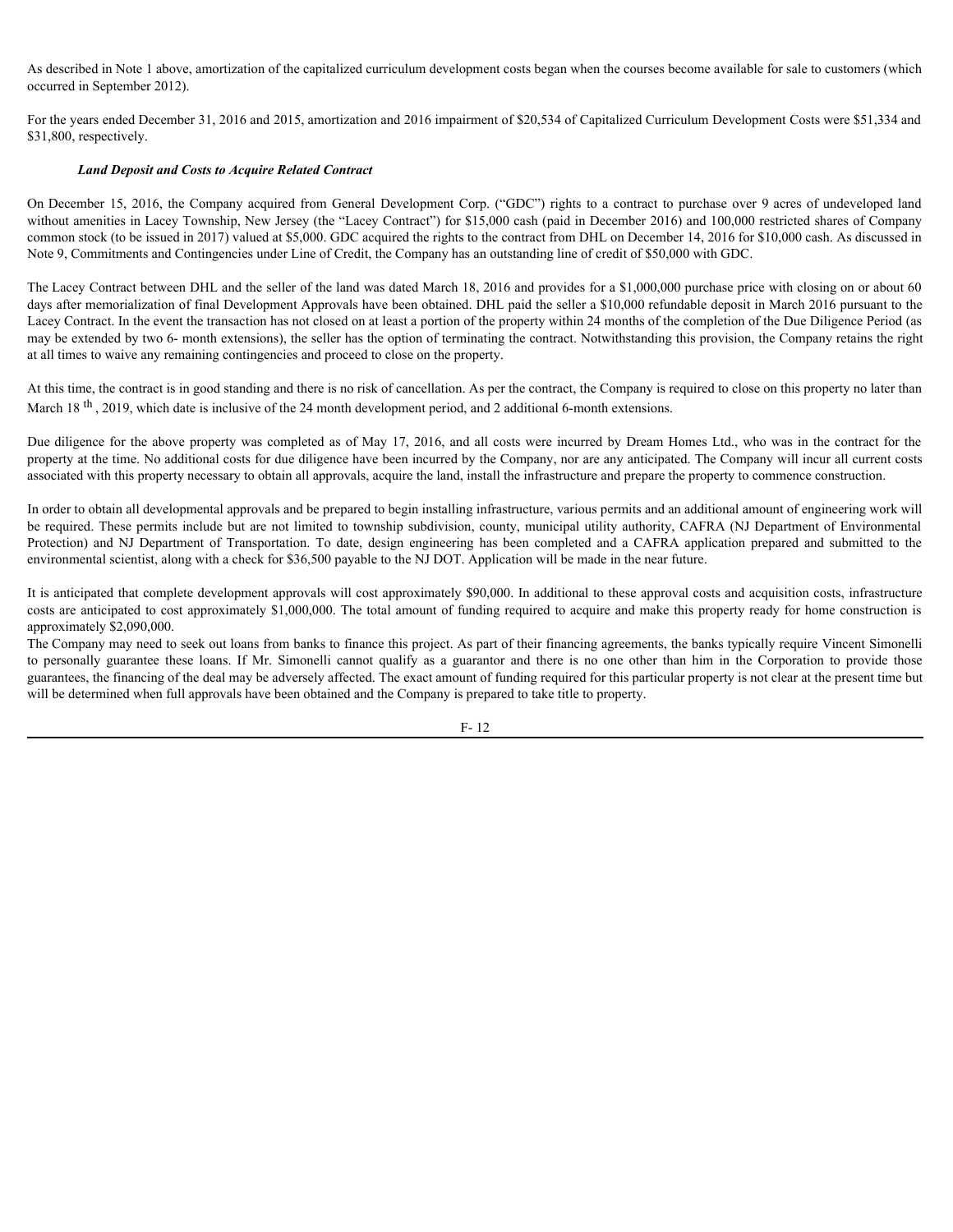As described in Note 1 above, amortization of the capitalized curriculum development costs began when the courses become available for sale to customers (which occurred in September 2012).

For the years ended December 31, 2016 and 2015, amortization and 2016 impairment of $20,534 of Capitalized Curriculum Development Costs were $51,334 and $31,800, respectively.

***Land Deposit and Costs to Acquire Related Contract***

On December 15, 2016, the Company acquired from General Development Corp. ("GDC") rights to a contract to purchase over 9 acres of undeveloped land without amenities in Lacey Township, New Jersey (the "Lacey Contract") for $15,000 cash (paid in December 2016) and 100,000 restricted shares of Company common stock (to be issued in 2017) valued at $5,000. GDC acquired the rights to the contract from DHL on December 14, 2016 for $10,000 cash. As discussed in Note 9, Commitments and Contingencies under Line of Credit, the Company has an outstanding line of credit of $50,000 with GDC.

The Lacey Contract between DHL and the seller of the land was dated March 18, 2016 and provides for a $1,000,000 purchase price with closing on or about 60 days after memorialization of final Development Approvals have been obtained. DHL paid the seller a $10,000 refundable deposit in March 2016 pursuant to the Lacey Contract. In the event the transaction has not closed on at least a portion of the property within 24 months of the completion of the Due Diligence Period (as may be extended by two 6- month extensions), the seller has the option of terminating the contract. Notwithstanding this provision, the Company retains the right at all times to waive any remaining contingencies and proceed to close on the property.

At this time, the contract is in good standing and there is no risk of cancellation. As per the contract, the Company is required to close on this property no later than March 18th, 2019, which date is inclusive of the 24 month development period, and 2 additional 6-month extensions.

Due diligence for the above property was completed as of May 17, 2016, and all costs were incurred by Dream Homes Ltd., who was in the contract for the property at the time. No additional costs for due diligence have been incurred by the Company, nor are any anticipated. The Company will incur all current costs associated with this property necessary to obtain all approvals, acquire the land, install the infrastructure and prepare the property to commence construction.

In order to obtain all developmental approvals and be prepared to begin installing infrastructure, various permits and an additional amount of engineering work will be required. These permits include but are not limited to township subdivision, county, municipal utility authority, CAFRA (NJ Department of Environmental Protection) and NJ Department of Transportation. To date, design engineering has been completed and a CAFRA application prepared and submitted to the environmental scientist, along with a check for $36,500 payable to the NJ DOT. Application will be made in the near future.

It is anticipated that complete development approvals will cost approximately $90,000. In additional to these approval costs and acquisition costs, infrastructure costs are anticipated to cost approximately $1,000,000. The total amount of funding required to acquire and make this property ready for home construction is approximately $2,090,000.

The Company may need to seek out loans from banks to finance this project. As part of their financing agreements, the banks typically require Vincent Simonelli to personally guarantee these loans. If Mr. Simonelli cannot qualify as a guarantor and there is no one other than him in the Corporation to provide those guarantees, the financing of the deal may be adversely affected. The exact amount of funding required for this particular property is not clear at the present time but will be determined when full approvals have been obtained and the Company is prepared to take title to property.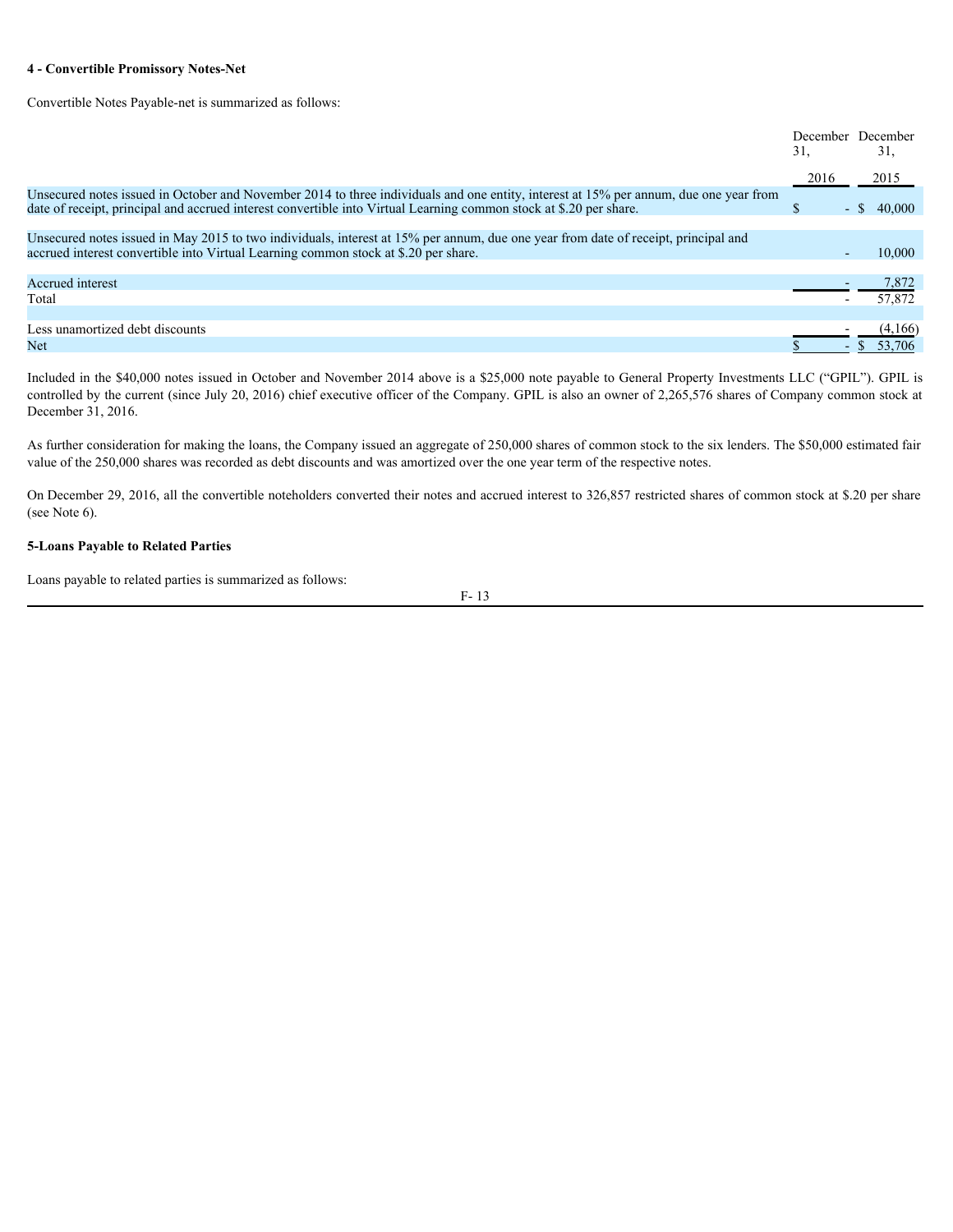### 4 - Convertible Promissory Notes-Net

Convertible Notes Payable-net is summarized as follows:

| | December 31, 2016 | December 31, 2015 |
|---|---|---|
| Unsecured notes issued in October and November 2014 to three individuals and one entity, interest at 15% per annum, due one year from date of receipt, principal and accrued interest convertible into Virtual Learning common stock at $.20 per share. | $ - | $ 40,000 |
| Unsecured notes issued in May 2015 to two individuals, interest at 15% per annum, due one year from date of receipt, principal and accrued interest convertible into Virtual Learning common stock at $.20 per share. | - | 10,000 |
| Accrued interest | - | 7,872 |
| Total | - | 57,872 |
| Less unamortized debt discounts | - | (4,166) |
| Net | $ - | $ 53,706 |

Included in the $40,000 notes issued in October and November 2014 above is a $25,000 note payable to General Property Investments LLC ("GPIL"). GPIL is controlled by the current (since July 20, 2016) chief executive officer of the Company. GPIL is also an owner of 2,265,576 shares of Company common stock at December 31, 2016.

As further consideration for making the loans, the Company issued an aggregate of 250,000 shares of common stock to the six lenders. The $50,000 estimated fair value of the 250,000 shares was recorded as debt discounts and was amortized over the one year term of the respective notes.

On December 29, 2016, all the convertible noteholders converted their notes and accrued interest to 326,857 restricted shares of common stock at $.20 per share (see Note 6).

### 5-Loans Payable to Related Parties

Loans payable to related parties is summarized as follows: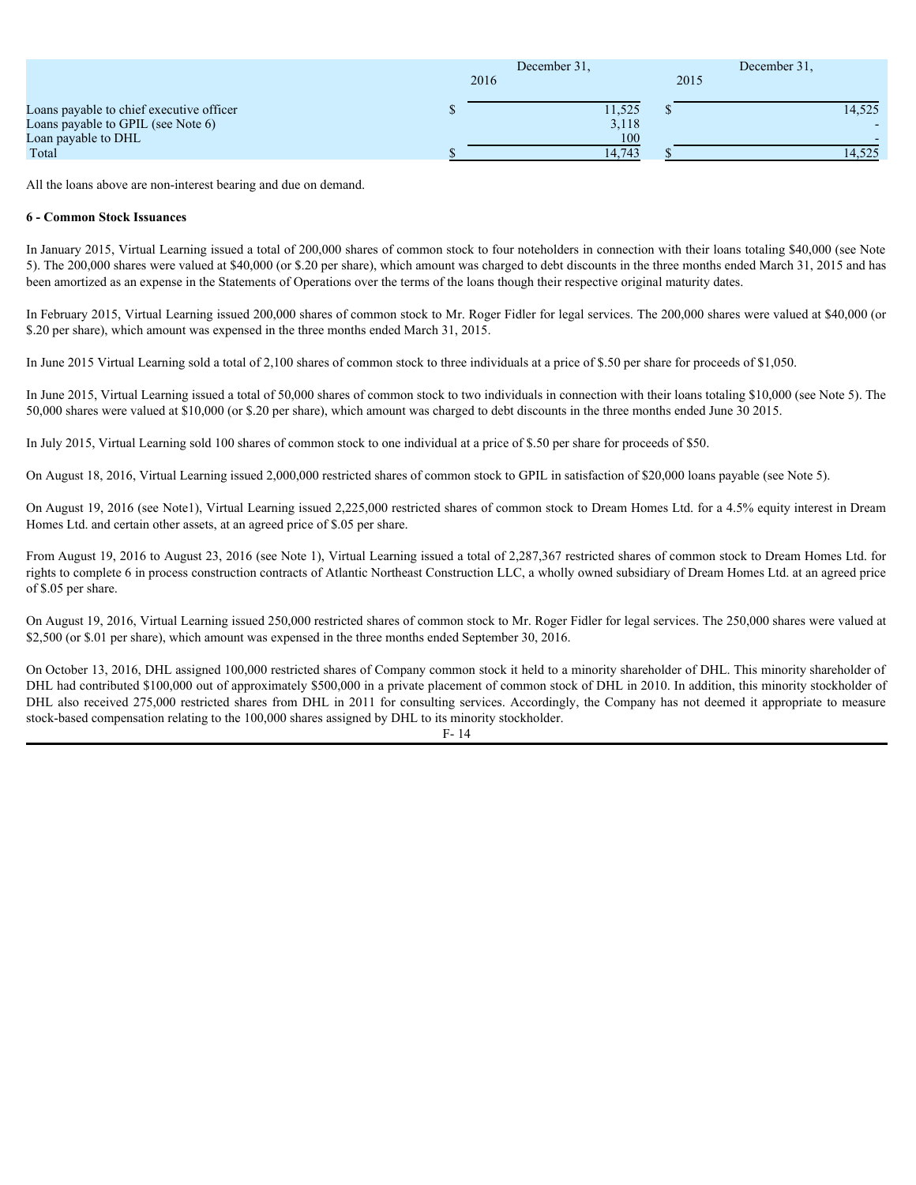| | December 31, 2016 | December 31, 2015 |
|---|---|---|
| Loans payable to chief executive officer | $ 11,525 | $ 14,525 |
| Loans payable to GPIL (see Note 6) | 3,118 | - |
| Loan payable to DHL | 100 | - |
| Total | $ 14,743 | $ 14,525 |

All the loans above are non-interest bearing and due on demand.

**6 - Common Stock Issuances**

In January 2015, Virtual Learning issued a total of 200,000 shares of common stock to four noteholders in connection with their loans totaling $40,000 (see Note 5). The 200,000 shares were valued at $40,000 (or $.20 per share), which amount was charged to debt discounts in the three months ended March 31, 2015 and has been amortized as an expense in the Statements of Operations over the terms of the loans though their respective original maturity dates.

In February 2015, Virtual Learning issued 200,000 shares of common stock to Mr. Roger Fidler for legal services. The 200,000 shares were valued at $40,000 (or $.20 per share), which amount was expensed in the three months ended March 31, 2015.

In June 2015 Virtual Learning sold a total of 2,100 shares of common stock to three individuals at a price of $.50 per share for proceeds of $1,050.

In June 2015, Virtual Learning issued a total of 50,000 shares of common stock to two individuals in connection with their loans totaling $10,000 (see Note 5). The 50,000 shares were valued at $10,000 (or $.20 per share), which amount was charged to debt discounts in the three months ended June 30 2015.

In July 2015, Virtual Learning sold 100 shares of common stock to one individual at a price of $.50 per share for proceeds of $50.

On August 18, 2016, Virtual Learning issued 2,000,000 restricted shares of common stock to GPIL in satisfaction of $20,000 loans payable (see Note 5).

On August 19, 2016 (see Note1), Virtual Learning issued 2,225,000 restricted shares of common stock to Dream Homes Ltd. for a 4.5% equity interest in Dream Homes Ltd. and certain other assets, at an agreed price of $.05 per share.

From August 19, 2016 to August 23, 2016 (see Note 1), Virtual Learning issued a total of 2,287,367 restricted shares of common stock to Dream Homes Ltd. for rights to complete 6 in process construction contracts of Atlantic Northeast Construction LLC, a wholly owned subsidiary of Dream Homes Ltd. at an agreed price of $.05 per share.

On August 19, 2016, Virtual Learning issued 250,000 restricted shares of common stock to Mr. Roger Fidler for legal services. The 250,000 shares were valued at $2,500 (or $.01 per share), which amount was expensed in the three months ended September 30, 2016.

On October 13, 2016, DHL assigned 100,000 restricted shares of Company common stock it held to a minority shareholder of DHL. This minority shareholder of DHL had contributed $100,000 out of approximately $500,000 in a private placement of common stock of DHL in 2010. In addition, this minority stockholder of DHL also received 275,000 restricted shares from DHL in 2011 for consulting services. Accordingly, the Company has not deemed it appropriate to measure stock-based compensation relating to the 100,000 shares assigned by DHL to its minority stockholder.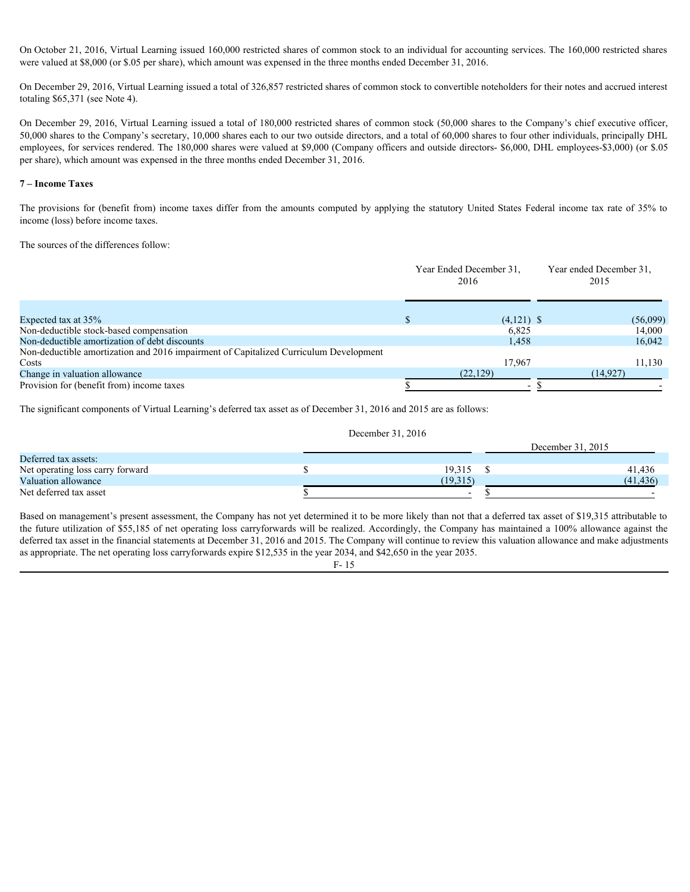On October 21, 2016, Virtual Learning issued 160,000 restricted shares of common stock to an individual for accounting services. The 160,000 restricted shares were valued at $8,000 (or $.05 per share), which amount was expensed in the three months ended December 31, 2016.

On December 29, 2016, Virtual Learning issued a total of 326,857 restricted shares of common stock to convertible noteholders for their notes and accrued interest totaling $65,371 (see Note 4).

On December 29, 2016, Virtual Learning issued a total of 180,000 restricted shares of common stock (50,000 shares to the Company's chief executive officer, 50,000 shares to the Company's secretary, 10,000 shares each to our two outside directors, and a total of 60,000 shares to four other individuals, principally DHL employees, for services rendered. The 180,000 shares were valued at $9,000 (Company officers and outside directors- $6,000, DHL employees-$3,000) (or $.05 per share), which amount was expensed in the three months ended December 31, 2016.

**7 – Income Taxes**

The provisions for (benefit from) income taxes differ from the amounts computed by applying the statutory United States Federal income tax rate of 35% to income (loss) before income taxes.

The sources of the differences follow:

| | Year Ended December 31, 2016 | Year ended December 31, 2015 |
|---|---|---|
| Expected tax at 35% | $ (4,121) | $ (56,099) |
| Non-deductible stock-based compensation | 6,825 | 14,000 |
| Non-deductible amortization of debt discounts | 1,458 | 16,042 |
| Non-deductible amortization and 2016 impairment of Capitalized Curriculum Development Costs | 17,967 | 11,130 |
| Change in valuation allowance | (22,129) | (14,927) |
| Provision for (benefit from) income taxes | $ - | $ - |

The significant components of Virtual Learning's deferred tax asset as of December 31, 2016 and 2015 are as follows:

| | December 31, 2016 | December 31, 2015 |
|---|---|---|
| Deferred tax assets: | | |
| Net operating loss carry forward | $ 19,315 | $ 41,436 |
| Valuation allowance | (19,315) | (41,436) |
| Net deferred tax asset | $ - | $ - |

Based on management's present assessment, the Company has not yet determined it to be more likely than not that a deferred tax asset of $19,315 attributable to the future utilization of $55,185 of net operating loss carryforwards will be realized. Accordingly, the Company has maintained a 100% allowance against the deferred tax asset in the financial statements at December 31, 2016 and 2015. The Company will continue to review this valuation allowance and make adjustments as appropriate. The net operating loss carryforwards expire $12,535 in the year 2034, and $42,650 in the year 2035.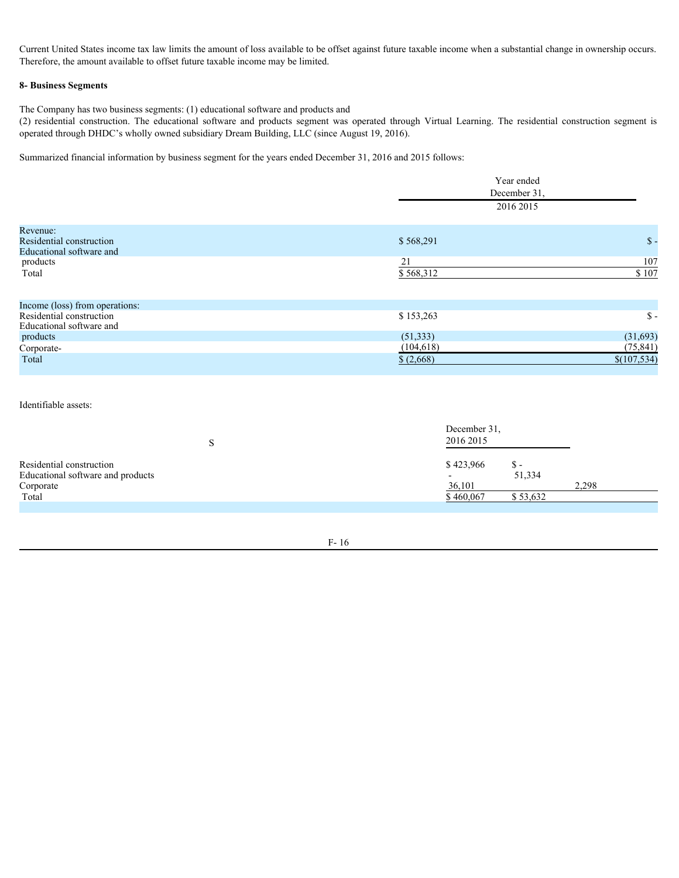Current United States income tax law limits the amount of loss available to be offset against future taxable income when a substantial change in ownership occurs. Therefore, the amount available to offset future taxable income may be limited.

**8- Business Segments**

The Company has two business segments: (1) educational software and products and
(2) residential construction. The educational software and products segment was operated through Virtual Learning. The residential construction segment is operated through DHDC's wholly owned subsidiary Dream Building, LLC (since August 19, 2016).

Summarized financial information by business segment for the years ended December 31, 2016 and 2015 follows:

| | Year ended December 31, | |
|---|---|---|
| | 2016 | 2015 |
| Revenue: | | |
| Residential construction | $ 568,291 | $ - |
| Educational software and products | 21 | 107 |
| Total | $ 568,312 | $ 107 |
| | | |
| Income (loss) from operations: | | |
| Residential construction | $ 153,263 | $ - |
| Educational software and products | (51,333) | (31,693) |
| Corporate- | (104,618) | (75,841) |
| Total | $ (2,668) | $(107,534) |

Identifiable assets:

| | December 31, | |
|---|---|---|
| | 2016 | 2015 |
| Residential construction | $ 423,966 | $ - |
| Educational software and products | - | 51,334 |
| Corporate | 36,101 | 2,298 |
| Total | $ 460,067 | $ 53,632 |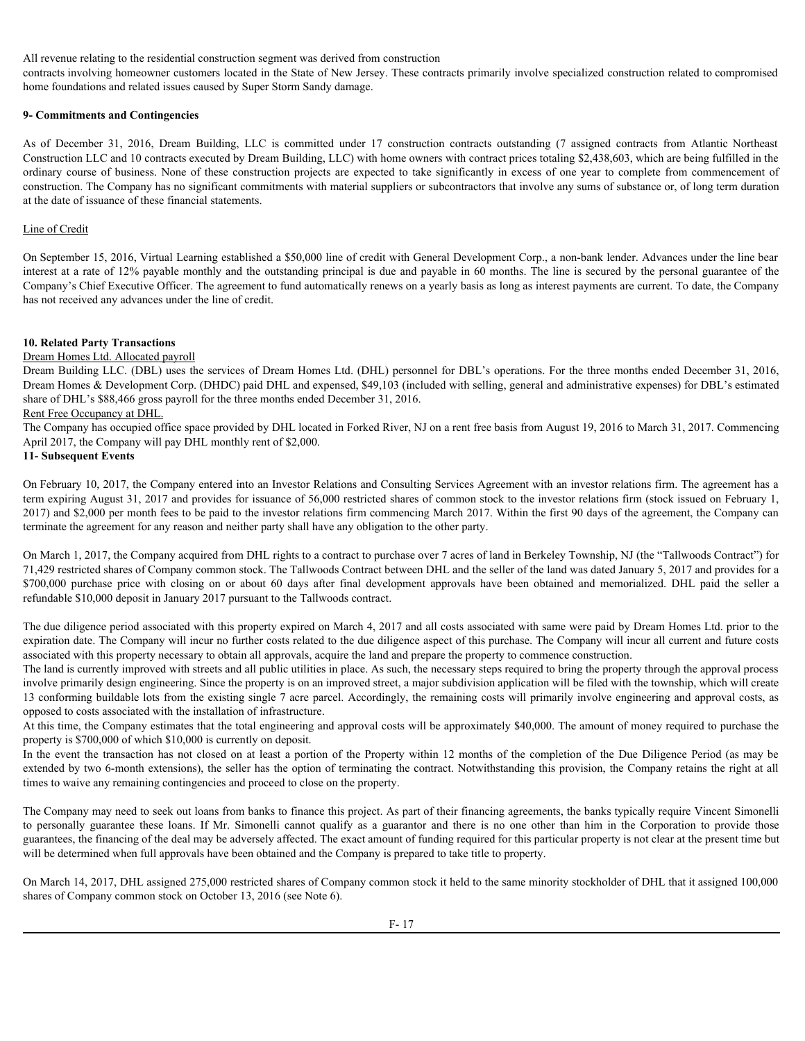All revenue relating to the residential construction segment was derived from construction contracts involving homeowner customers located in the State of New Jersey. These contracts primarily involve specialized construction related to compromised home foundations and related issues caused by Super Storm Sandy damage.

**9- Commitments and Contingencies**

As of December 31, 2016, Dream Building, LLC is committed under 17 construction contracts outstanding (7 assigned contracts from Atlantic Northeast Construction LLC and 10 contracts executed by Dream Building, LLC) with home owners with contract prices totaling $2,438,603, which are being fulfilled in the ordinary course of business. None of these construction projects are expected to take significantly in excess of one year to complete from commencement of construction. The Company has no significant commitments with material suppliers or subcontractors that involve any sums of substance or, of long term duration at the date of issuance of these financial statements.

Line of Credit

On September 15, 2016, Virtual Learning established a $50,000 line of credit with General Development Corp., a non-bank lender. Advances under the line bear interest at a rate of 12% payable monthly and the outstanding principal is due and payable in 60 months. The line is secured by the personal guarantee of the Company's Chief Executive Officer. The agreement to fund automatically renews on a yearly basis as long as interest payments are current. To date, the Company has not received any advances under the line of credit.

**10. Related Party Transactions**

Dream Homes Ltd. Allocated payroll

Dream Building LLC. (DBL) uses the services of Dream Homes Ltd. (DHL) personnel for DBL's operations. For the three months ended December 31, 2016, Dream Homes & Development Corp. (DHDC) paid DHL and expensed, $49,103 (included with selling, general and administrative expenses) for DBL's estimated share of DHL's $88,466 gross payroll for the three months ended December 31, 2016.

Rent Free Occupancy at DHL.

The Company has occupied office space provided by DHL located in Forked River, NJ on a rent free basis from August 19, 2016 to March 31, 2017. Commencing April 2017, the Company will pay DHL monthly rent of $2,000.

**11- Subsequent Events**

On February 10, 2017, the Company entered into an Investor Relations and Consulting Services Agreement with an investor relations firm. The agreement has a term expiring August 31, 2017 and provides for issuance of 56,000 restricted shares of common stock to the investor relations firm (stock issued on February 1, 2017) and $2,000 per month fees to be paid to the investor relations firm commencing March 2017. Within the first 90 days of the agreement, the Company can terminate the agreement for any reason and neither party shall have any obligation to the other party.

On March 1, 2017, the Company acquired from DHL rights to a contract to purchase over 7 acres of land in Berkeley Township, NJ (the "Tallwoods Contract") for 71,429 restricted shares of Company common stock. The Tallwoods Contract between DHL and the seller of the land was dated January 5, 2017 and provides for a $700,000 purchase price with closing on or about 60 days after final development approvals have been obtained and memorialized. DHL paid the seller a refundable $10,000 deposit in January 2017 pursuant to the Tallwoods contract.

The due diligence period associated with this property expired on March 4, 2017 and all costs associated with same were paid by Dream Homes Ltd. prior to the expiration date. The Company will incur no further costs related to the due diligence aspect of this purchase. The Company will incur all current and future costs associated with this property necessary to obtain all approvals, acquire the land and prepare the property to commence construction.

The land is currently improved with streets and all public utilities in place. As such, the necessary steps required to bring the property through the approval process involve primarily design engineering. Since the property is on an improved street, a major subdivision application will be filed with the township, which will create 13 conforming buildable lots from the existing single 7 acre parcel. Accordingly, the remaining costs will primarily involve engineering and approval costs, as opposed to costs associated with the installation of infrastructure.

At this time, the Company estimates that the total engineering and approval costs will be approximately $40,000. The amount of money required to purchase the property is $700,000 of which $10,000 is currently on deposit.

In the event the transaction has not closed on at least a portion of the Property within 12 months of the completion of the Due Diligence Period (as may be extended by two 6-month extensions), the seller has the option of terminating the contract. Notwithstanding this provision, the Company retains the right at all times to waive any remaining contingencies and proceed to close on the property.

The Company may need to seek out loans from banks to finance this project. As part of their financing agreements, the banks typically require Vincent Simonelli to personally guarantee these loans. If Mr. Simonelli cannot qualify as a guarantor and there is no one other than him in the Corporation to provide those guarantees, the financing of the deal may be adversely affected. The exact amount of funding required for this particular property is not clear at the present time but will be determined when full approvals have been obtained and the Company is prepared to take title to property.

On March 14, 2017, DHL assigned 275,000 restricted shares of Company common stock it held to the same minority stockholder of DHL that it assigned 100,000 shares of Company common stock on October 13, 2016 (see Note 6).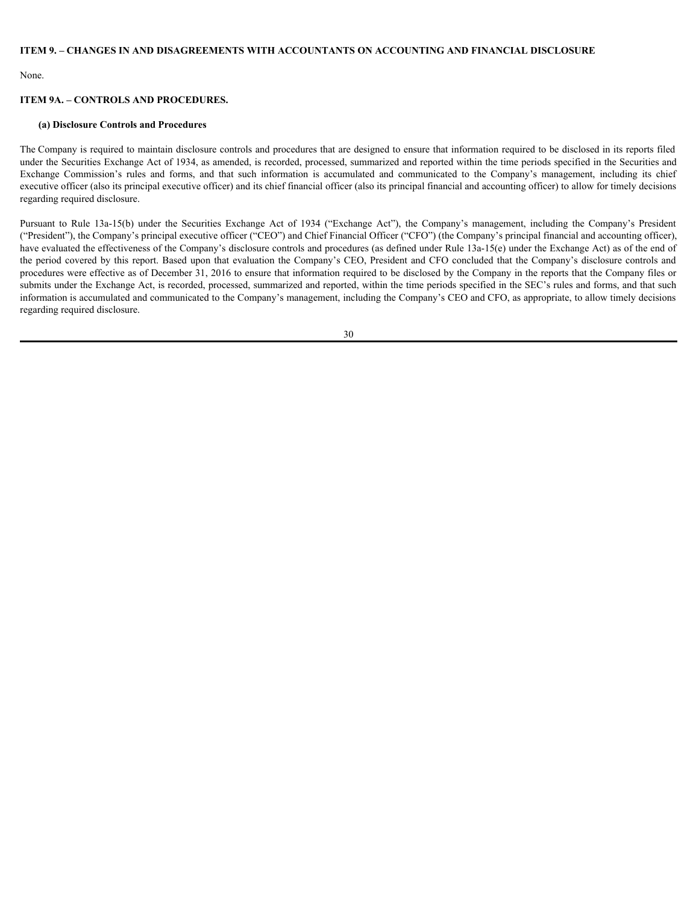## ITEM 9. – CHANGES IN AND DISAGREEMENTS WITH ACCOUNTANTS ON ACCOUNTING AND FINANCIAL DISCLOSURE

None.

## ITEM 9A. – CONTROLS AND PROCEDURES.

### (a) Disclosure Controls and Procedures

The Company is required to maintain disclosure controls and procedures that are designed to ensure that information required to be disclosed in its reports filed under the Securities Exchange Act of 1934, as amended, is recorded, processed, summarized and reported within the time periods specified in the Securities and Exchange Commission's rules and forms, and that such information is accumulated and communicated to the Company's management, including its chief executive officer (also its principal executive officer) and its chief financial officer (also its principal financial and accounting officer) to allow for timely decisions regarding required disclosure.

Pursuant to Rule 13a-15(b) under the Securities Exchange Act of 1934 ("Exchange Act"), the Company's management, including the Company's President ("President"), the Company's principal executive officer ("CEO") and Chief Financial Officer ("CFO") (the Company's principal financial and accounting officer), have evaluated the effectiveness of the Company's disclosure controls and procedures (as defined under Rule 13a-15(e) under the Exchange Act) as of the end of the period covered by this report. Based upon that evaluation the Company's CEO, President and CFO concluded that the Company's disclosure controls and procedures were effective as of December 31, 2016 to ensure that information required to be disclosed by the Company in the reports that the Company files or submits under the Exchange Act, is recorded, processed, summarized and reported, within the time periods specified in the SEC's rules and forms, and that such information is accumulated and communicated to the Company's management, including the Company's CEO and CFO, as appropriate, to allow timely decisions regarding required disclosure.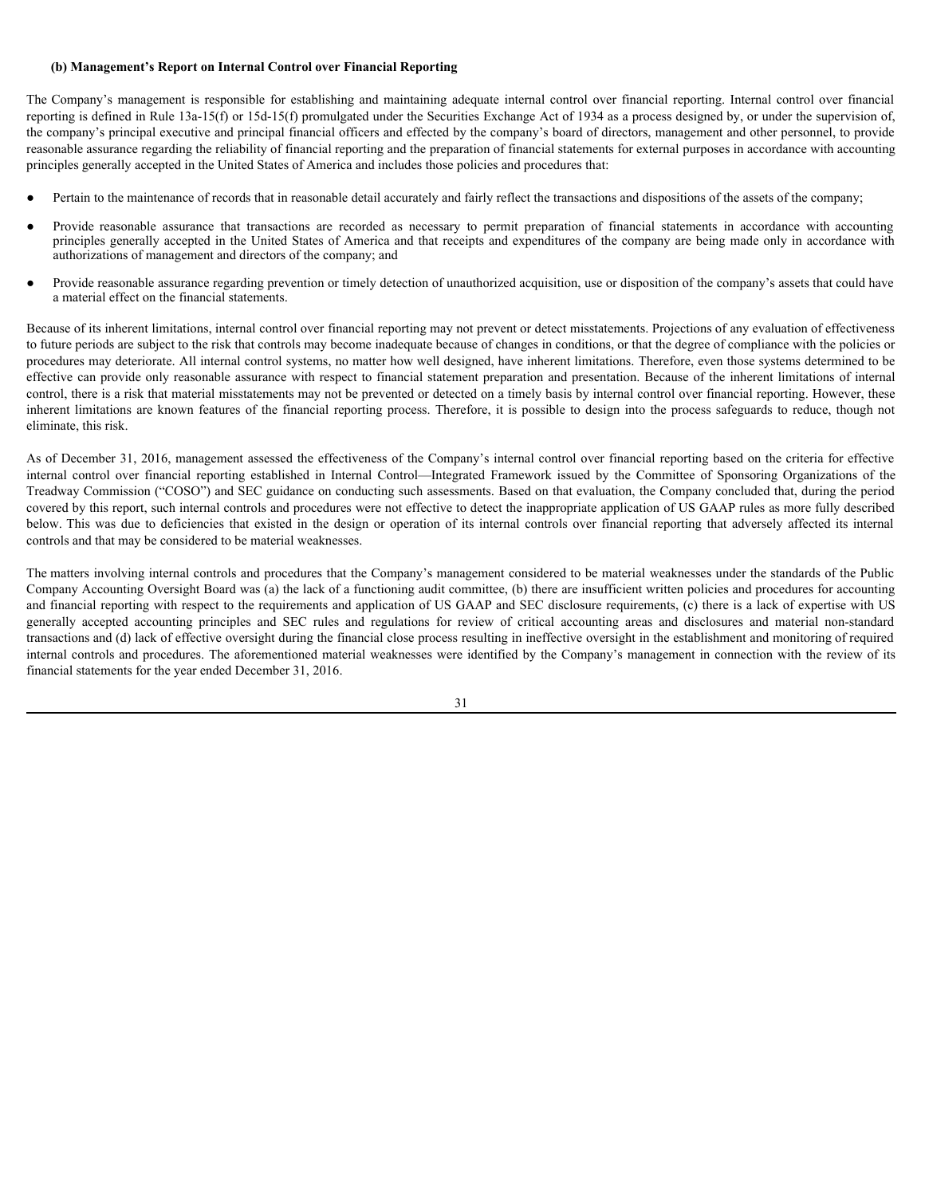**(b) Management's Report on Internal Control over Financial Reporting**

The Company's management is responsible for establishing and maintaining adequate internal control over financial reporting. Internal control over financial reporting is defined in Rule 13a-15(f) or 15d-15(f) promulgated under the Securities Exchange Act of 1934 as a process designed by, or under the supervision of, the company's principal executive and principal financial officers and effected by the company's board of directors, management and other personnel, to provide reasonable assurance regarding the reliability of financial reporting and the preparation of financial statements for external purposes in accordance with accounting principles generally accepted in the United States of America and includes those policies and procedures that:

- Pertain to the maintenance of records that in reasonable detail accurately and fairly reflect the transactions and dispositions of the assets of the company;
- Provide reasonable assurance that transactions are recorded as necessary to permit preparation of financial statements in accordance with accounting principles generally accepted in the United States of America and that receipts and expenditures of the company are being made only in accordance with authorizations of management and directors of the company; and
- Provide reasonable assurance regarding prevention or timely detection of unauthorized acquisition, use or disposition of the company's assets that could have a material effect on the financial statements.

Because of its inherent limitations, internal control over financial reporting may not prevent or detect misstatements. Projections of any evaluation of effectiveness to future periods are subject to the risk that controls may become inadequate because of changes in conditions, or that the degree of compliance with the policies or procedures may deteriorate. All internal control systems, no matter how well designed, have inherent limitations. Therefore, even those systems determined to be effective can provide only reasonable assurance with respect to financial statement preparation and presentation. Because of the inherent limitations of internal control, there is a risk that material misstatements may not be prevented or detected on a timely basis by internal control over financial reporting. However, these inherent limitations are known features of the financial reporting process. Therefore, it is possible to design into the process safeguards to reduce, though not eliminate, this risk.

As of December 31, 2016, management assessed the effectiveness of the Company's internal control over financial reporting based on the criteria for effective internal control over financial reporting established in Internal Control—Integrated Framework issued by the Committee of Sponsoring Organizations of the Treadway Commission ("COSO") and SEC guidance on conducting such assessments. Based on that evaluation, the Company concluded that, during the period covered by this report, such internal controls and procedures were not effective to detect the inappropriate application of US GAAP rules as more fully described below. This was due to deficiencies that existed in the design or operation of its internal controls over financial reporting that adversely affected its internal controls and that may be considered to be material weaknesses.

The matters involving internal controls and procedures that the Company's management considered to be material weaknesses under the standards of the Public Company Accounting Oversight Board was (a) the lack of a functioning audit committee, (b) there are insufficient written policies and procedures for accounting and financial reporting with respect to the requirements and application of US GAAP and SEC disclosure requirements, (c) there is a lack of expertise with US generally accepted accounting principles and SEC rules and regulations for review of critical accounting areas and disclosures and material non-standard transactions and (d) lack of effective oversight during the financial close process resulting in ineffective oversight in the establishment and monitoring of required internal controls and procedures. The aforementioned material weaknesses were identified by the Company's management in connection with the review of its financial statements for the year ended December 31, 2016.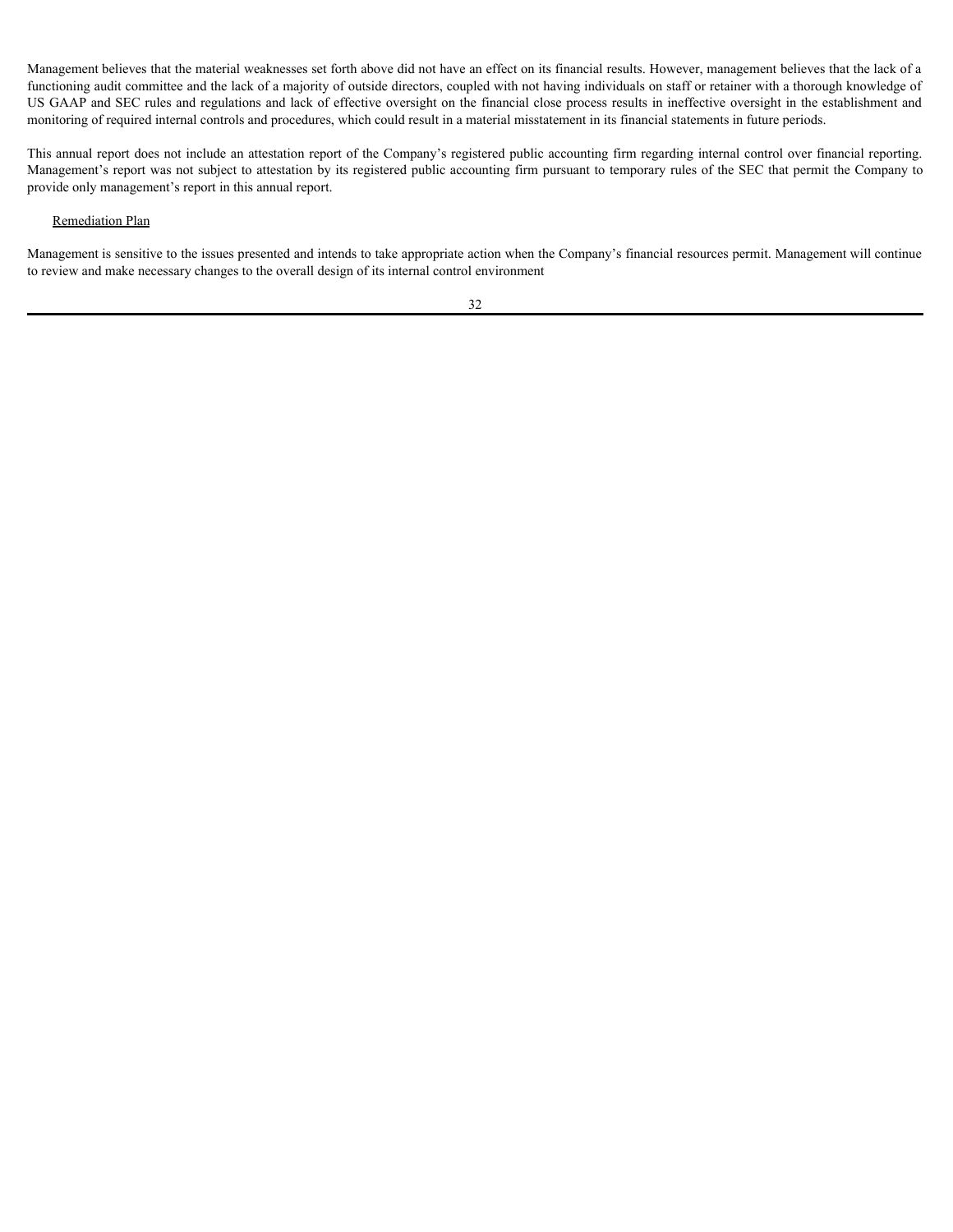Management believes that the material weaknesses set forth above did not have an effect on its financial results. However, management believes that the lack of a functioning audit committee and the lack of a majority of outside directors, coupled with not having individuals on staff or retainer with a thorough knowledge of US GAAP and SEC rules and regulations and lack of effective oversight on the financial close process results in ineffective oversight in the establishment and monitoring of required internal controls and procedures, which could result in a material misstatement in its financial statements in future periods.

This annual report does not include an attestation report of the Company's registered public accounting firm regarding internal control over financial reporting. Management's report was not subject to attestation by its registered public accounting firm pursuant to temporary rules of the SEC that permit the Company to provide only management's report in this annual report.

Remediation Plan

Management is sensitive to the issues presented and intends to take appropriate action when the Company's financial resources permit. Management will continue to review and make necessary changes to the overall design of its internal control environment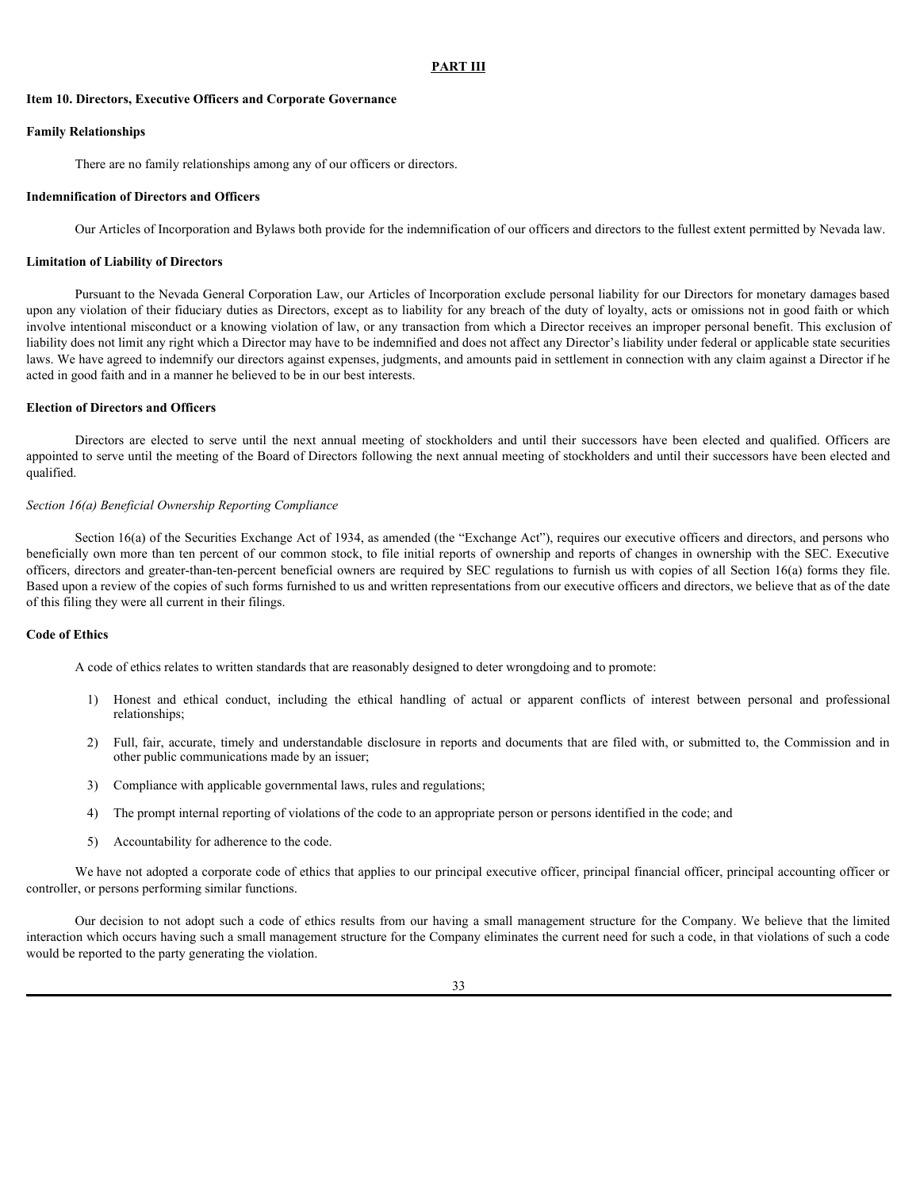# PART III

## Item 10. Directors, Executive Officers and Corporate Governance

**Family Relationships**

There are no family relationships among any of our officers or directors.

**Indemnification of Directors and Officers**

Our Articles of Incorporation and Bylaws both provide for the indemnification of our officers and directors to the fullest extent permitted by Nevada law.

**Limitation of Liability of Directors**

Pursuant to the Nevada General Corporation Law, our Articles of Incorporation exclude personal liability for our Directors for monetary damages based upon any violation of their fiduciary duties as Directors, except as to liability for any breach of the duty of loyalty, acts or omissions not in good faith or which involve intentional misconduct or a knowing violation of law, or any transaction from which a Director receives an improper personal benefit. This exclusion of liability does not limit any right which a Director may have to be indemnified and does not affect any Director's liability under federal or applicable state securities laws. We have agreed to indemnify our directors against expenses, judgments, and amounts paid in settlement in connection with any claim against a Director if he acted in good faith and in a manner he believed to be in our best interests.

**Election of Directors and Officers**

Directors are elected to serve until the next annual meeting of stockholders and until their successors have been elected and qualified. Officers are appointed to serve until the meeting of the Board of Directors following the next annual meeting of stockholders and until their successors have been elected and qualified.

*Section 16(a) Beneficial Ownership Reporting Compliance*

Section 16(a) of the Securities Exchange Act of 1934, as amended (the "Exchange Act"), requires our executive officers and directors, and persons who beneficially own more than ten percent of our common stock, to file initial reports of ownership and reports of changes in ownership with the SEC. Executive officers, directors and greater-than-ten-percent beneficial owners are required by SEC regulations to furnish us with copies of all Section 16(a) forms they file. Based upon a review of the copies of such forms furnished to us and written representations from our executive officers and directors, we believe that as of the date of this filing they were all current in their filings.

**Code of Ethics**

A code of ethics relates to written standards that are reasonably designed to deter wrongdoing and to promote:

1) Honest and ethical conduct, including the ethical handling of actual or apparent conflicts of interest between personal and professional relationships;
2) Full, fair, accurate, timely and understandable disclosure in reports and documents that are filed with, or submitted to, the Commission and in other public communications made by an issuer;
3) Compliance with applicable governmental laws, rules and regulations;
4) The prompt internal reporting of violations of the code to an appropriate person or persons identified in the code; and
5) Accountability for adherence to the code.

We have not adopted a corporate code of ethics that applies to our principal executive officer, principal financial officer, principal accounting officer or controller, or persons performing similar functions.

Our decision to not adopt such a code of ethics results from our having a small management structure for the Company. We believe that the limited interaction which occurs having such a small management structure for the Company eliminates the current need for such a code, in that violations of such a code would be reported to the party generating the violation.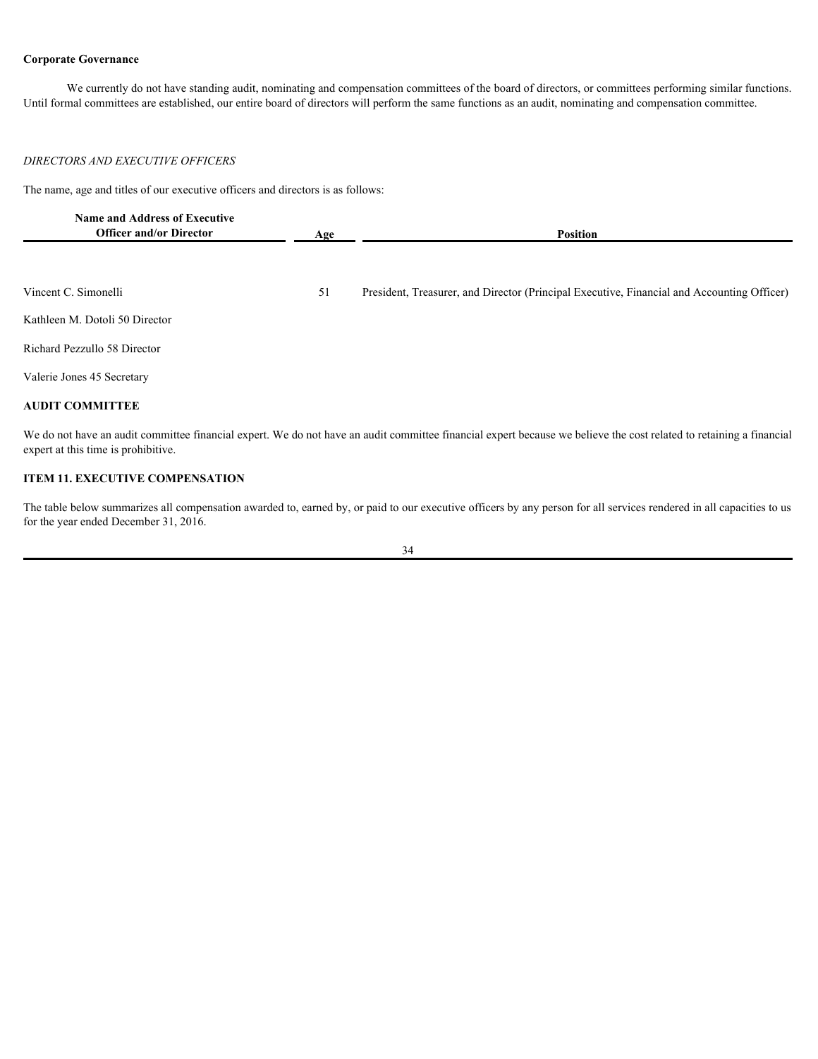**Corporate Governance**

We currently do not have standing audit, nominating and compensation committees of the board of directors, or committees performing similar functions. Until formal committees are established, our entire board of directors will perform the same functions as an audit, nominating and compensation committee.

*DIRECTORS AND EXECUTIVE OFFICERS*

The name, age and titles of our executive officers and directors is as follows:

| Name and Address of Executive Officer and/or Director | Age | Position |
|---|---|---|
| Vincent C. Simonelli | 51 | President, Treasurer, and Director (Principal Executive, Financial and Accounting Officer) |
| Kathleen M. Dotoli | 50 | Director |
| Richard Pezzullo | 58 | Director |
| Valerie Jones | 45 | Secretary |

**AUDIT COMMITTEE**

We do not have an audit committee financial expert. We do not have an audit committee financial expert because we believe the cost related to retaining a financial expert at this time is prohibitive.

**ITEM 11. EXECUTIVE COMPENSATION**

The table below summarizes all compensation awarded to, earned by, or paid to our executive officers by any person for all services rendered in all capacities to us for the year ended December 31, 2016.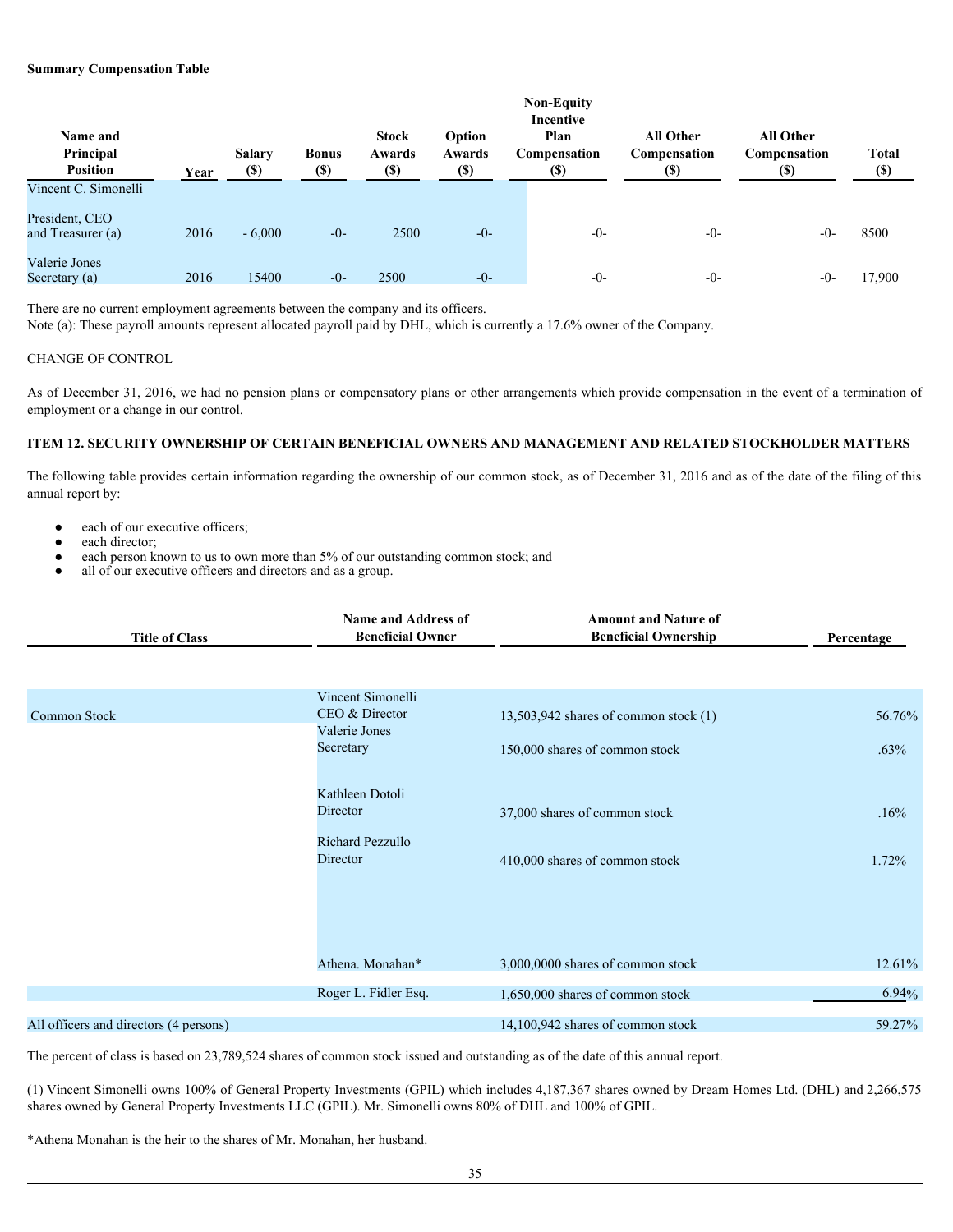**Summary Compensation Table**

| Name and Principal Position | Year | Salary ($) | Bonus ($) | Stock Awards ($) | Option Awards ($) | Non-Equity Incentive Plan Compensation ($) | All Other Compensation ($) | All Other Compensation ($) | Total ($) |
|---|---|---|---|---|---|---|---|---|---|
| Vincent C. Simonelli | | | | | | | | | |
| President, CEO and Treasurer (a) | 2016 | - 6,000 | -0- | 2500 | -0- | -0- | -0- | -0- | 8500 |
| Valerie Jones Secretary (a) | 2016 | 15400 | -0- | 2500 | -0- | -0- | -0- | -0- | 17,900 |

There are no current employment agreements between the company and its officers.
Note (a): These payroll amounts represent allocated payroll paid by DHL, which is currently a 17.6% owner of the Company.

CHANGE OF CONTROL

As of December 31, 2016, we had no pension plans or compensatory plans or other arrangements which provide compensation in the event of a termination of employment or a change in our control.

**ITEM 12. SECURITY OWNERSHIP OF CERTAIN BENEFICIAL OWNERS AND MANAGEMENT AND RELATED STOCKHOLDER MATTERS**

The following table provides certain information regarding the ownership of our common stock, as of December 31, 2016 and as of the date of the filing of this annual report by:

- each of our executive officers;
- each director;
- each person known to us to own more than 5% of our outstanding common stock; and
- all of our executive officers and directors and as a group.

| Title of Class | Name and Address of Beneficial Owner | Amount and Nature of Beneficial Ownership | Percentage |
|---|---|---|---|
| Common Stock | Vincent Simonelli CEO & Director | 13,503,942 shares of common stock (1) | 56.76% |
| | Valerie Jones Secretary | 150,000 shares of common stock | .63% |
| | Kathleen Dotoli Director | 37,000 shares of common stock | .16% |
| | Richard Pezzullo Director | 410,000 shares of common stock | 1.72% |
| | Athena. Monahan* | 3,000,0000 shares of common stock | 12.61% |
| | Roger L. Fidler Esq. | 1,650,000 shares of common stock | 6.94% |
| All officers and directors (4 persons) | | 14,100,942 shares of common stock | 59.27% |

The percent of class is based on 23,789,524 shares of common stock issued and outstanding as of the date of this annual report.

(1) Vincent Simonelli owns 100% of General Property Investments (GPIL) which includes 4,187,367 shares owned by Dream Homes Ltd. (DHL) and 2,266,575 shares owned by General Property Investments LLC (GPIL). Mr. Simonelli owns 80% of DHL and 100% of GPIL.

*Athena Monahan is the heir to the shares of Mr. Monahan, her husband.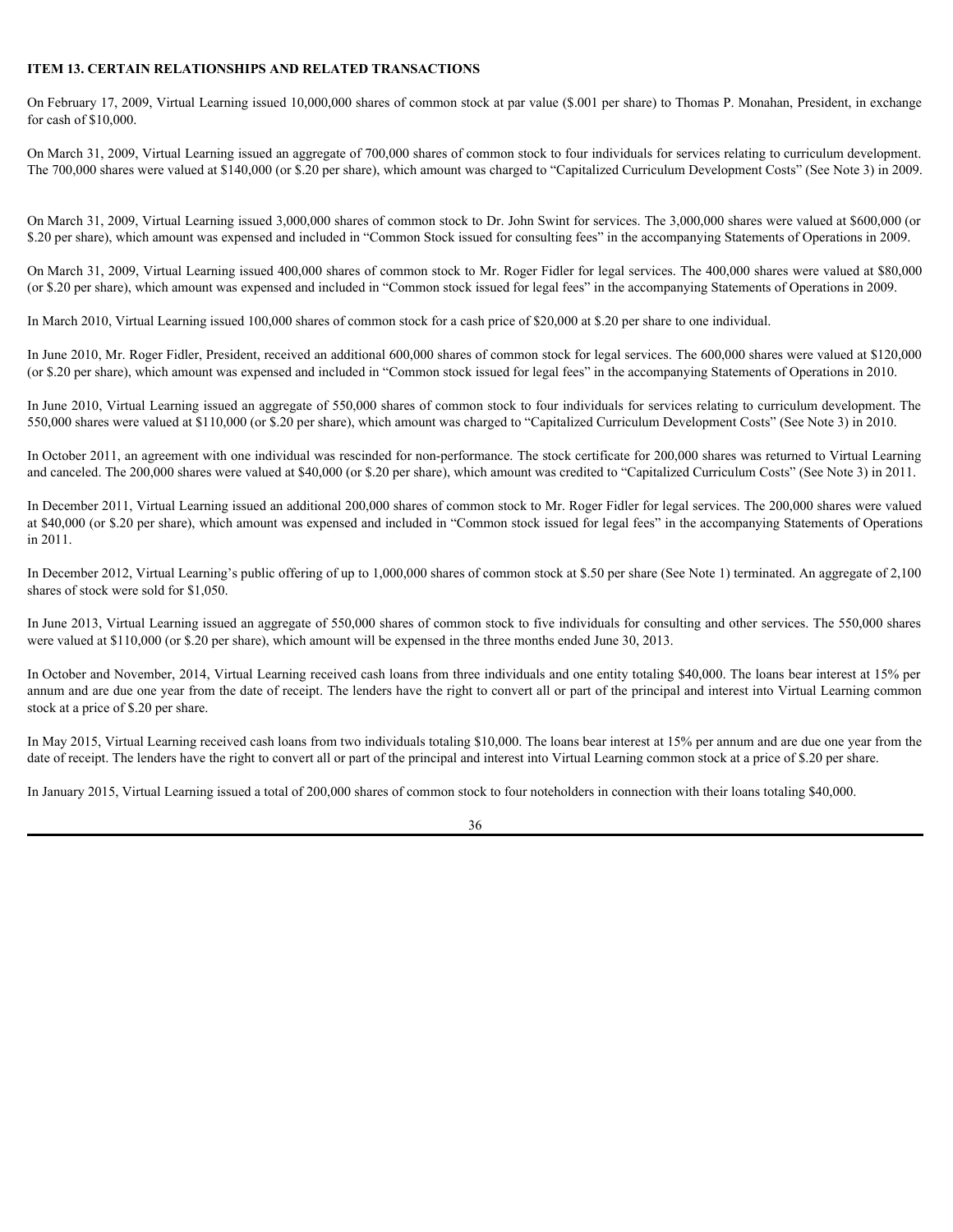### ITEM 13. CERTAIN RELATIONSHIPS AND RELATED TRANSACTIONS

On February 17, 2009, Virtual Learning issued 10,000,000 shares of common stock at par value ($.001 per share) to Thomas P. Monahan, President, in exchange for cash of $10,000.

On March 31, 2009, Virtual Learning issued an aggregate of 700,000 shares of common stock to four individuals for services relating to curriculum development. The 700,000 shares were valued at $140,000 (or $.20 per share), which amount was charged to "Capitalized Curriculum Development Costs" (See Note 3) in 2009.

On March 31, 2009, Virtual Learning issued 3,000,000 shares of common stock to Dr. John Swint for services. The 3,000,000 shares were valued at $600,000 (or $.20 per share), which amount was expensed and included in "Common Stock issued for consulting fees" in the accompanying Statements of Operations in 2009.

On March 31, 2009, Virtual Learning issued 400,000 shares of common stock to Mr. Roger Fidler for legal services. The 400,000 shares were valued at $80,000 (or $.20 per share), which amount was expensed and included in "Common stock issued for legal fees" in the accompanying Statements of Operations in 2009.

In March 2010, Virtual Learning issued 100,000 shares of common stock for a cash price of $20,000 at $.20 per share to one individual.

In June 2010, Mr. Roger Fidler, President, received an additional 600,000 shares of common stock for legal services. The 600,000 shares were valued at $120,000 (or $.20 per share), which amount was expensed and included in "Common stock issued for legal fees" in the accompanying Statements of Operations in 2010.

In June 2010, Virtual Learning issued an aggregate of 550,000 shares of common stock to four individuals for services relating to curriculum development. The 550,000 shares were valued at $110,000 (or $.20 per share), which amount was charged to "Capitalized Curriculum Development Costs" (See Note 3) in 2010.

In October 2011, an agreement with one individual was rescinded for non-performance. The stock certificate for 200,000 shares was returned to Virtual Learning and canceled. The 200,000 shares were valued at $40,000 (or $.20 per share), which amount was credited to "Capitalized Curriculum Costs" (See Note 3) in 2011.

In December 2011, Virtual Learning issued an additional 200,000 shares of common stock to Mr. Roger Fidler for legal services. The 200,000 shares were valued at $40,000 (or $.20 per share), which amount was expensed and included in "Common stock issued for legal fees" in the accompanying Statements of Operations in 2011.

In December 2012, Virtual Learning's public offering of up to 1,000,000 shares of common stock at $.50 per share (See Note 1) terminated. An aggregate of 2,100 shares of stock were sold for $1,050.

In June 2013, Virtual Learning issued an aggregate of 550,000 shares of common stock to five individuals for consulting and other services. The 550,000 shares were valued at $110,000 (or $.20 per share), which amount will be expensed in the three months ended June 30, 2013.

In October and November, 2014, Virtual Learning received cash loans from three individuals and one entity totaling $40,000. The loans bear interest at 15% per annum and are due one year from the date of receipt. The lenders have the right to convert all or part of the principal and interest into Virtual Learning common stock at a price of $.20 per share.

In May 2015, Virtual Learning received cash loans from two individuals totaling $10,000. The loans bear interest at 15% per annum and are due one year from the date of receipt. The lenders have the right to convert all or part of the principal and interest into Virtual Learning common stock at a price of $.20 per share.

In January 2015, Virtual Learning issued a total of 200,000 shares of common stock to four noteholders in connection with their loans totaling $40,000.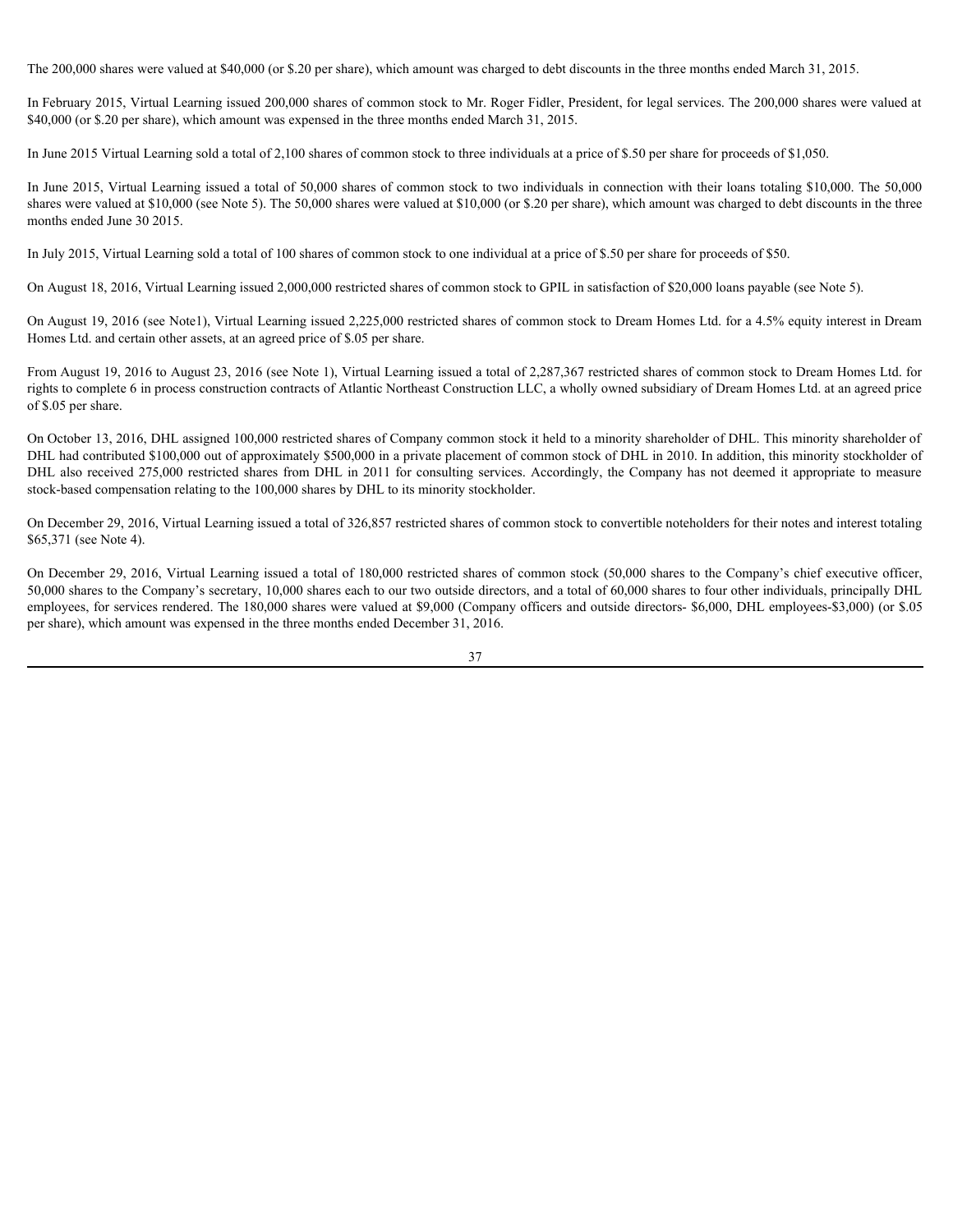The 200,000 shares were valued at $40,000 (or $.20 per share), which amount was charged to debt discounts in the three months ended March 31, 2015.

In February 2015, Virtual Learning issued 200,000 shares of common stock to Mr. Roger Fidler, President, for legal services. The 200,000 shares were valued at $40,000 (or $.20 per share), which amount was expensed in the three months ended March 31, 2015.

In June 2015 Virtual Learning sold a total of 2,100 shares of common stock to three individuals at a price of $.50 per share for proceeds of $1,050.

In June 2015, Virtual Learning issued a total of 50,000 shares of common stock to two individuals in connection with their loans totaling $10,000. The 50,000 shares were valued at $10,000 (see Note 5). The 50,000 shares were valued at $10,000 (or $.20 per share), which amount was charged to debt discounts in the three months ended June 30 2015.

In July 2015, Virtual Learning sold a total of 100 shares of common stock to one individual at a price of $.50 per share for proceeds of $50.

On August 18, 2016, Virtual Learning issued 2,000,000 restricted shares of common stock to GPIL in satisfaction of $20,000 loans payable (see Note 5).

On August 19, 2016 (see Note1), Virtual Learning issued 2,225,000 restricted shares of common stock to Dream Homes Ltd. for a 4.5% equity interest in Dream Homes Ltd. and certain other assets, at an agreed price of $.05 per share.

From August 19, 2016 to August 23, 2016 (see Note 1), Virtual Learning issued a total of 2,287,367 restricted shares of common stock to Dream Homes Ltd. for rights to complete 6 in process construction contracts of Atlantic Northeast Construction LLC, a wholly owned subsidiary of Dream Homes Ltd. at an agreed price of $.05 per share.

On October 13, 2016, DHL assigned 100,000 restricted shares of Company common stock it held to a minority shareholder of DHL. This minority shareholder of DHL had contributed $100,000 out of approximately $500,000 in a private placement of common stock of DHL in 2010. In addition, this minority stockholder of DHL also received 275,000 restricted shares from DHL in 2011 for consulting services. Accordingly, the Company has not deemed it appropriate to measure stock-based compensation relating to the 100,000 shares by DHL to its minority stockholder.

On December 29, 2016, Virtual Learning issued a total of 326,857 restricted shares of common stock to convertible noteholders for their notes and interest totaling $65,371 (see Note 4).

On December 29, 2016, Virtual Learning issued a total of 180,000 restricted shares of common stock (50,000 shares to the Company's chief executive officer, 50,000 shares to the Company's secretary, 10,000 shares each to our two outside directors, and a total of 60,000 shares to four other individuals, principally DHL employees, for services rendered. The 180,000 shares were valued at $9,000 (Company officers and outside directors- $6,000, DHL employees-$3,000) (or $.05 per share), which amount was expensed in the three months ended December 31, 2016.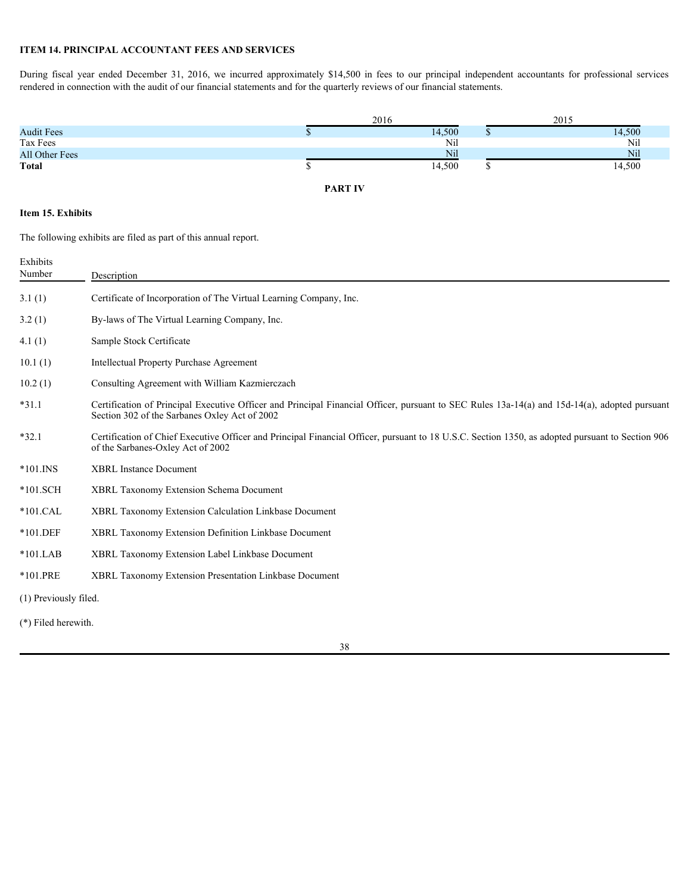## ITEM 14. PRINCIPAL ACCOUNTANT FEES AND SERVICES

During fiscal year ended December 31, 2016, we incurred approximately $14,500 in fees to our principal independent accountants for professional services rendered in connection with the audit of our financial statements and for the quarterly reviews of our financial statements.

| | 2016 | 2015 |
|---|---|---|
| Audit Fees | $ 14,500 | $ 14,500 |
| Tax Fees | Nil | Nil |
| All Other Fees | Nil | Nil |
| **Total** | $ 14,500 | $ 14,500 |

## PART IV

### Item 15. Exhibits

The following exhibits are filed as part of this annual report.

| Exhibits Number | Description |
|---|---|
| 3.1 (1) | Certificate of Incorporation of The Virtual Learning Company, Inc. |
| 3.2 (1) | By-laws of The Virtual Learning Company, Inc. |
| 4.1 (1) | Sample Stock Certificate |
| 10.1 (1) | Intellectual Property Purchase Agreement |
| 10.2 (1) | Consulting Agreement with William Kazmierczach |
| *31.1 | Certification of Principal Executive Officer and Principal Financial Officer, pursuant to SEC Rules 13a-14(a) and 15d-14(a), adopted pursuant Section 302 of the Sarbanes Oxley Act of 2002 |
| *32.1 | Certification of Chief Executive Officer and Principal Financial Officer, pursuant to 18 U.S.C. Section 1350, as adopted pursuant to Section 906 of the Sarbanes-Oxley Act of 2002 |
| *101.INS | XBRL Instance Document |
| *101.SCH | XBRL Taxonomy Extension Schema Document |
| *101.CAL | XBRL Taxonomy Extension Calculation Linkbase Document |
| *101.DEF | XBRL Taxonomy Extension Definition Linkbase Document |
| *101.LAB | XBRL Taxonomy Extension Label Linkbase Document |
| *101.PRE | XBRL Taxonomy Extension Presentation Linkbase Document |

(1) Previously filed.

(*) Filed herewith.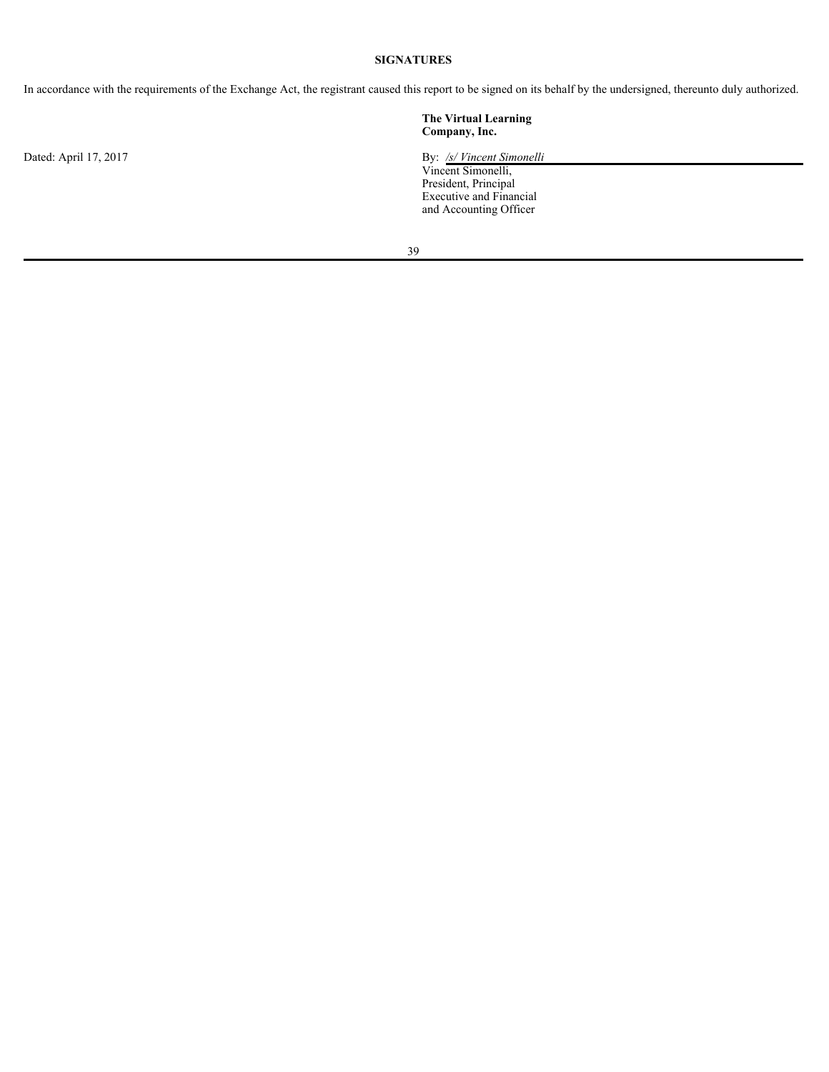**SIGNATURES**

In accordance with the requirements of the Exchange Act, the registrant caused this report to be signed on its behalf by the undersigned, thereunto duly authorized.

**The Virtual Learning Company, Inc.**

Dated: April 17, 2017

By: */s/ Vincent Simonelli*
Vincent Simonelli,
President, Principal
Executive and Financial
and Accounting Officer